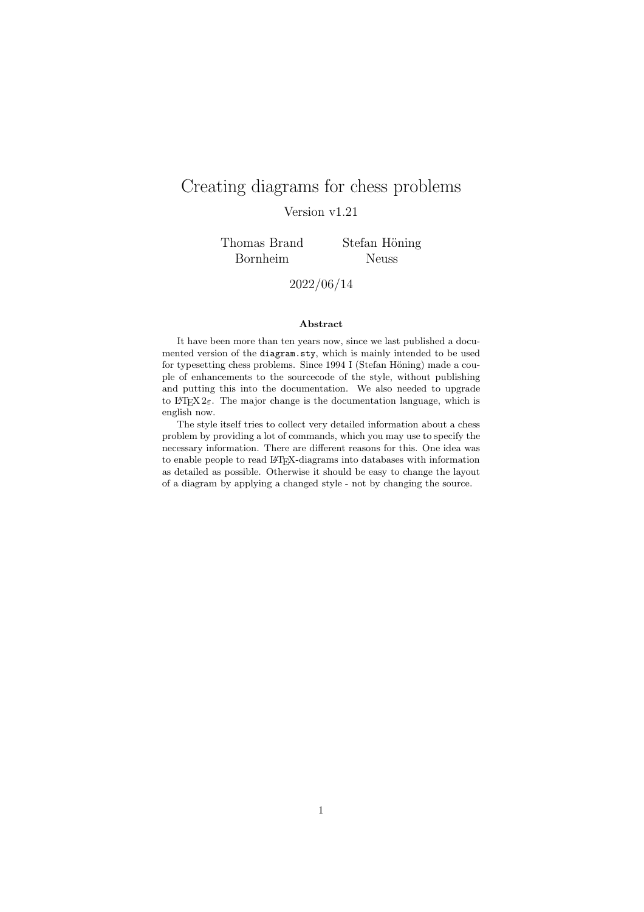# Creating diagrams for chess problems

Version v1.21

Thomas Brand
Bornheim

Stefan Höning
Neuss

2022/06/14

**Abstract**

It have been more than ten years now, since we last published a documented version of the `diagram.sty`, which is mainly intended to be used for typesetting chess problems. Since 1994 I (Stefan Höning) made a couple of enhancements to the sourcecode of the style, without publishing and putting this into the documentation. We also needed to upgrade to LaTeX 2ε. The major change is the documentation language, which is english now.

The style itself tries to collect very detailed information about a chess problem by providing a lot of commands, which you may use to specify the necessary information. There are different reasons for this. One idea was to enable people to read LaTeX-diagrams into databases with information as detailed as possible. Otherwise it should be easy to change the layout of a diagram by applying a changed style - not by changing the source.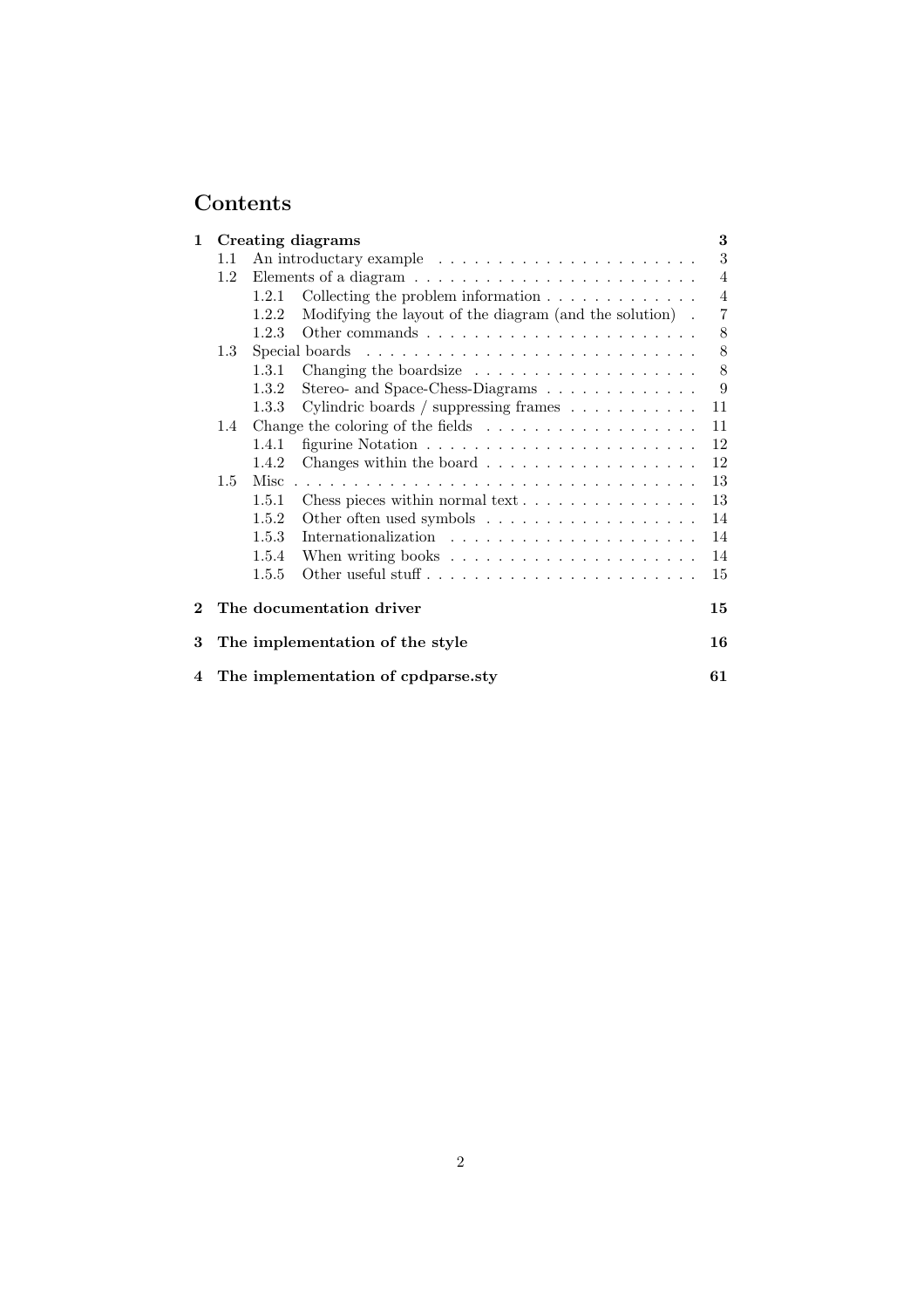# Contents

- **1 Creating diagrams** — **3**
  - 1.1 An introductory example — 3
  - 1.2 Elements of a diagram — 4
    - 1.2.1 Collecting the problem information — 4
    - 1.2.2 Modifying the layout of the diagram (and the solution) — 7
    - 1.2.3 Other commands — 8
  - 1.3 Special boards — 8
    - 1.3.1 Changing the boardsize — 8
    - 1.3.2 Stereo- and Space-Chess-Diagrams — 9
    - 1.3.3 Cylindric boards / suppressing frames — 11
  - 1.4 Change the coloring of the fields — 11
    - 1.4.1 figurine Notation — 12
    - 1.4.2 Changes within the board — 12
  - 1.5 Misc — 13
    - 1.5.1 Chess pieces within normal text — 13
    - 1.5.2 Other often used symbols — 14
    - 1.5.3 Internationalization — 14
    - 1.5.4 When writing books — 14
    - 1.5.5 Other useful stuff — 15
- **2 The documentation driver** — **15**
- **3 The implementation of the style** — **16**
- **4 The implementation of cpdparse.sty** — **61**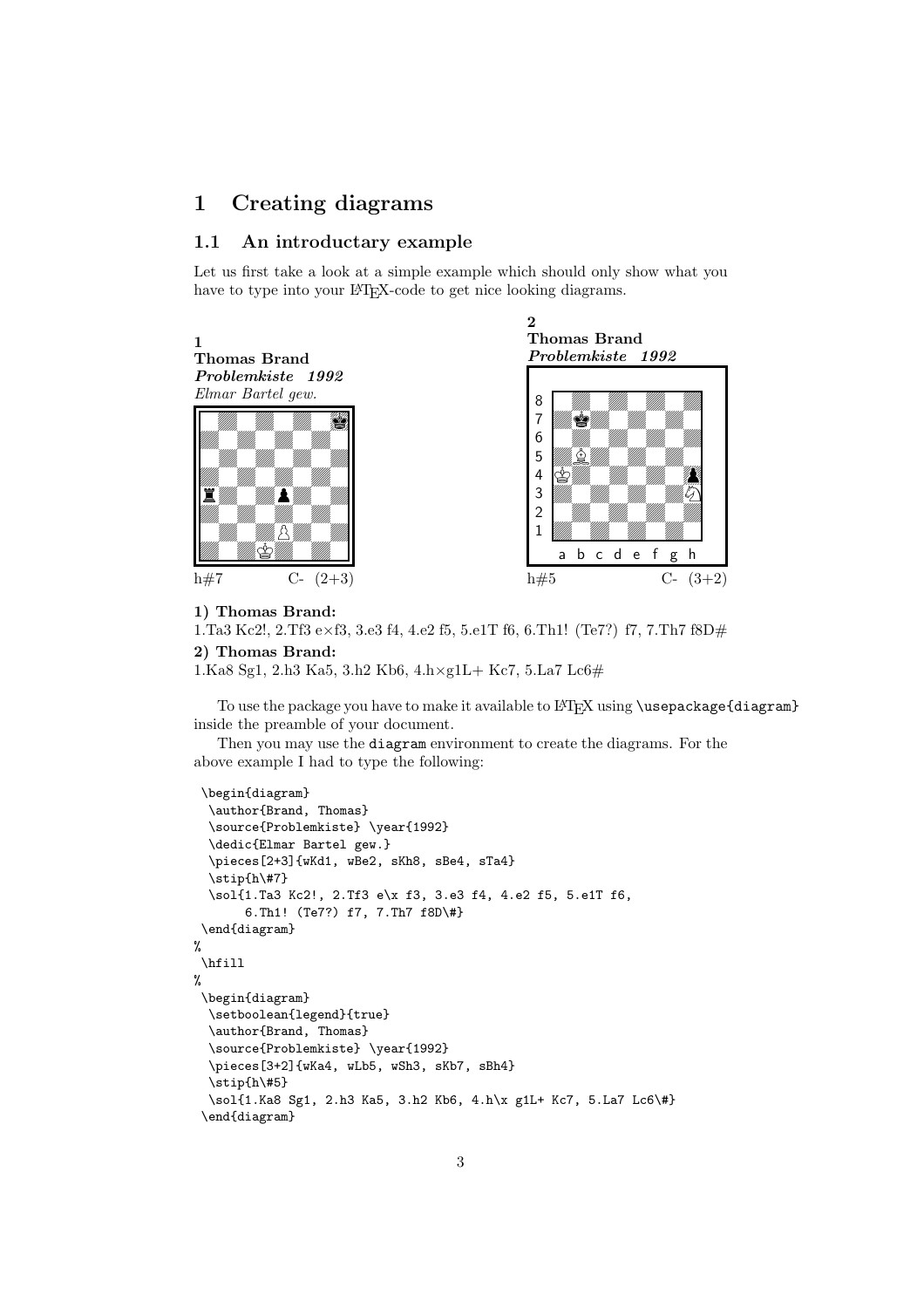# 1 Creating diagrams

## 1.1 An introductory example

Let us first take a look at a simple example which should only show what you have to type into your LaTeX-code to get nice looking diagrams.

**1**
**Thomas Brand**
***Problemkiste 1992***
*Elmar Bartel gew.*

h#7 C- (2+3)

**2**
**Thomas Brand**
***Problemkiste 1992***

h#5 C- (3+2)

**1) Thomas Brand:**
1.Ta3 Kc2!, 2.Tf3 e×f3, 3.e3 f4, 4.e2 f5, 5.e1T f6, 6.Th1! (Te7?) f7, 7.Th7 f8D#

**2) Thomas Brand:**
1.Ka8 Sg1, 2.h3 Ka5, 3.h2 Kb6, 4.h×g1L+ Kc7, 5.La7 Lc6#

To use the package you have to make it available to LaTeX using `\usepackage{diagram}` inside the preamble of your document.

Then you may use the `diagram` environment to create the diagrams. For the above example I had to type the following:

```
\begin{diagram}
  \author{Brand, Thomas}
  \source{Problemkiste} \year{1992}
  \dedic{Elmar Bartel gew.}
  \pieces[2+3]{wKd1, wBe2, sKh8, sBe4, sTa4}
  \stip{h\#7}
  \sol{1.Ta3 Kc2!, 2.Tf3 e\x f3, 3.e3 f4, 4.e2 f5, 5.e1T f6,
       6.Th1! (Te7?) f7, 7.Th7 f8D\#}
\end{diagram}
%
\hfill
%
\begin{diagram}
  \setboolean{legend}{true}
  \author{Brand, Thomas}
  \source{Problemkiste} \year{1992}
  \pieces[3+2]{wKa4, wLb5, wSh3, sKb7, sBh4}
  \stip{h\#5}
  \sol{1.Ka8 Sg1, 2.h3 Ka5, 3.h2 Kb6, 4.h\x g1L+ Kc7, 5.La7 Lc6\#}
\end{diagram}
```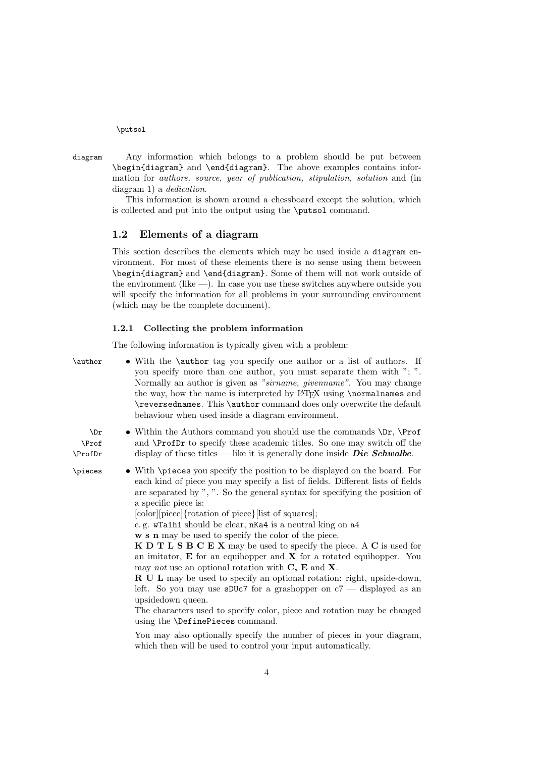\putsol

diagram

Any information which belongs to a problem should be put between \begin{diagram} and \end{diagram}. The above examples contains information for *authors, source, year of publication, stipulation, solution* and (in diagram 1) a *dedication*.

This information is shown around a chessboard except the solution, which is collected and put into the output using the \putsol command.

## 1.2 Elements of a diagram

This section describes the elements which may be used inside a `diagram` environment. For most of these elements there is no sense using them between \begin{diagram} and \end{diagram}. Some of them will not work outside of the environment (like —). In case you use these switches anywhere outside you will specify the information for all problems in your surrounding environment (which may be the complete document).

### 1.2.1 Collecting the problem information

The following information is typically given with a problem:

\author

- With the \author tag you specify one author or a list of authors. If you specify more than one author, you must separate them with "; ". Normally an author is given as *"sirname, givenname"*. You may change the way, how the name is interpreted by LaTeX using \normalnames and \reversednames. This \author command does only overwrite the default behaviour when used inside a diagram environment.

\Dr
\Prof
\ProfDr

- Within the Authors command you should use the commands \Dr, \Prof and \ProfDr to specify these academic titles. So one may switch off the display of these titles — like it is generally done inside ***Die Schwalbe***.

\pieces

- With \pieces you specify the position to be displayed on the board. For each kind of piece you may specify a list of fields. Different lists of fields are separated by ", ". So the general syntax for specifying the position of a specific piece is:
  [color][piece]{rotation of piece}[list of squares];
  e. g. `wTa1h1` should be clear, `nKa4` is a neutral king on a4
  **w s n** may be used to specify the color of the piece.
  **K D T L S B C E X** may be used to specify the piece. A **C** is used for an imitator, **E** for an equihopper and **X** for a rotated equihopper. You may *not* use an optional rotation with **C, E** and **X**.
  **R U L** may be used to specify an optional rotation: right, upside-down, left. So you may use `sDUc7` for a grashopper on c7 — displayed as an upsidedown queen.
  The characters used to specify color, piece and rotation may be changed using the \DefinePieces command.

  You may also optionally specify the number of pieces in your diagram, which then will be used to control your input automatically.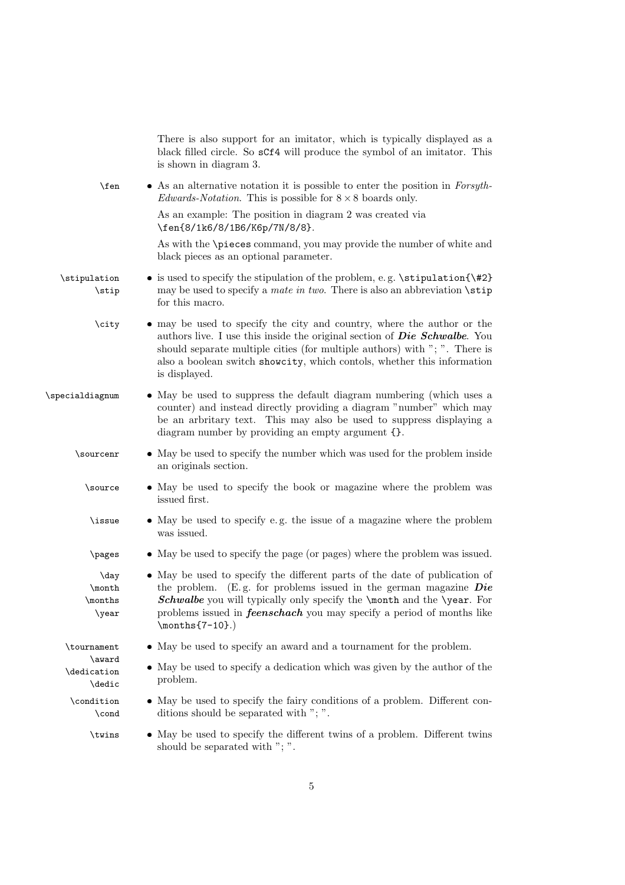There is also support for an imitator, which is typically displayed as a black filled circle. So `sCf4` will produce the symbol of an imitator. This is shown in diagram 3.

`\fen`

- As an alternative notation it is possible to enter the position in *Forsyth-Edwards-Notation*. This is possible for $8 \times 8$ boards only.

  As an example: The position in diagram 2 was created via `\fen{8/1k6/8/1B6/K6p/7N/8/8}`.

  As with the `\pieces` command, you may provide the number of white and black pieces as an optional parameter.

`\stipulation` `\stip`

- is used to specify the stipulation of the problem, e. g. `\stipulation{\#2}` may be used to specify a *mate in two*. There is also an abbreviation `\stip` for this macro.

`\city`

- may be used to specify the city and country, where the author or the authors live. I use this inside the original section of ***Die Schwalbe***. You should separate multiple cities (for multiple authors) with "; ". There is also a boolean switch `showcity`, which contols, whether this information is displayed.

`\specialdiagnum`

- May be used to suppress the default diagram numbering (which uses a counter) and instead directly providing a diagram "number" which may be an arbitrary text. This may also be used to suppress displaying a diagram number by providing an empty argument `{}`.

`\sourcenr`

- May be used to specify the number which was used for the problem inside an originals section.

`\source`

- May be used to specify the book or magazine where the problem was issued first.

`\issue`

- May be used to specify e. g. the issue of a magazine where the problem was issued.

`\pages`

- May be used to specify the page (or pages) where the problem was issued.

`\day` `\month` `\months` `\year`

- May be used to specify the different parts of the date of publication of the problem. (E. g. for problems issued in the german magazine ***Die Schwalbe*** you will typically only specify the `\month` and the `\year`. For problems issued in ***feenschach*** you may specify a period of months like `\months{7-10}`.)

`\tournament` `\award`

- May be used to specify an award and a tournament for the problem.

`\dedication` `\dedic`

- May be used to specify a dedication which was given by the author of the problem.

`\condition` `\cond`

- May be used to specify the fairy conditions of a problem. Different conditions should be separated with "; ".

`\twins`

- May be used to specify the different twins of a problem. Different twins should be separated with "; ".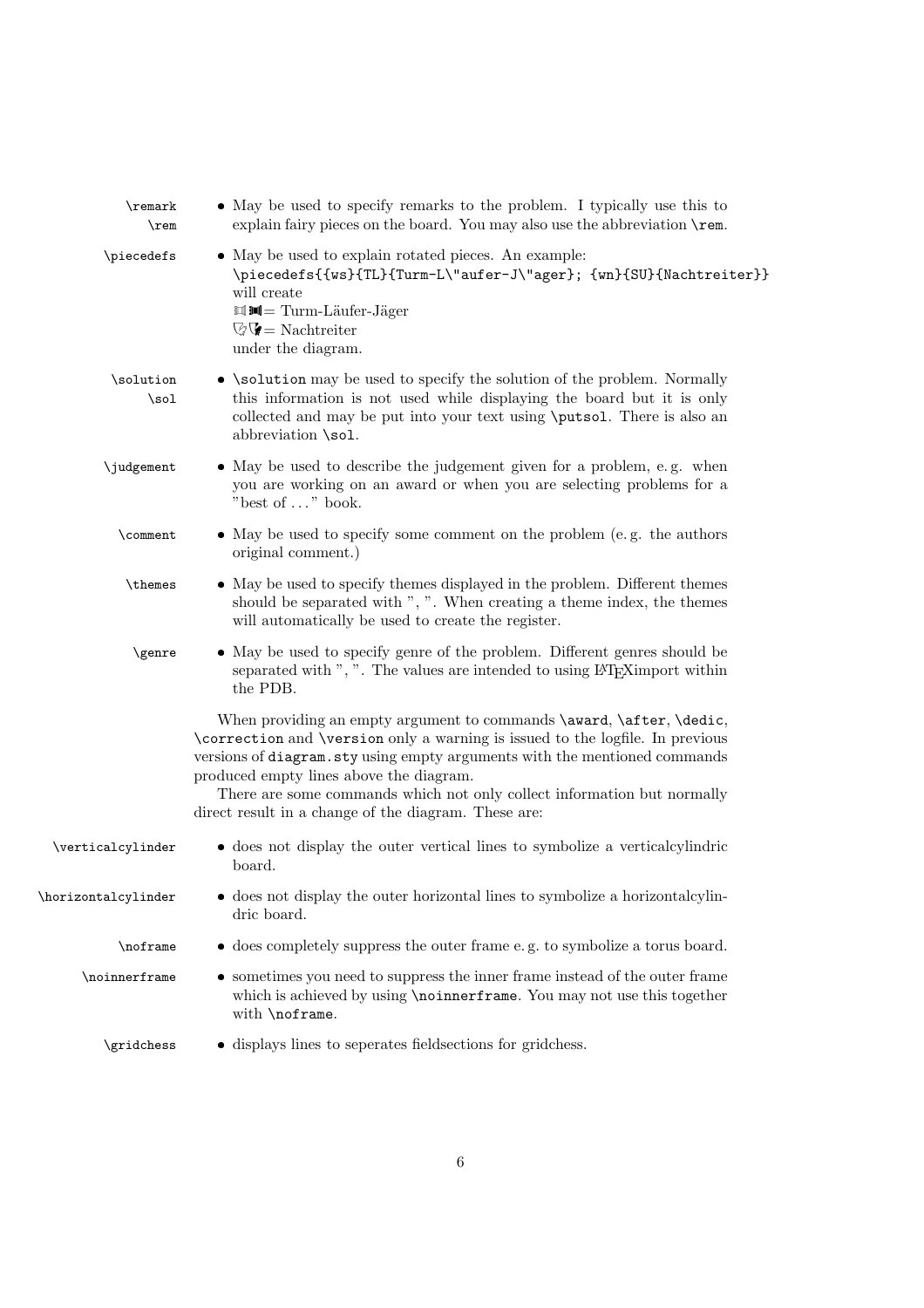`\remark` `\rem`

- May be used to specify remarks to the problem. I typically use this to explain fairy pieces on the board. You may also use the abbreviation `\rem`.

`\piecedefs`

- May be used to explain rotated pieces. An example:
  `\piecedefs{{ws}{TL}{Turm-L\"aufer-J\"ager}; {wn}{SU}{Nachtreiter}}`
  will create
  = Turm-Läufer-Jäger
  = Nachtreiter
  under the diagram.

`\solution` `\sol`

- `\solution` may be used to specify the solution of the problem. Normally this information is not used while displaying the board but it is only collected and may be put into your text using `\putsol`. There is also an abbreviation `\sol`.

`\judgement`

- May be used to describe the judgement given for a problem, e. g. when you are working on an award or when you are selecting problems for a "best of . . . " book.

`\comment`

- May be used to specify some comment on the problem (e. g. the authors original comment.)

`\themes`

- May be used to specify themes displayed in the problem. Different themes should be separated with ", ". When creating a theme index, the themes will automatically be used to create the register.

`\genre`

- May be used to specify genre of the problem. Different genres should be separated with ", ". The values are intended to using LaTeXimport within the PDB.

When providing an empty argument to commands `\award`, `\after`, `\dedic`, `\correction` and `\version` only a warning is issued to the logfile. In previous versions of `diagram.sty` using empty arguments with the mentioned commands produced empty lines above the diagram.

There are some commands which not only collect information but normally direct result in a change of the diagram. These are:

`\verticalcylinder`

- does not display the outer vertical lines to symbolize a verticalcylindric board.

`\horizontalcylinder`

- does not display the outer horizontal lines to symbolize a horizontalcylindric board.

`\noframe`

- does completely suppress the outer frame e. g. to symbolize a torus board.

`\noinnerframe`

- sometimes you need to suppress the inner frame instead of the outer frame which is achieved by using `\noinnerframe`. You may not use this together with `\noframe`.

`\gridchess`

- displays lines to seperates fieldsections for gridchess.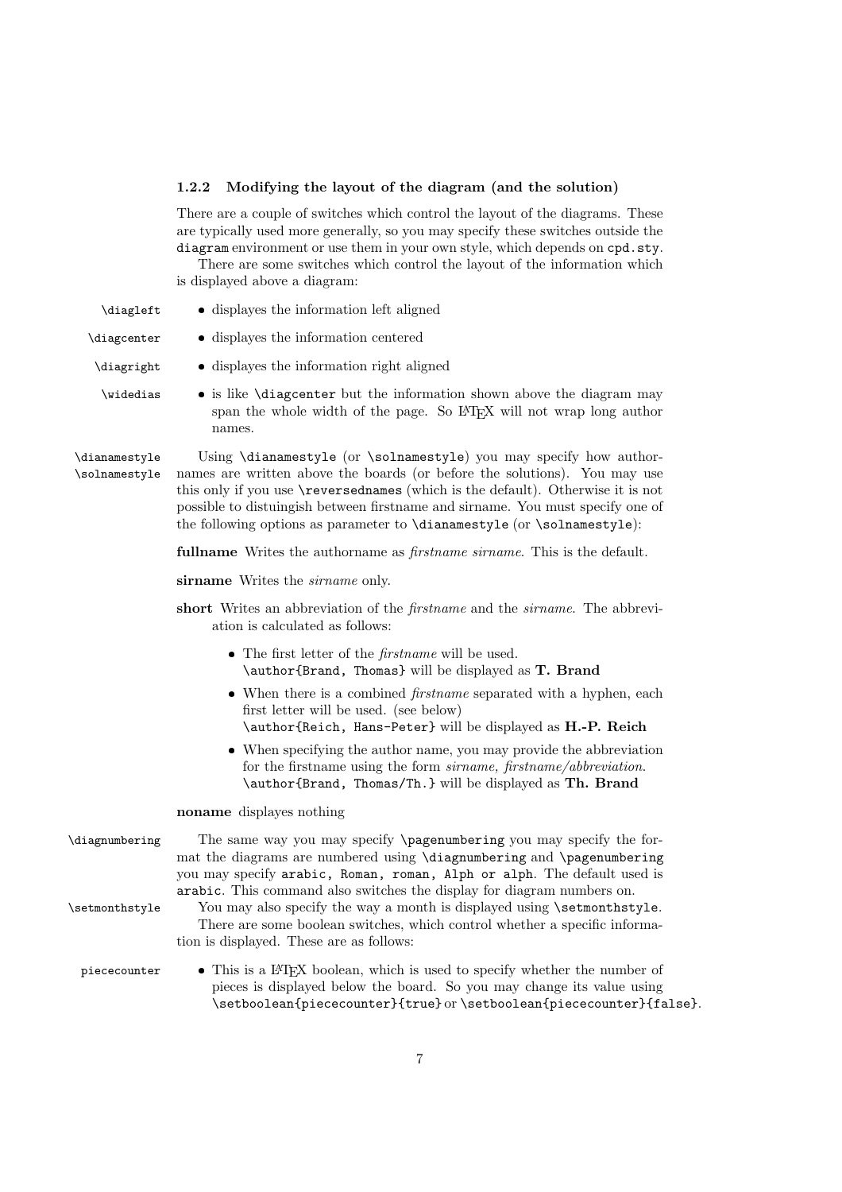### 1.2.2 Modifying the layout of the diagram (and the solution)

There are a couple of switches which control the layout of the diagrams. These are typically used more generally, so you may specify these switches outside the `diagram` environment or use them in your own style, which depends on `cpd.sty`.

There are some switches which control the layout of the information which is displayed above a diagram:

- `\diaglegt` — displayes the information left aligned
- `\diagcenter` — displayes the information centered
- `\diagright` — displayes the information right aligned
- `\widedias` — is like `\diagcenter` but the information shown above the diagram may span the whole width of the page. So LaTeX will not wrap long author names.

`\dianamestyle` `\solnamestyle` — Using `\dianamestyle` (or `\solnamestyle`) you may specify how authornames are written above the boards (or before the solutions). You may use this only if you use `\reversednames` (which is the default). Otherwise it is not possible to distuingish between firstname and sirname. You must specify one of the following options as parameter to `\dianamestyle` (or `\solnamestyle`):

**fullname** Writes the authorname as *firstname sirname*. This is the default.

**sirname** Writes the *sirname* only.

**short** Writes an abbreviation of the *firstname* and the *sirname*. The abbreviation is calculated as follows:

- The first letter of the *firstname* will be used.
  `\author{Brand, Thomas}` will be displayed as **T. Brand**
- When there is a combined *firstname* separated with a hyphen, each first letter will be used. (see below)
  `\author{Reich, Hans-Peter}` will be displayed as **H.-P. Reich**
- When specifying the author name, you may provide the abbreviation for the firstname using the form *sirname, firstname/abbreviation*.
  `\author{Brand, Thomas/Th.}` will be displayed as **Th. Brand**

**noname** displayes nothing

`\diagnumbering` — The same way you may specify `\pagenumbering` you may specify the format the diagrams are numbered using `\diagnumbering` and `\pagenumbering` you may specify `arabic, Roman, roman, Alph or alph`. The default used is `arabic`. This command also switches the display for diagram numbers on.

`\setmonthstyle` — You may also specify the way a month is displayed using `\setmonthstyle`.

There are some boolean switches, which control whether a specific information is displayed. These are as follows:

- `piececounter` — This is a LaTeX boolean, which is used to specify whether the number of pieces is displayed below the board. So you may change its value using `\setboolean{piececounter}{true}` or `\setboolean{piececounter}{false}`.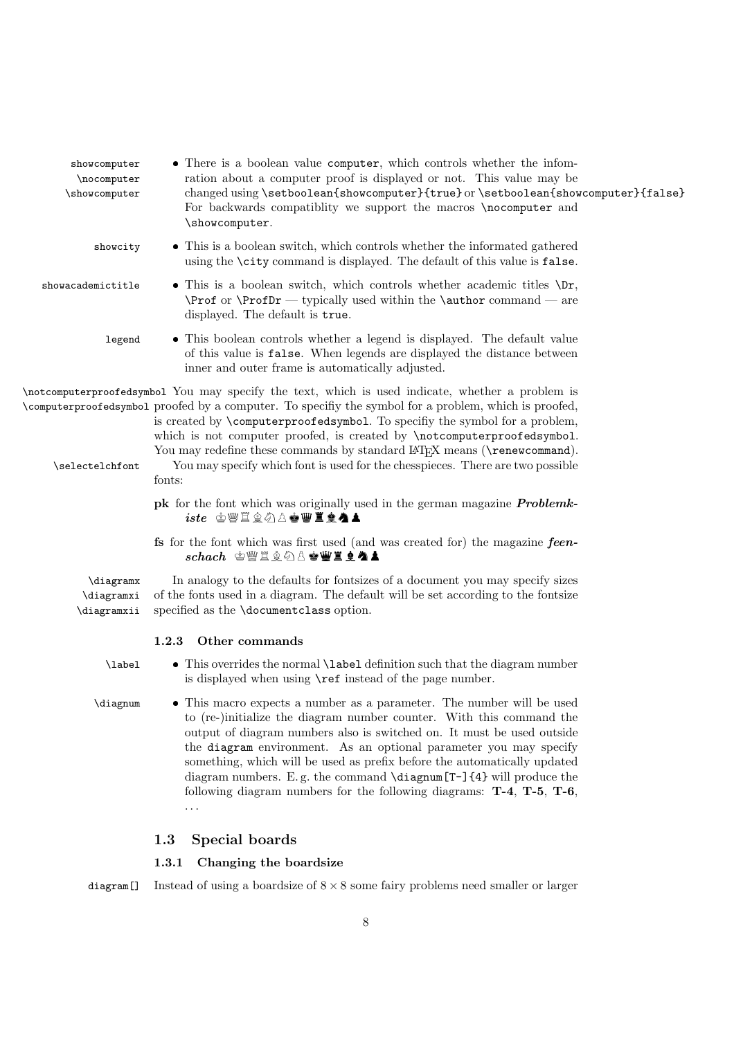`showcomputer` `\nocomputer` `\showcomputer`

- There is a boolean value `computer`, which controls whether the infomration about a computer proof is displayed or not. This value may be changed using `\setboolean{showcomputer}{true}` or `\setboolean{showcomputer}{false}` For backwards compatiblity we support the macros `\nocomputer` and `\showcomputer`.

`showcity`

- This is a boolean switch, which controls whether the informated gathered using the `\city` command is displayed. The default of this value is `false`.

`showacademictitle`

- This is a boolean switch, which controls whether academic titles `\Dr`, `\Prof` or `\ProfDr` — typically used within the `\author` command — are displayed. The default is `true`.

`legend`

- This boolean controls whether a legend is displayed. The default value of this value is `false`. When legends are displayed the distance between inner and outer frame is automatically adjusted.

`\notcomputerproofedsymbol` `\computerproofedsymbol` You may specify the text, which is used indicate, whether a problem is proofed by a computer. To specifiy the symbol for a problem, which is proofed, is created by `\computerproofedsymbol`. To specifiy the symbol for a problem, which is not computer proofed, is created by `\notcomputerproofedsymbol`. You may redefine these commands by standard LaTeX means (`\renewcommand`).

`\selectelchfont` You may specify which font is used for the chesspieces. There are two possible fonts:

**pk** for the font which was originally used in the german magazine ***Problemkiste*** ♔♕♖♗♘♙♚♛♜♝♞♟

**fs** for the font which was first used (and was created for) the magazine ***feenschach*** ♔♕♖♗♘♙♚♛♜♝♞♟

`\diagramx` `\diagramxi` `\diagramxii` In analogy to the defaults for fontsizes of a document you may specify sizes of the fonts used in a diagram. The default will be set according to the fontsize specified as the `\documentclass` option.

### 1.2.3 Other commands

`\label`

- This overrides the normal `\label` definition such that the diagram number is displayed when using `\ref` instead of the page number.

`\diagnum`

- This macro expects a number as a parameter. The number will be used to (re-)initialize the diagram number counter. With this command the output of diagram numbers also is switched on. It must be used outside the `diagram` environment. As an optional parameter you may specify something, which will be used as prefix before the automatically updated diagram numbers. E. g. the command `\diagnum[T-]{4}` will produce the following diagram numbers for the following diagrams: **T-4**, **T-5**, **T-6**, ...

## 1.3 Special boards

### 1.3.1 Changing the boardsize

`diagram[]` Instead of using a boardsize of $8 \times 8$ some fairy problems need smaller or larger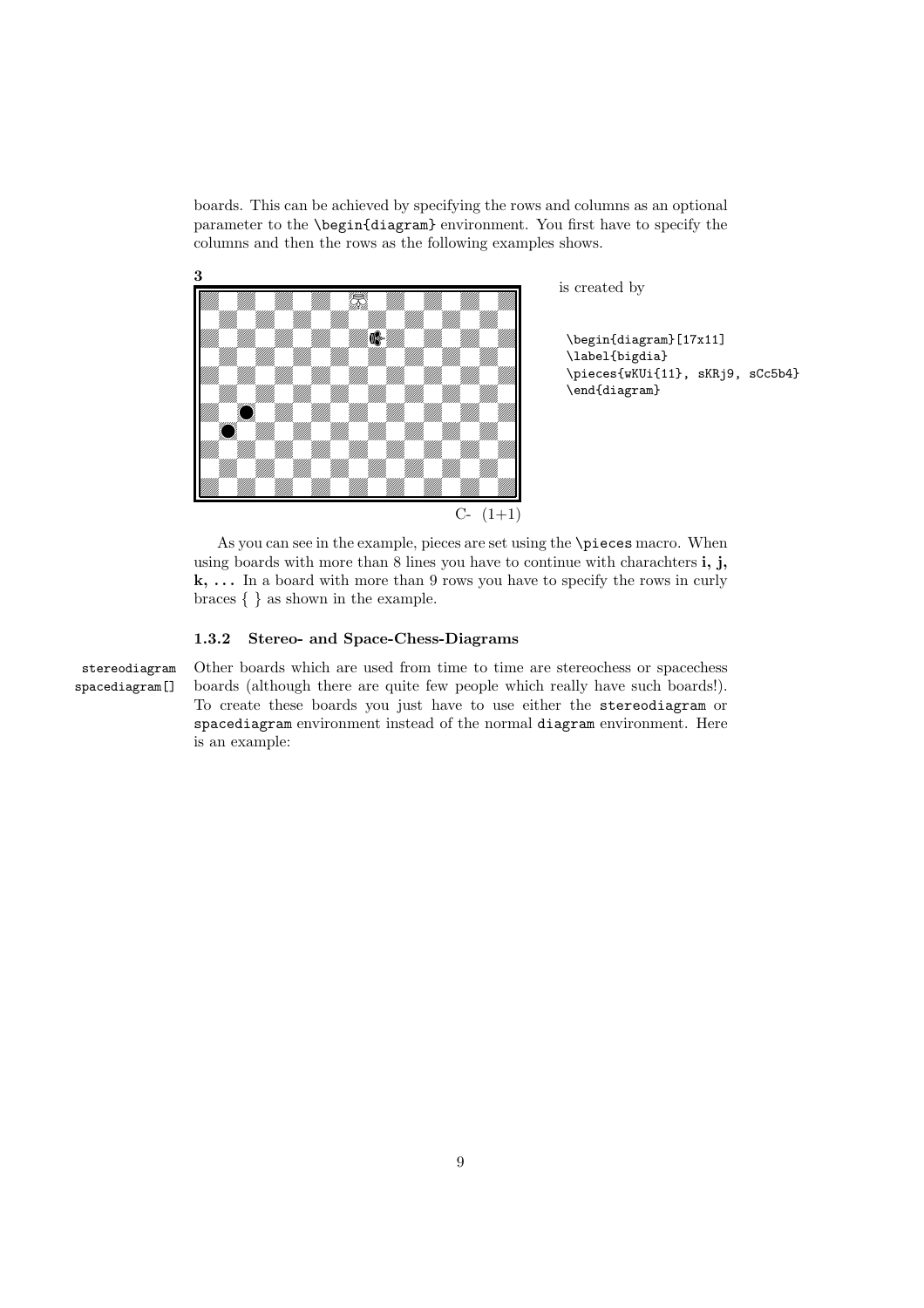boards. This can be achieved by specifying the rows and columns as an optional parameter to the `\begin{diagram}` environment. You first have to specify the columns and then the rows as the following examples shows.

**3**

C- (1+1)

is created by

```
\begin{diagram}[17x11]
\label{bigdia}
\pieces{wKUi{11}, sKRj9, sCc5b4}
\end{diagram}
```

As you can see in the example, pieces are set using the `\pieces` macro. When using boards with more than 8 lines you have to continue with charachters **i, j, k, . . .** In a board with more than 9 rows you have to specify the rows in curly braces { } as shown in the example.

### 1.3.2 Stereo- and Space-Chess-Diagrams

`stereodiagram`
`spacediagram[]`

Other boards which are used from time to time are stereochess or spacechess boards (although there are quite few people which really have such boards!). To create these boards you just have to use either the `stereodiagram` or `spacediagram` environment instead of the normal `diagram` environment. Here is an example: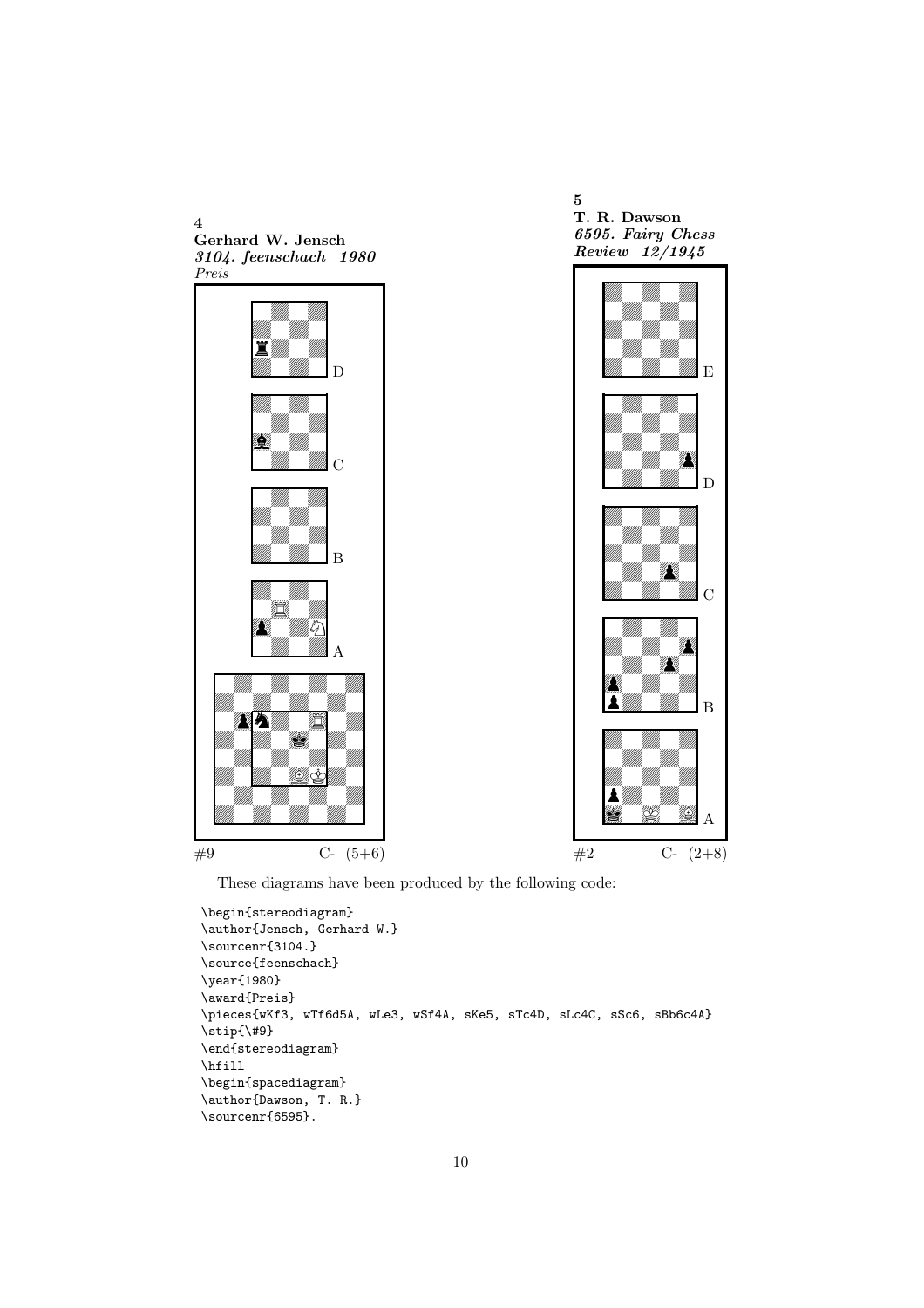**4**
**Gerhard W. Jensch**
***3104. feenschach 1980***
*Preis*

#9 C- (5+6)

**5**
**T. R. Dawson**
***6595. Fairy Chess Review 12/1945***

#2 C- (2+8)

These diagrams have been produced by the following code:

```
\begin{stereodiagram}
\author{Jensch, Gerhard W.}
\sourcenr{3104.}
\source{feenschach}
\year{1980}
\award{Preis}
\pieces{wKf3, wTf6d5A, wLe3, wSf4A, sKe5, sTc4D, sLc4C, sSc6, sBb6c4A}
\stip{\#9}
\end{stereodiagram}
\hfill
\begin{spacediagram}
\author{Dawson, T. R.}
\sourcenr{6595}.
```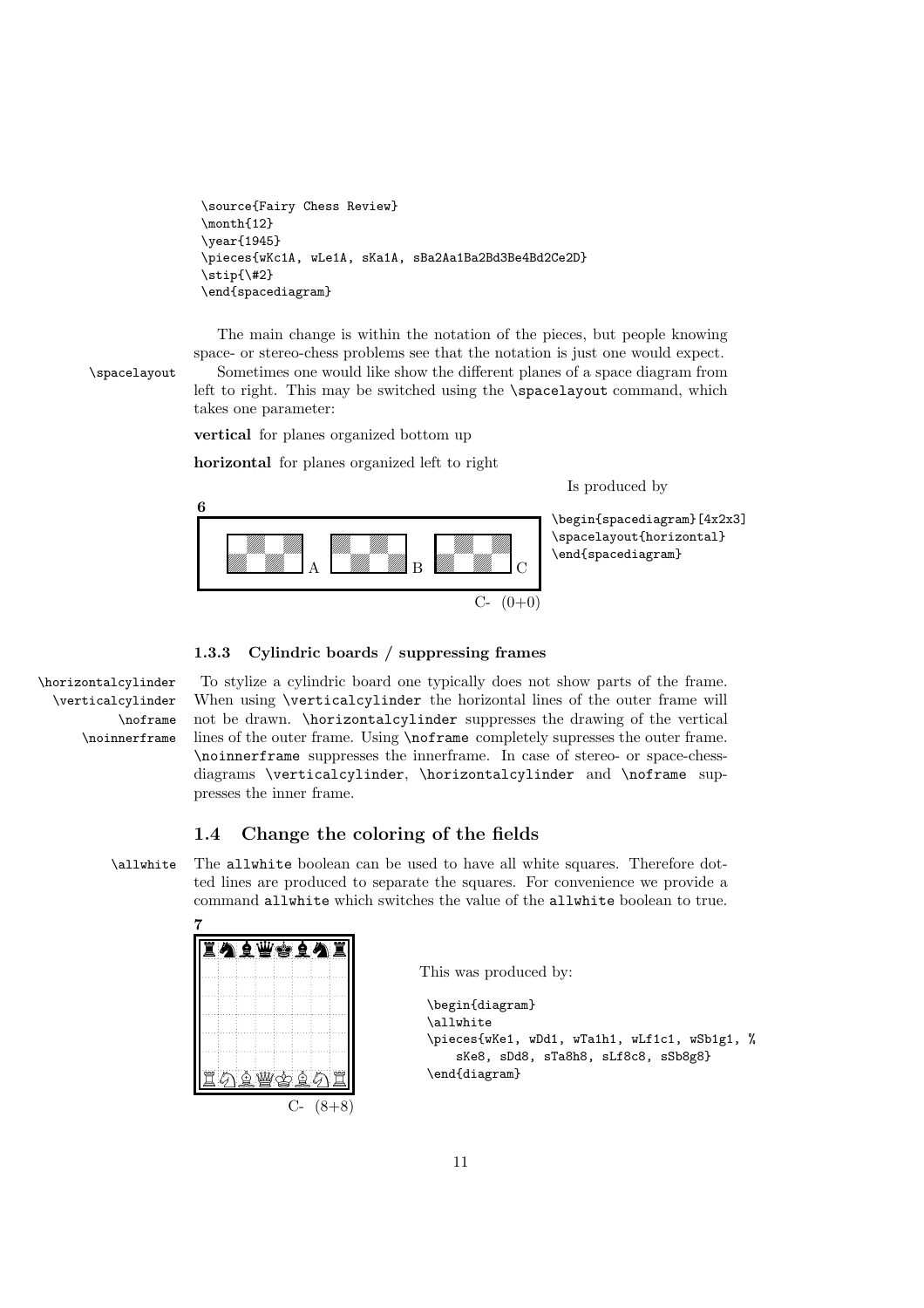```
\source{Fairy Chess Review}
\month{12}
\year{1945}
\pieces{wKc1A, wLe1A, sKa1A, sBa2Aa1Ba2Bd3Be4Bd2Ce2D}
\stip{\#2}
\end{spacediagram}
```

The main change is within the notation of the pieces, but people knowing space- or stereo-chess problems see that the notation is just one would expect.

\spacelayout — Sometimes one would like show the different planes of a space diagram from left to right. This may be switched using the \spacelayout command, which takes one parameter:

**vertical** for planes organized bottom up

**horizontal** for planes organized left to right

Is produced by

```
\begin{spacediagram}[4x2x3]
\spacelayout{horizontal}
\end{spacediagram}
```

### 1.3.3 Cylindric boards / suppressing frames

\horizontalcylinder \verticalcylinder \noframe \noinnerframe — To stylize a cylindric board one typically does not show parts of the frame. When using \verticalcylinder the horizontal lines of the outer frame will not be drawn. \horizontalcylinder suppresses the drawing of the vertical lines of the outer frame. Using \noframe completely supresses the outer frame. \noinnerframe suppresses the innerframe. In case of stereo- or space-chess-diagrams \verticalcylinder, \horizontalcylinder and \noframe suppresses the inner frame.

## 1.4 Change the coloring of the fields

\allwhite — The allwhite boolean can be used to have all white squares. Therefore dotted lines are produced to separate the squares. For convenience we provide a command allwhite which switches the value of the allwhite boolean to true.

This was produced by:

```
\begin{diagram}
\allwhite
\pieces{wKe1, wDd1, wTa1h1, wLf1c1, wSb1g1, %
    sKe8, sDd8, sTa8h8, sLf8c8, sSb8g8}
\end{diagram}
```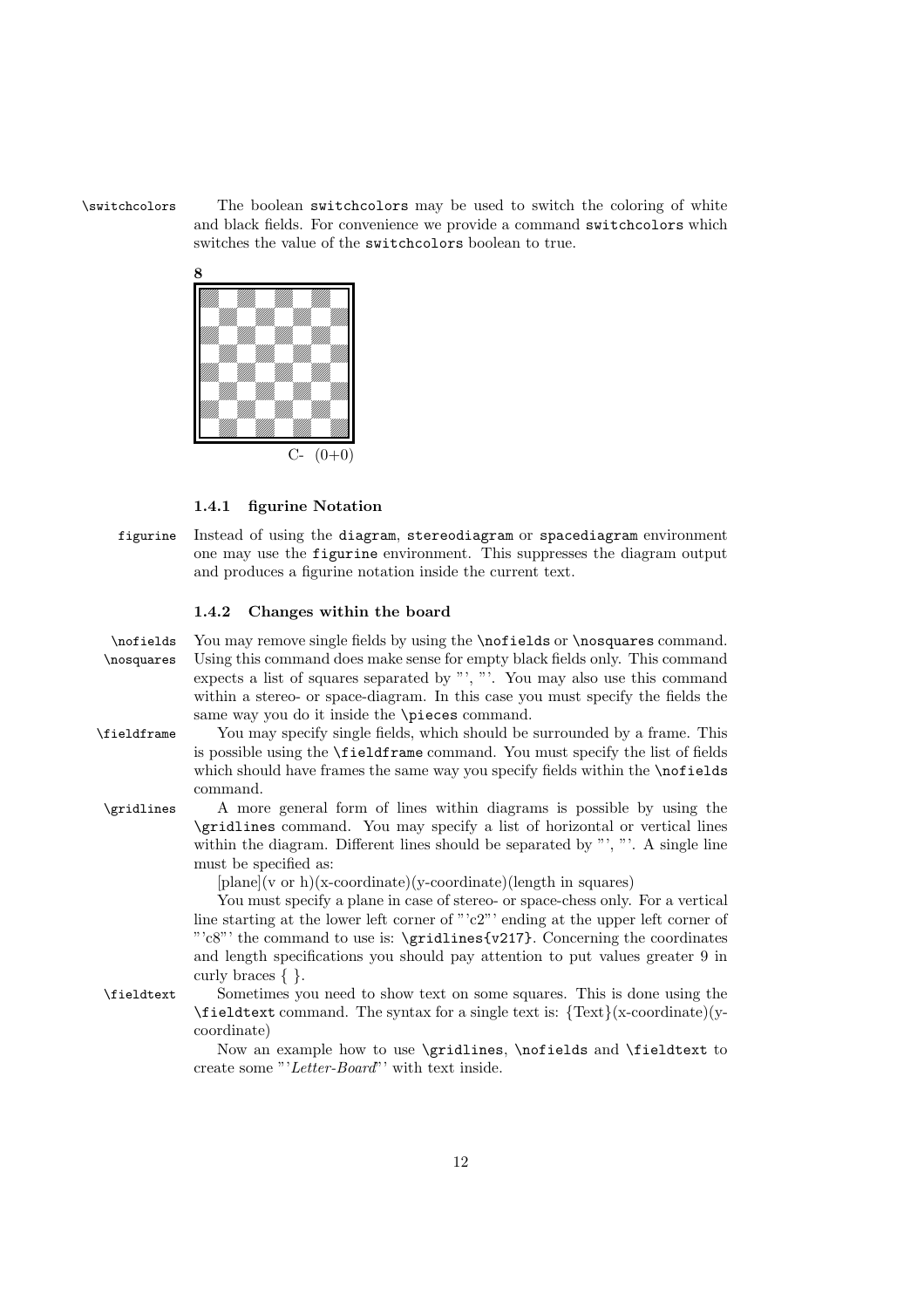`\switchcolors` The boolean `switchcolors` may be used to switch the coloring of white and black fields. For convenience we provide a command `switchcolors` which switches the value of the `switchcolors` boolean to true.

8

C- (0+0)

#### 1.4.1 figurine Notation

`figurine` Instead of using the `diagram`, `stereodiagram` or `spacediagram` environment one may use the `figurine` environment. This suppresses the diagram output and produces a figurine notation inside the current text.

#### 1.4.2 Changes within the board

`\nofields` `\nosquares` You may remove single fields by using the `\nofields` or `\nosquares` command. Using this command does make sense for empty black fields only. This command expects a list of squares separated by "', "'. You may also use this command within a stereo- or space-diagram. In this case you must specify the fields the same way you do it inside the `\pieces` command.

`\fieldframe` You may specify single fields, which should be surrounded by a frame. This is possible using the `\fieldframe` command. You must specify the list of fields which should have frames the same way you specify fields within the `\nofields` command.

`\gridlines` A more general form of lines within diagrams is possible by using the `\gridlines` command. You may specify a list of horizontal or vertical lines within the diagram. Different lines should be separated by "', "'. A single line must be specified as:

[plane](v or h)(x-coordinate)(y-coordinate)(length in squares)

You must specify a plane in case of stereo- or space-chess only. For a vertical line starting at the lower left corner of "'c2"' ending at the upper left corner of "'c8"' the command to use is: `\gridlines{v217}`. Concerning the coordinates and length specifications you should pay attention to put values greater 9 in curly braces { }.

`\fieldtext` Sometimes you need to show text on some squares. This is done using the `\fieldtext` command. The syntax for a single text is: {Text}(x-coordinate)(y-coordinate)

Now an example how to use `\gridlines`, `\nofields` and `\fieldtext` to create some "'*Letter-Board*"' with text inside.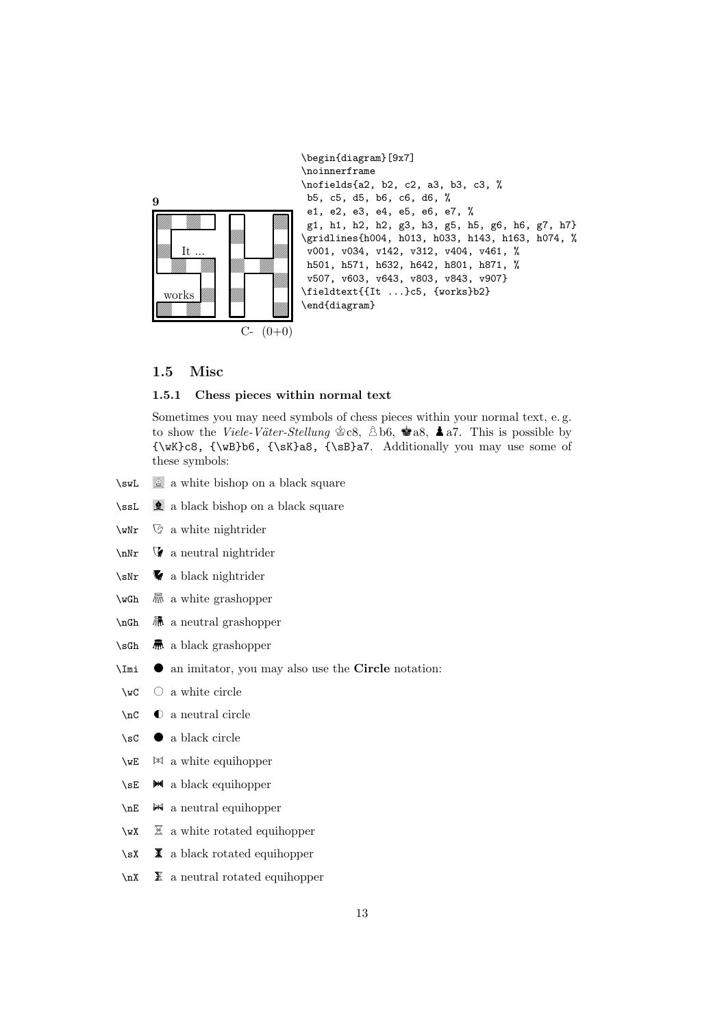9

It ...

works

C- (0+0)

```
\begin{diagram}[9x7]
\noinnerframe
\nofields{a2, b2, c2, a3, b3, c3, %
 b5, c5, d5, b6, c6, d6, %
 e1, e2, e3, e4, e5, e6, e7, %
 g1, h1, h2, h2, g3, h3, g5, h5, g6, h6, g7, h7}
\gridlines{h004, h013, h033, h143, h163, h074, %
 v001, v034, v142, v312, v404, v461, %
 h501, h571, h632, h642, h801, h871, %
 v507, v603, v643, v803, v843, v907}
\fieldtext{{It ...}c5, {works}b2}
\end{diagram}
```

## 1.5 Misc

### 1.5.1 Chess pieces within normal text

Sometimes you may need symbols of chess pieces within your normal text, e. g. to show the *Viele-Väter-Stellung* ♔c8, ♗b6, ♚a8, ♝a7. This is possible by `{\wK}c8, {\wB}b6, {\sK}a8, {\sB}a7`. Additionally you may use some of these symbols:

- `\swL` a white bishop on a black square
- `\ssL` a black bishop on a black square
- `\wNr` a white nightrider
- `\nNr` a neutral nightrider
- `\sNr` a black nightrider
- `\wGh` a white grashopper
- `\nGh` a neutral grashopper
- `\sGh` a black grashopper
- `\Imi` ● an imitator, you may also use the **Circle** notation:
  - `\wC` ○ a white circle
  - `\nC` ◐ a neutral circle
  - `\sC` ● a black circle
  - `\wE` a white equihopper
  - `\sE` a black equihopper
  - `\nE` a neutral equihopper
  - `\wX` a white rotated equihopper
  - `\sX` a black rotated equihopper
  - `\nX` a neutral rotated equihopper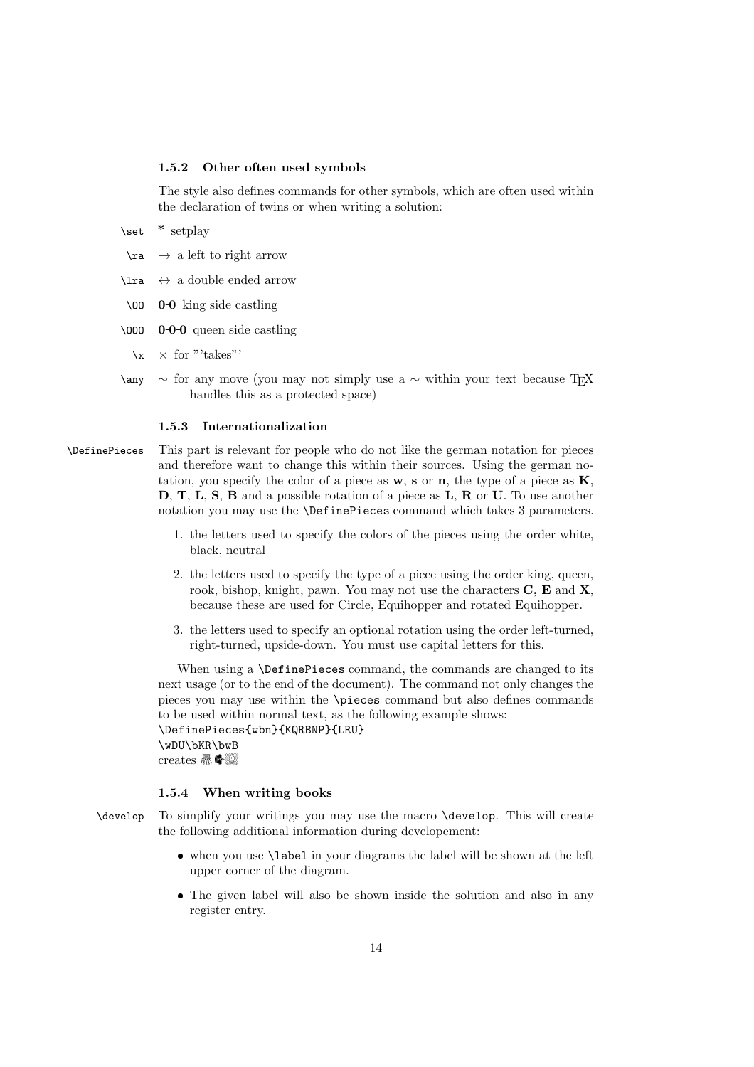### 1.5.2 Other often used symbols

The style also defines commands for other symbols, which are often used within the declaration of twins or when writing a solution:

- `\set` * setplay
- `\ra` → a left to right arrow
- `\lra` ↔ a double ended arrow
- `\OO` **0-0** king side castling
- `\OOO` **0-0-0** queen side castling
- `\x` × for "'takes"'
- `\any` ∼ for any move (you may not simply use a ∼ within your text because TEX handles this as a protected space)

### 1.5.3 Internationalization

`\DefinePieces` This part is relevant for people who do not like the german notation for pieces and therefore want to change this within their sources. Using the german notation, you specify the color of a piece as **w**, **s** or **n**, the type of a piece as **K**, **D**, **T**, **L**, **S**, **B** and a possible rotation of a piece as **L**, **R** or **U**. To use another notation you may use the `\DefinePieces` command which takes 3 parameters.

1. the letters used to specify the colors of the pieces using the order white, black, neutral
2. the letters used to specify the type of a piece using the order king, queen, rook, bishop, knight, pawn. You may not use the characters **C, E** and **X**, because these are used for Circle, Equihopper and rotated Equihopper.
3. the letters used to specify an optional rotation using the order left-turned, right-turned, upside-down. You must use capital letters for this.

When using a `\DefinePieces` command, the commands are changed to its next usage (or to the end of the document). The command not only changes the pieces you may use within the `\pieces` command but also defines commands to be used within normal text, as the following example shows:

```
\DefinePieces{wbn}{KQRBNP}{LRU}
\wDU\bKR\bwB
```

creates ♛♚♝

### 1.5.4 When writing books

`\develop` To simplify your writings you may use the macro `\develop`. This will create the following additional information during developement:

- when you use `\label` in your diagrams the label will be shown at the left upper corner of the diagram.
- The given label will also be shown inside the solution and also in any register entry.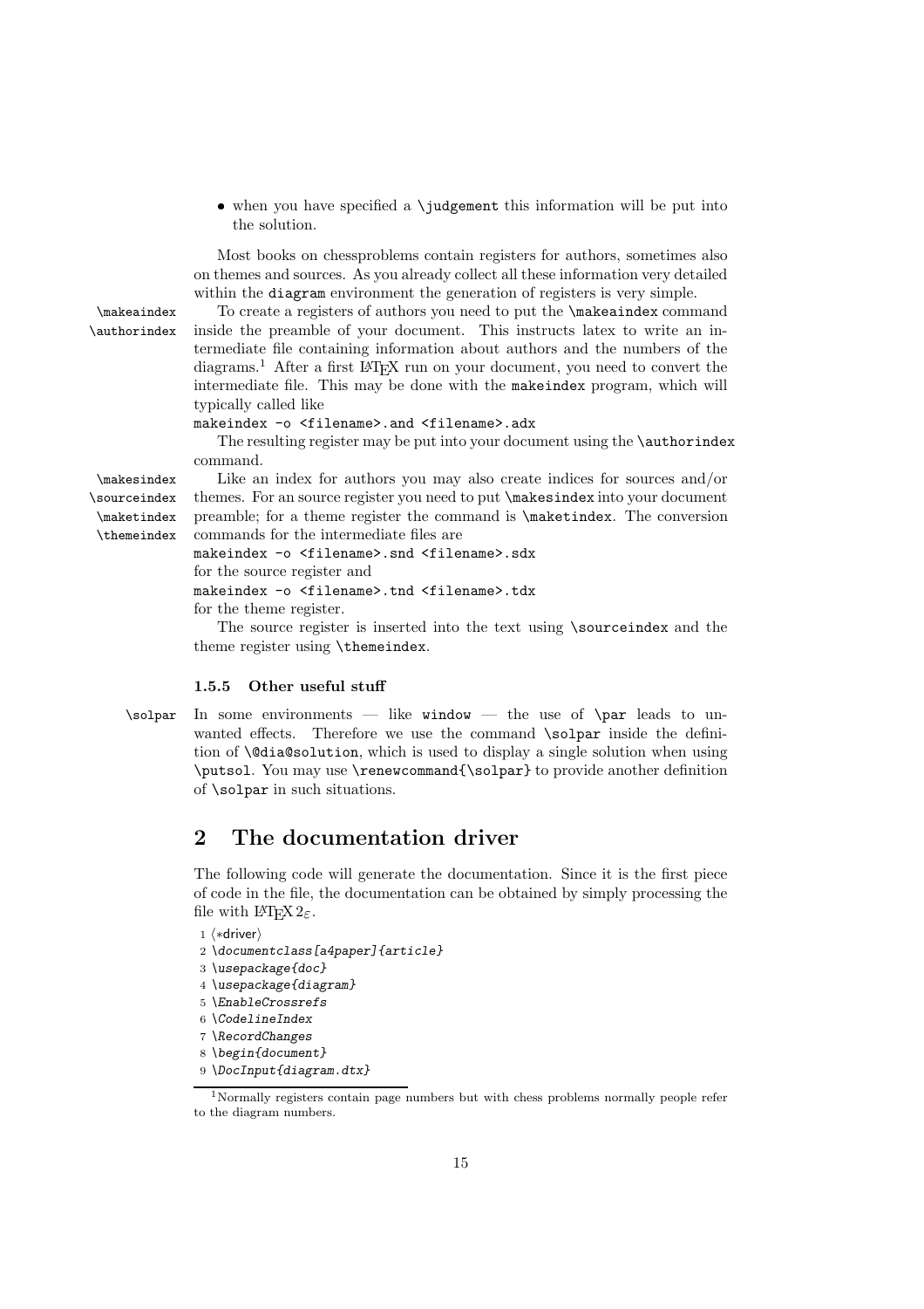- when you have specified a `\judgement` this information will be put into the solution.

Most books on chessproblems contain registers for authors, sometimes also on themes and sources. As you already collect all these information very detailed within the `diagram` environment the generation of registers is very simple.

`\makeaindex` `\authorindex` To create a registers of authors you need to put the `\makeaindex` command inside the preamble of your document. This instructs latex to write an intermediate file containing information about authors and the numbers of the diagrams.[1] After a first LaTeX run on your document, you need to convert the intermediate file. This may be done with the `makeindex` program, which will typically called like

`makeindex -o <filename>.and <filename>.adx`

The resulting register may be put into your document using the `\authorindex` command.

`\makesindex` `\sourceindex` `\maketindex` `\themeindex` Like an index for authors you may also create indices for sources and/or themes. For an source register you need to put `\makesindex` into your document preamble; for a theme register the command is `\maketindex`. The conversion commands for the intermediate files are

`makeindex -o <filename>.snd <filename>.sdx`

for the source register and

`makeindex -o <filename>.tnd <filename>.tdx`

for the theme register.

The source register is inserted into the text using `\sourceindex` and the theme register using `\themeindex`.

### 1.5.5 Other useful stuff

`\solpar` In some environments — like `window` — the use of `\par` leads to unwanted effects. Therefore we use the command `\solpar` inside the definition of `\@dia@solution`, which is used to display a single solution when using `\putsol`. You may use `\renewcommand{\solpar}` to provide another definition of `\solpar` in such situations.

## 2 The documentation driver

The following code will generate the documentation. Since it is the first piece of code in the file, the documentation can be obtained by simply processing the file with LaTeX $2_\varepsilon$.

```
1 <*driver>
2 \documentclass[a4paper]{article}
3 \usepackage{doc}
4 \usepackage{diagram}
5 \EnableCrossrefs
6 \CodelineIndex
7 \RecordChanges
8 \begin{document}
9 \DocInput{diagram.dtx}
```

[1] Normally registers contain page numbers but with chess problems normally people refer to the diagram numbers.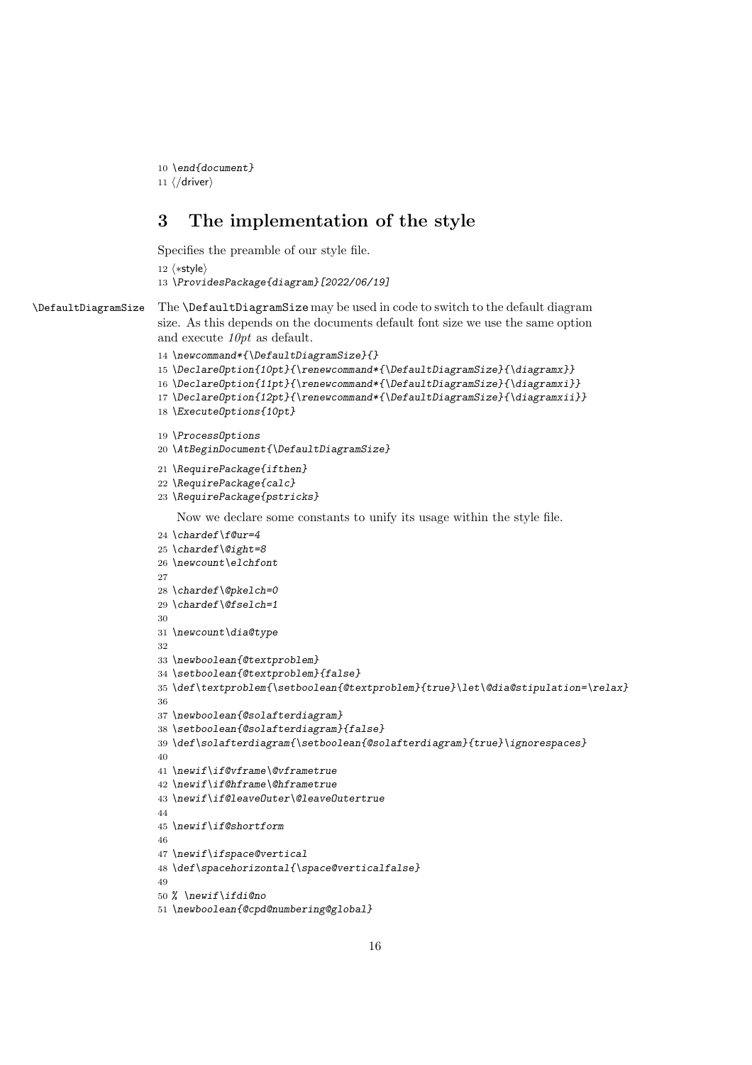```
10 \end{document}
11 ⟨/driver⟩
```

## 3 The implementation of the style

Specifies the preamble of our style file.

```
12 ⟨*style⟩
13 \ProvidesPackage{diagram}[2022/06/19]
```

\DefaultDiagramSize The \DefaultDiagramSize may be used in code to switch to the default diagram size. As this depends on the documents default font size we use the same option and execute *10pt* as default.

```
14 \newcommand*{\DefaultDiagramSize}{}
15 \DeclareOption{10pt}{\renewcommand*{\DefaultDiagramSize}{\diagramx}}
16 \DeclareOption{11pt}{\renewcommand*{\DefaultDiagramSize}{\diagramxi}}
17 \DeclareOption{12pt}{\renewcommand*{\DefaultDiagramSize}{\diagramxii}}
18 \ExecuteOptions{10pt}

19 \ProcessOptions
20 \AtBeginDocument{\DefaultDiagramSize}

21 \RequirePackage{ifthen}
22 \RequirePackage{calc}
23 \RequirePackage{pstricks}
```

Now we declare some constants to unify its usage within the style file.

```
24 \chardef\f@ur=4
25 \chardef\@ight=8
26 \newcount\elchfont
27
28 \chardef\@pkelch=0
29 \chardef\@fselch=1
30
31 \newcount\dia@type
32
33 \newboolean{@textproblem}
34 \setboolean{@textproblem}{false}
35 \def\textproblem{\setboolean{@textproblem}{true}\let\@dia@stipulation=\relax}
36
37 \newboolean{@solafterdiagram}
38 \setboolean{@solafterdiagram}{false}
39 \def\solafterdiagram{\setboolean{@solafterdiagram}{true}\ignorespaces}
40
41 \newif\if@vframe\@vframetrue
42 \newif\if@hframe\@hframetrue
43 \newif\if@leaveOuter\@leaveOutertrue
44
45 \newif\if@shortform
46
47 \newif\ifspace@vertical
48 \def\spacehorizontal{\space@verticalfalse}
49
50 % \newif\ifdi@no
51 \newboolean{@cpd@numbering@global}
```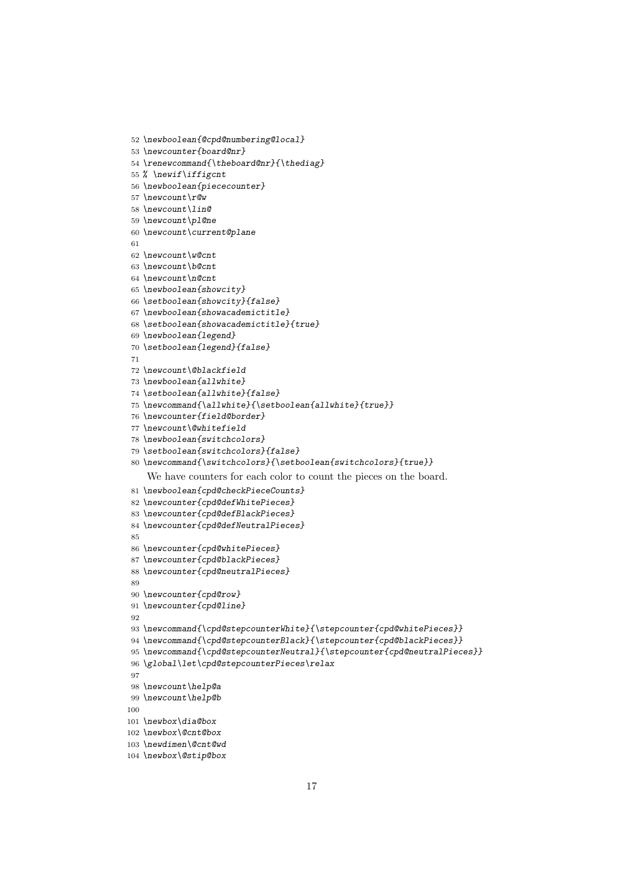```
52 \newboolean{@cpd@numbering@local}
53 \newcounter{board@nr}
54 \renewcommand{\theboard@nr}{\thediag}
55 % \newif\iffigcnt
56 \newboolean{piececounter}
57 \newcount\r@w
58 \newcount\lin@
59 \newcount\pl@ne
60 \newcount\current@plane
61
62 \newcount\w@cnt
63 \newcount\b@cnt
64 \newcount\n@cnt
65 \newboolean{showcity}
66 \setboolean{showcity}{false}
67 \newboolean{showacademictitle}
68 \setboolean{showacademictitle}{true}
69 \newboolean{legend}
70 \setboolean{legend}{false}
71
72 \newcount\@blackfield
73 \newboolean{allwhite}
74 \setboolean{allwhite}{false}
75 \newcommand{\allwhite}{\setboolean{allwhite}{true}}
76 \newcounter{field@border}
77 \newcount\@whitefield
78 \newboolean{switchcolors}
79 \setboolean{switchcolors}{false}
80 \newcommand{\switchcolors}{\setboolean{switchcolors}{true}}
```

We have counters for each color to count the pieces on the board.

```
81 \newboolean{cpd@checkPieceCounts}
82 \newcounter{cpd@defWhitePieces}
83 \newcounter{cpd@defBlackPieces}
84 \newcounter{cpd@defNeutralPieces}
85
86 \newcounter{cpd@whitePieces}
87 \newcounter{cpd@blackPieces}
88 \newcounter{cpd@neutralPieces}
89
90 \newcounter{cpd@row}
91 \newcounter{cpd@line}
92
93 \newcommand{\cpd@stepcounterWhite}{\stepcounter{cpd@whitePieces}}
94 \newcommand{\cpd@stepcounterBlack}{\stepcounter{cpd@blackPieces}}
95 \newcommand{\cpd@stepcounterNeutral}{\stepcounter{cpd@neutralPieces}}
96 \global\let\cpd@stepcounterPieces\relax
97
98 \newcount\help@a
99 \newcount\help@b
100
101 \newbox\dia@box
102 \newbox\@cnt@box
103 \newdimen\@cnt@wd
104 \newbox\@stip@box
```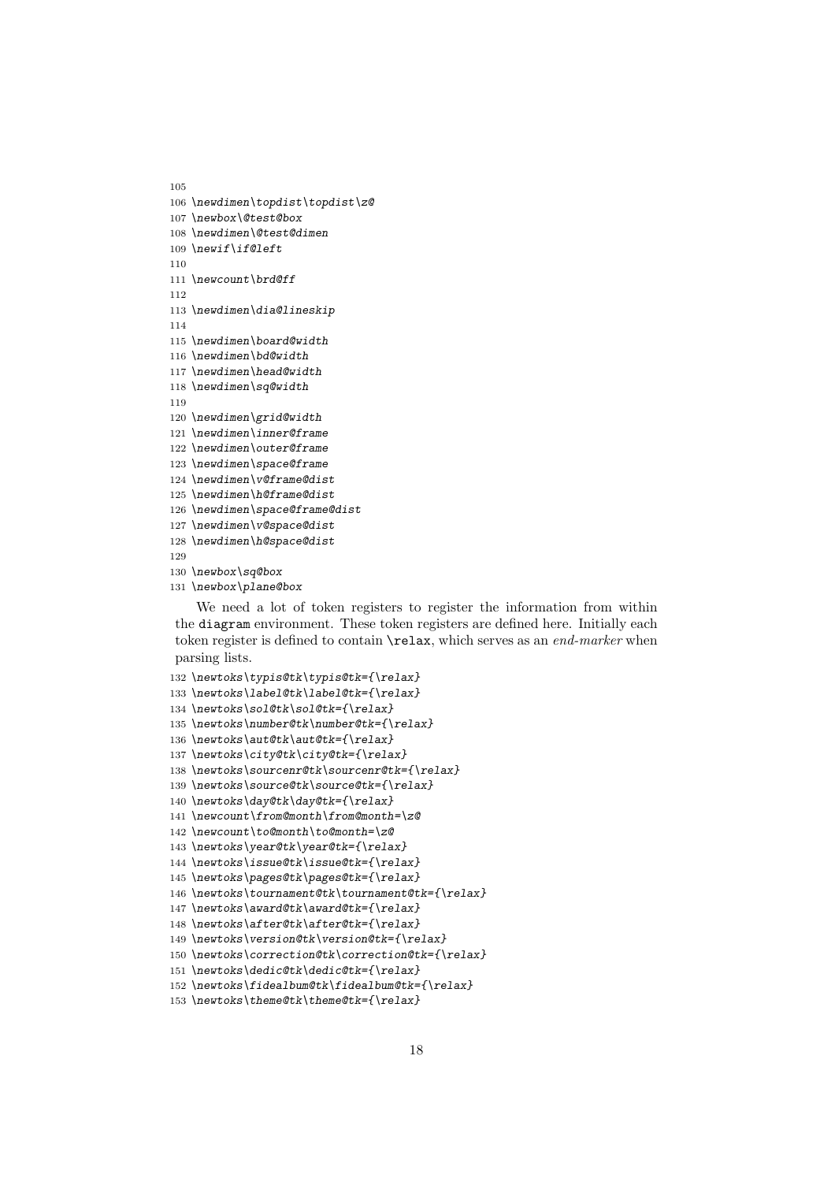```
105
106 \newdimen\topdist\topdist\z@
107 \newbox\@test@box
108 \newdimen\@test@dimen
109 \newif\if@left
110
111 \newcount\brd@ff
112
113 \newdimen\dia@lineskip
114
115 \newdimen\board@width
116 \newdimen\bd@width
117 \newdimen\head@width
118 \newdimen\sq@width
119
120 \newdimen\grid@width
121 \newdimen\inner@frame
122 \newdimen\outer@frame
123 \newdimen\space@frame
124 \newdimen\v@frame@dist
125 \newdimen\h@frame@dist
126 \newdimen\space@frame@dist
127 \newdimen\v@space@dist
128 \newdimen\h@space@dist
129
130 \newbox\sq@box
131 \newbox\plane@box
```

We need a lot of token registers to register the information from within the `diagram` environment. These token registers are defined here. Initially each token register is defined to contain `\relax`, which serves as an *end-marker* when parsing lists.

```
132 \newtoks\typis@tk\typis@tk={\relax}
133 \newtoks\label@tk\label@tk={\relax}
134 \newtoks\sol@tk\sol@tk={\relax}
135 \newtoks\number@tk\number@tk={\relax}
136 \newtoks\aut@tk\aut@tk={\relax}
137 \newtoks\city@tk\city@tk={\relax}
138 \newtoks\sourcenr@tk\sourcenr@tk={\relax}
139 \newtoks\source@tk\source@tk={\relax}
140 \newtoks\day@tk\day@tk={\relax}
141 \newcount\from@month\from@month=\z@
142 \newcount\to@month\to@month=\z@
143 \newtoks\year@tk\year@tk={\relax}
144 \newtoks\issue@tk\issue@tk={\relax}
145 \newtoks\pages@tk\pages@tk={\relax}
146 \newtoks\tournament@tk\tournament@tk={\relax}
147 \newtoks\award@tk\award@tk={\relax}
148 \newtoks\after@tk\after@tk={\relax}
149 \newtoks\version@tk\version@tk={\relax}
150 \newtoks\correction@tk\correction@tk={\relax}
151 \newtoks\dedic@tk\dedic@tk={\relax}
152 \newtoks\fidealbum@tk\fidealbum@tk={\relax}
153 \newtoks\theme@tk\theme@tk={\relax}
```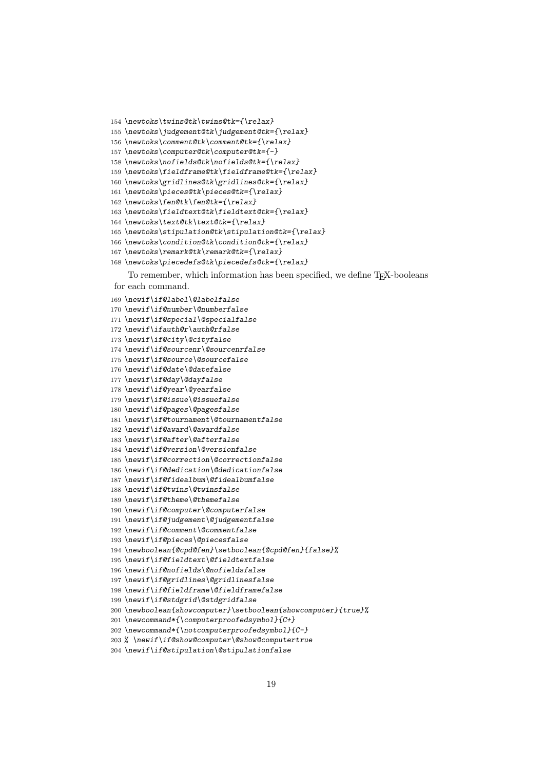```
154 \newtoks\twins@tk\twins@tk={\relax}
155 \newtoks\judgement@tk\judgement@tk={\relax}
156 \newtoks\comment@tk\comment@tk={\relax}
157 \newtoks\computer@tk\computer@tk={-}
158 \newtoks\nofields@tk\nofields@tk={\relax}
159 \newtoks\fieldframe@tk\fieldframe@tk={\relax}
160 \newtoks\gridlines@tk\gridlines@tk={\relax}
161 \newtoks\pieces@tk\pieces@tk={\relax}
162 \newtoks\fen@tk\fen@tk={\relax}
163 \newtoks\fieldtext@tk\fieldtext@tk={\relax}
164 \newtoks\text@tk\text@tk={\relax}
165 \newtoks\stipulation@tk\stipulation@tk={\relax}
166 \newtoks\condition@tk\condition@tk={\relax}
167 \newtoks\remark@tk\remark@tk={\relax}
168 \newtoks\piecedefs@tk\piecedefs@tk={\relax}
```

To remember, which information has been specified, we define TEX-booleans for each command.

```
169 \newif\if@label\@labelfalse
170 \newif\if@number\@numberfalse
171 \newif\if@special\@specialfalse
172 \newif\ifauth@r\auth@rfalse
173 \newif\if@city\@cityfalse
174 \newif\if@sourcenr\@sourcenrfalse
175 \newif\if@source\@sourcefalse
176 \newif\if@date\@datefalse
177 \newif\if@day\@dayfalse
178 \newif\if@year\@yearfalse
179 \newif\if@issue\@issuefalse
180 \newif\if@pages\@pagesfalse
181 \newif\if@tournament\@tournamentfalse
182 \newif\if@award\@awardfalse
183 \newif\if@after\@afterfalse
184 \newif\if@version\@versionfalse
185 \newif\if@correction\@correctionfalse
186 \newif\if@dedication\@dedicationfalse
187 \newif\if@fidealbum\@fidealbumfalse
188 \newif\if@twins\@twinsfalse
189 \newif\if@theme\@themefalse
190 \newif\if@computer\@computerfalse
191 \newif\if@judgement\@judgementfalse
192 \newif\if@comment\@commentfalse
193 \newif\if@pieces\@piecesfalse
194 \newboolean{@cpd@fen}\setboolean{@cpd@fen}{false}%
195 \newif\if@fieldtext\@fieldtextfalse
196 \newif\if@nofields\@nofieldsfalse
197 \newif\if@gridlines\@gridlinesfalse
198 \newif\if@fieldframe\@fieldframefalse
199 \newif\if@stdgrid\@stdgridfalse
200 \newboolean{showcomputer}\setboolean{showcomputer}{true}%
201 \newcommand*{\computerproofedsymbol}{C+}
202 \newcommand*{\notcomputerproofedsymbol}{C-}
203 % \newif\if@show@computer\@show@computertrue
204 \newif\if@stipulation\@stipulationfalse
```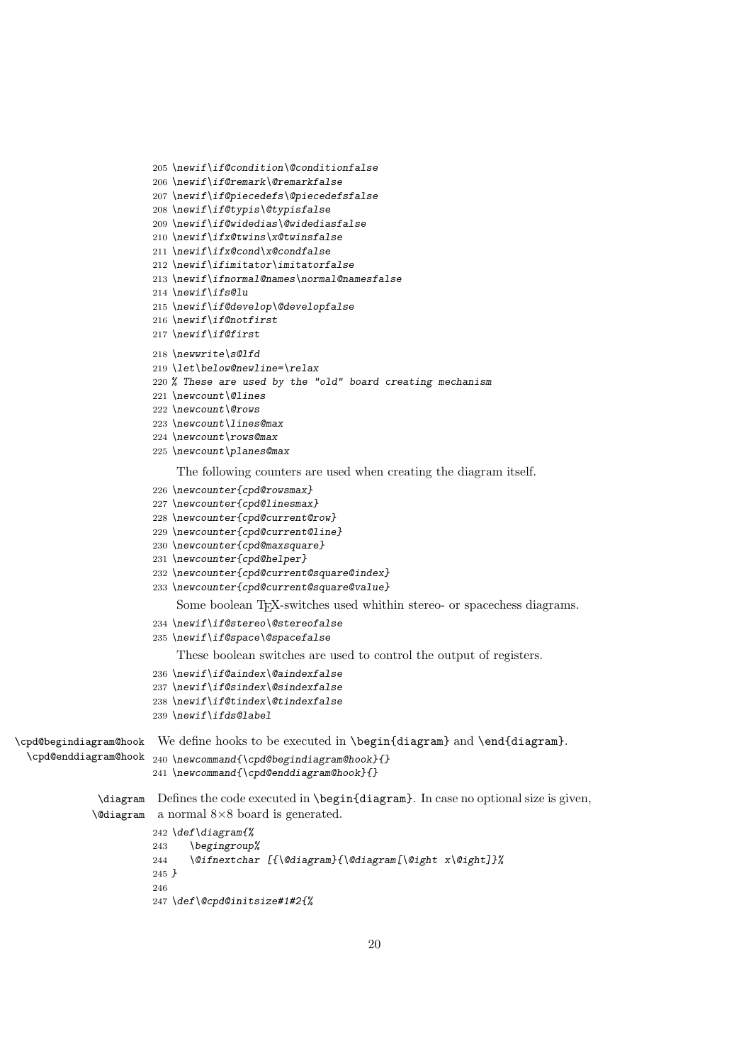```
205 \newif\if@condition\@conditionfalse
206 \newif\if@remark\@remarkfalse
207 \newif\if@piecedefs\@piecedefsfalse
208 \newif\if@typis\@typisfalse
209 \newif\if@widedias\@widediasfalse
210 \newif\ifx@twins\x@twinsfalse
211 \newif\ifx@cond\x@condfalse
212 \newif\ifimitator\imitatorfalse
213 \newif\ifnormal@names\normal@namesfalse
214 \newif\ifs@lu
215 \newif\if@develop\@developfalse
216 \newif\if@notfirst
217 \newif\if@first
218 \newwrite\s@lfd
219 \let\below@newline=\relax
220 % These are used by the "old" board creating mechanism
221 \newcount\@lines
222 \newcount\@rows
223 \newcount\lines@max
224 \newcount\rows@max
225 \newcount\planes@max
```

The following counters are used when creating the diagram itself.

```
226 \newcounter{cpd@rowsmax}
227 \newcounter{cpd@linesmax}
228 \newcounter{cpd@current@row}
229 \newcounter{cpd@current@line}
230 \newcounter{cpd@maxsquare}
231 \newcounter{cpd@helper}
232 \newcounter{cpd@current@square@index}
233 \newcounter{cpd@current@square@value}
```

Some boolean TeX-switches used whithin stereo- or spacechess diagrams.

```
234 \newif\if@stereo\@stereofalse
235 \newif\if@space\@spacefalse
```

These boolean switches are used to control the output of registers.

```
236 \newif\if@aindex\@aindexfalse
237 \newif\if@sindex\@sindexfalse
238 \newif\if@tindex\@tindexfalse
239 \newif\ifds@label
```

\cpd@begindiagram@hook \cpd@enddiagram@hook We define hooks to be executed in \begin{diagram} and \end{diagram}.

```
240 \newcommand{\cpd@begindiagram@hook}{}
241 \newcommand{\cpd@enddiagram@hook}{}
```

\diagram \@diagram Defines the code executed in \begin{diagram}. In case no optional size is given, a normal 8×8 board is generated.

```
242 \def\diagram{%
243    \begingroup%
244    \@ifnextchar [{\@diagram}{\@diagram[\@ight x\@ight]}%
245 }
246
247 \def\@cpd@initsize#1#2{%
```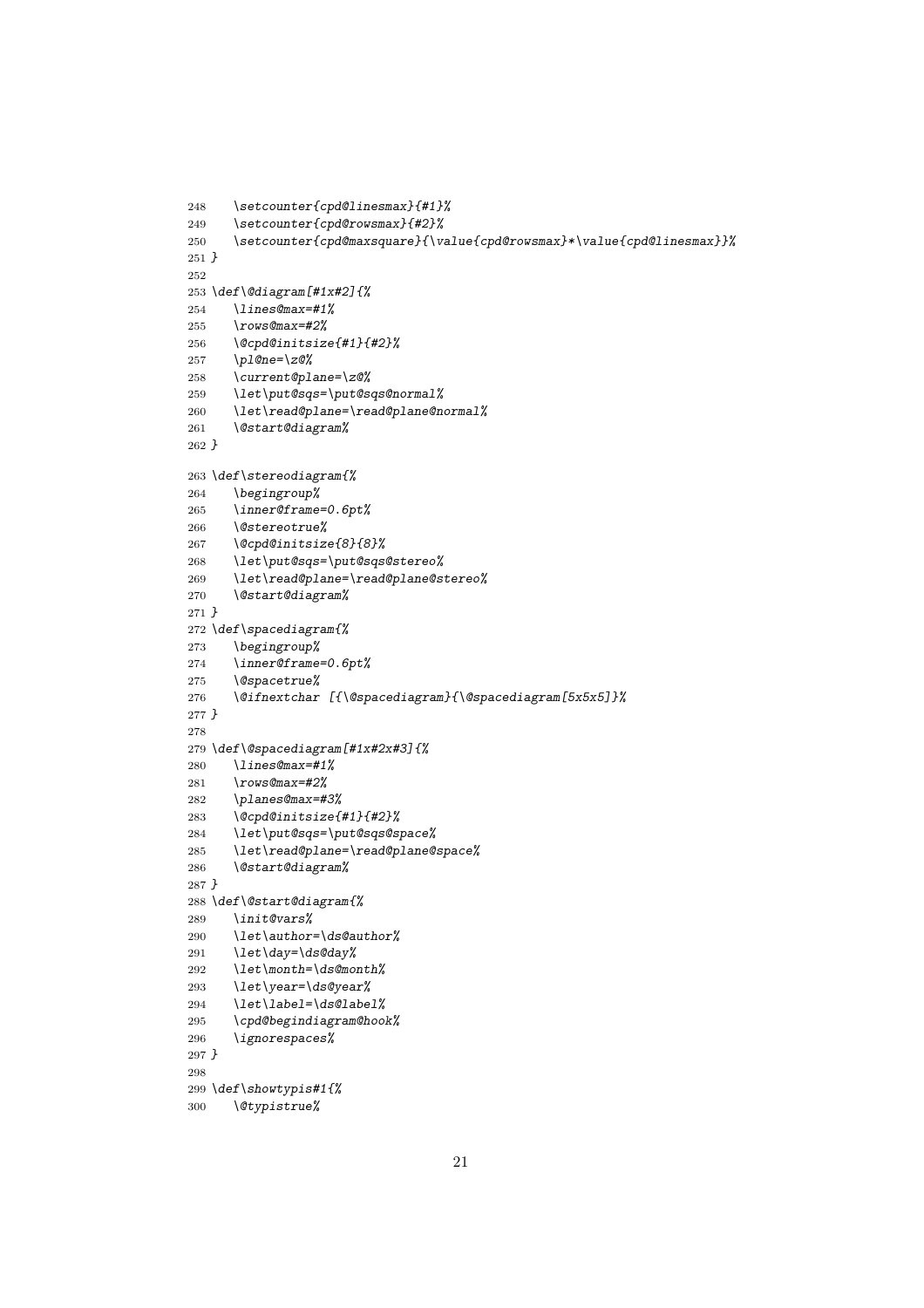```
248    \setcounter{cpd@linesmax}{#1}%
249    \setcounter{cpd@rowsmax}{#2}%
250    \setcounter{cpd@maxsquare}{\value{cpd@rowsmax}*\value{cpd@linesmax}}%
251 }
252
253 \def\@diagram[#1x#2]{%
254    \lines@max=#1%
255    \rows@max=#2%
256    \@cpd@initsize{#1}{#2}%
257    \pl@ne=\z@%
258    \current@plane=\z@%
259    \let\put@sqs=\put@sqs@normal%
260    \let\read@plane=\read@plane@normal%
261    \@start@diagram%
262 }
263 \def\stereodiagram{%
264    \begingroup%
265    \inner@frame=0.6pt%
266    \@stereotrue%
267    \@cpd@initsize{8}{8}%
268    \let\put@sqs=\put@sqs@stereo%
269    \let\read@plane=\read@plane@stereo%
270    \@start@diagram%
271 }
272 \def\spacediagram{%
273    \begingroup%
274    \inner@frame=0.6pt%
275    \@spacetrue%
276    \@ifnextchar [{\@spacediagram}{\@spacediagram[5x5x5]}%
277 }
278
279 \def\@spacediagram[#1x#2x#3]{%
280    \lines@max=#1%
281    \rows@max=#2%
282    \planes@max=#3%
283    \@cpd@initsize{#1}{#2}%
284    \let\put@sqs=\put@sqs@space%
285    \let\read@plane=\read@plane@space%
286    \@start@diagram%
287 }
288 \def\@start@diagram{%
289    \init@vars%
290    \let\author=\ds@author%
291    \let\day=\ds@day%
292    \let\month=\ds@month%
293    \let\year=\ds@year%
294    \let\label=\ds@label%
295    \cpd@begindiagram@hook%
296    \ignorespaces%
297 }
298
299 \def\showtypis#1{%
300    \@typistrue%
```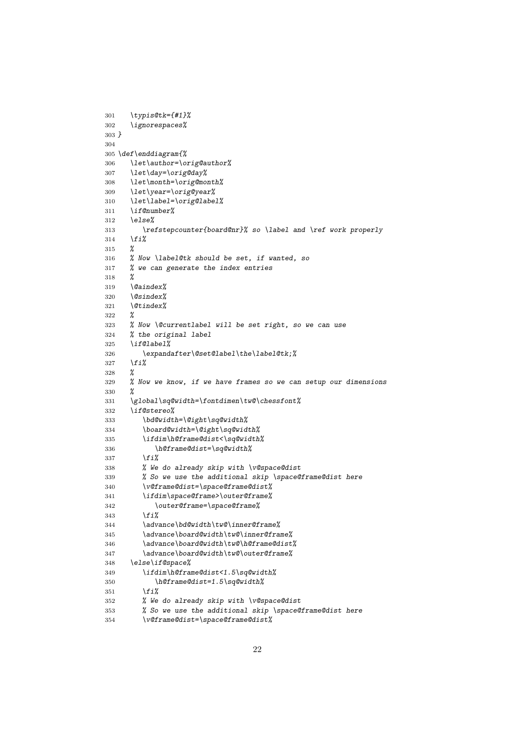```
301    \typis@tk={#1}%
302    \ignorespaces%
303 }
304
305 \def\enddiagram{%
306    \let\author=\orig@author%
307    \let\day=\orig@day%
308    \let\month=\orig@month%
309    \let\year=\orig@year%
310    \let\label=\orig@label%
311    \if@number%
312    \else%
313       \refstepcounter{board@nr}% so \label and \ref work properly
314    \fi%
315    %
316    % Now \label@tk should be set, if wanted, so
317    % we can generate the index entries
318    %
319    \@aindex%
320    \@sindex%
321    \@tindex%
322    %
323    % Now \@currentlabel will be set right, so we can use
324    % the original label
325    \if@label%
326       \expandafter\@set@label\the\label@tk;%
327    \fi%
328    %
329    % Now we know, if we have frames so we can setup our dimensions
330    %
331    \global\sq@width=\fontdimen\tw@\chessfont%
332    \if@stereo%
333       \bd@width=\@ight\sq@width%
334       \board@width=\@ight\sq@width%
335       \ifdim\h@frame@dist<\sq@width%
336          \h@frame@dist=\sq@width%
337       \fi%
338       % We do already skip with \v@space@dist
339       % So we use the additional skip \space@frame@dist here
340       \v@frame@dist=\space@frame@dist%
341       \ifdim\space@frame>\outer@frame%
342          \outer@frame=\space@frame%
343       \fi%
344       \advance\bd@width\tw@\inner@frame%
345       \advance\board@width\tw@\inner@frame%
346       \advance\board@width\tw@\h@frame@dist%
347       \advance\board@width\tw@\outer@frame%
348    \else\if@space%
349       \ifdim\h@frame@dist<1.5\sq@width%
350          \h@frame@dist=1.5\sq@width%
351       \fi%
352       % We do already skip with \v@space@dist
353       % So we use the additional skip \space@frame@dist here
354       \v@frame@dist=\space@frame@dist%
```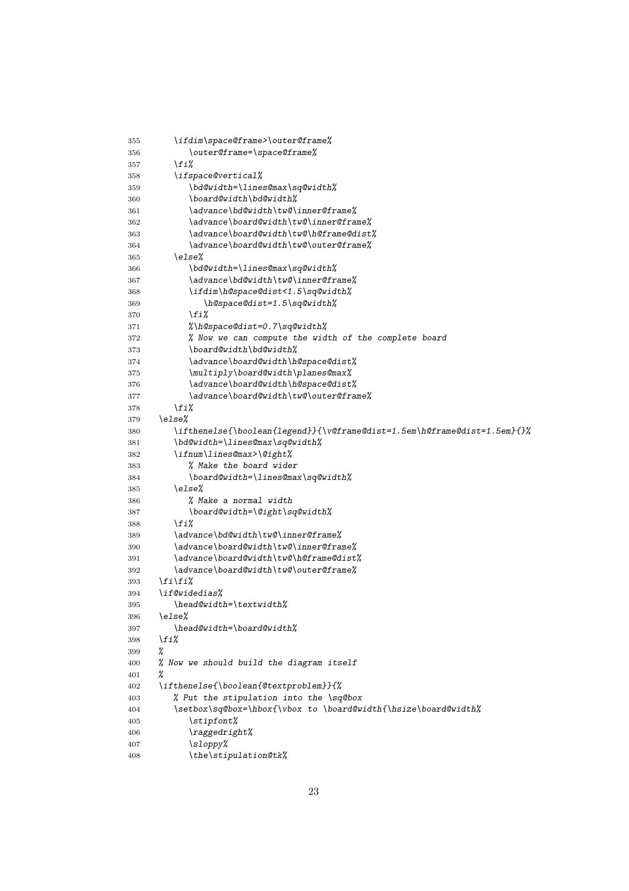```
355       \ifdim\space@frame>\outer@frame%
356          \outer@frame=\space@frame%
357       \fi%
358       \ifspace@vertical%
359          \bd@width=\lines@max\sq@width%
360          \board@width\bd@width%
361          \advance\bd@width\tw@\inner@frame%
362          \advance\board@width\tw@\inner@frame%
363          \advance\board@width\tw@\h@frame@dist%
364          \advance\board@width\tw@\outer@frame%
365       \else%
366          \bd@width=\lines@max\sq@width%
367          \advance\bd@width\tw@\inner@frame%
368          \ifdim\h@space@dist<1.5\sq@width%
369             \h@space@dist=1.5\sq@width%
370          \fi%
371          %\h@space@dist=0.7\sq@width%
372          % Now we can compute the width of the complete board
373          \board@width\bd@width%
374          \advance\board@width\h@space@dist%
375          \multiply\board@width\planes@max%
376          \advance\board@width\h@space@dist%
377          \advance\board@width\tw@\outer@frame%
378       \fi%
379    \else%
380       \ifthenelse{\boolean{legend}}{\v@frame@dist=1.5em\h@frame@dist=1.5em}{}%
381       \bd@width=\lines@max\sq@width%
382       \ifnum\lines@max>\@ight%
383          % Make the board wider
384          \board@width=\lines@max\sq@width%
385       \else%
386          % Make a normal width
387          \board@width=\@ight\sq@width%
388       \fi%
389       \advance\bd@width\tw@\inner@frame%
390       \advance\board@width\tw@\inner@frame%
391       \advance\board@width\tw@\h@frame@dist%
392       \advance\board@width\tw@\outer@frame%
393    \fi\fi%
394    \if@widedias%
395       \head@width=\textwidth%
396    \else%
397       \head@width=\board@width%
398    \fi%
399    %
400    % Now we should build the diagram itself
401    %
402    \ifthenelse{\boolean{@textproblem}}{%
403       % Put the stipulation into the \sq@box
404       \setbox\sq@box=\hbox{\vbox to \board@width{\hsize\board@width%
405          \stipfont%
406          \raggedright%
407          \sloppy%
408          \the\stipulation@tk%
```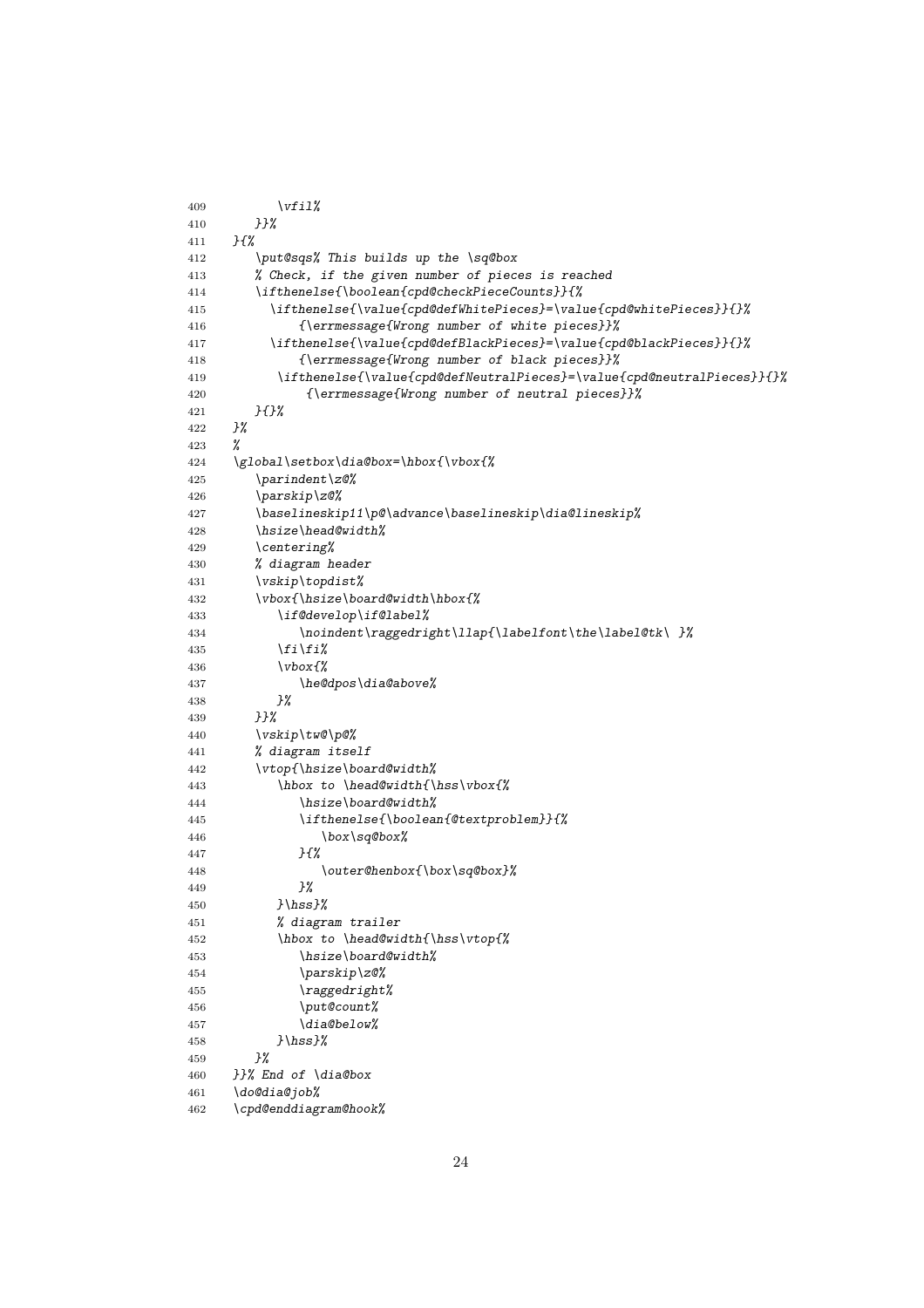```
409         \vfil%
410      }}%
411   }{%
412      \put@sqs% This builds up the \sq@box
413      % Check, if the given number of pieces is reached
414      \ifthenelse{\boolean{cpd@checkPieceCounts}}{%
415        \ifthenelse{\value{cpd@defWhitePieces}=\value{cpd@whitePieces}}{}%
416            {\errmessage{Wrong number of white pieces}}%
417        \ifthenelse{\value{cpd@defBlackPieces}=\value{cpd@blackPieces}}{}%
418            {\errmessage{Wrong number of black pieces}}%
419         \ifthenelse{\value{cpd@defNeutralPieces}=\value{cpd@neutralPieces}}{}%
420             {\errmessage{Wrong number of neutral pieces}}%
421      }{}%
422   }%
423   %
424   \global\setbox\dia@box=\hbox{\vbox{%
425      \parindent\z@%
426      \parskip\z@%
427      \baselineskip11\p@\advance\baselineskip\dia@lineskip%
428      \hsize\head@width%
429      \centering%
430      % diagram header
431      \vskip\topdist%
432      \vbox{\hsize\board@width\hbox{%
433         \if@develop\if@label%
434            \noindent\raggedright\llap{\labelfont\the\label@tk\ }%
435         \fi\fi%
436         \vbox{%
437            \he@dpos\dia@above%
438         }%
439      }}%
440      \vskip\tw@\p@%
441      % diagram itself
442      \vtop{\hsize\board@width%
443         \hbox to \head@width{\hss\vbox{%
444            \hsize\board@width%
445            \ifthenelse{\boolean{@textproblem}}{%
446               \box\sq@box%
447            }{%
448               \outer@henbox{\box\sq@box}%
449            }%
450         }\hss}%
451         % diagram trailer
452         \hbox to \head@width{\hss\vtop{%
453            \hsize\board@width%
454            \parskip\z@%
455            \raggedright%
456            \put@count%
457            \dia@below%
458         }\hss}%
459      }%
460   }}% End of \dia@box
461   \do@dia@job%
462   \cpd@enddiagram@hook%
```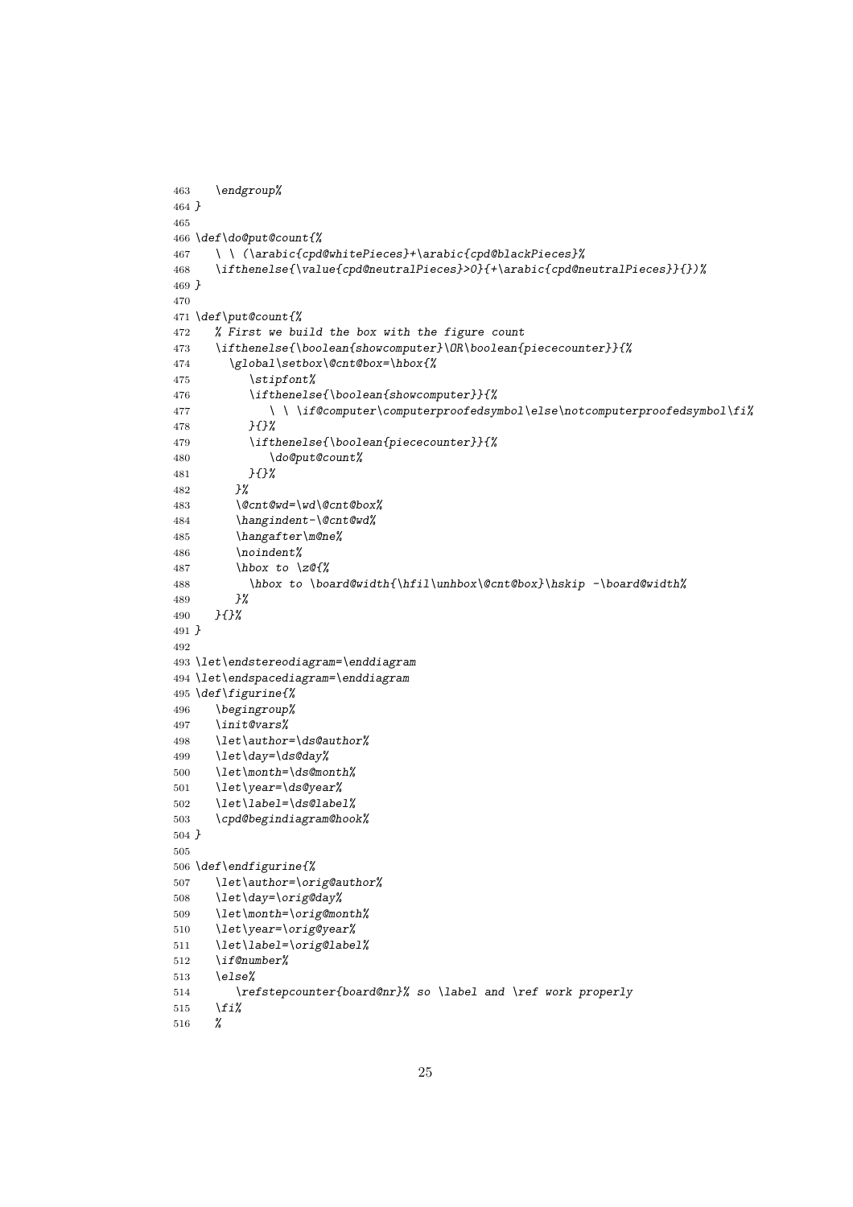```
463    \endgroup%
464 }
465
466 \def\do@put@count{%
467    \ \ (\arabic{cpd@whitePieces}+\arabic{cpd@blackPieces}%
468    \ifthenelse{\value{cpd@neutralPieces}>0}{+\arabic{cpd@neutralPieces}}{})%
469 }
470
471 \def\put@count{%
472    % First we build the box with the figure count
473    \ifthenelse{\boolean{showcomputer}\OR\boolean{piececounter}}{%
474       \global\setbox\@cnt@box=\hbox{%
475          \stipfont%
476          \ifthenelse{\boolean{showcomputer}}{%
477             \ \ \if@computer\computerproofedsymbol\else\notcomputerproofedsymbol\fi%
478          }{}%
479          \ifthenelse{\boolean{piececounter}}{%
480             \do@put@count%
481          }{}%
482       }%
483       \@cnt@wd=\wd\@cnt@box%
484       \hangindent-\@cnt@wd%
485       \hangafter\m@ne%
486       \noindent%
487       \hbox to \z@{%
488          \hbox to \board@width{\hfil\unhbox\@cnt@box}\hskip -\board@width%
489       }%
490    }{}%
491 }
492
493 \let\endstereodiagram=\enddiagram
494 \let\endspacediagram=\enddiagram
495 \def\figurine{%
496    \begingroup%
497    \init@vars%
498    \let\author=\ds@author%
499    \let\day=\ds@day%
500    \let\month=\ds@month%
501    \let\year=\ds@year%
502    \let\label=\ds@label%
503    \cpd@begindiagram@hook%
504 }
505
506 \def\endfigurine{%
507    \let\author=\orig@author%
508    \let\day=\orig@day%
509    \let\month=\orig@month%
510    \let\year=\orig@year%
511    \let\label=\orig@label%
512    \if@number%
513    \else%
514       \refstepcounter{board@nr}% so \label and \ref work properly
515    \fi%
516    %
```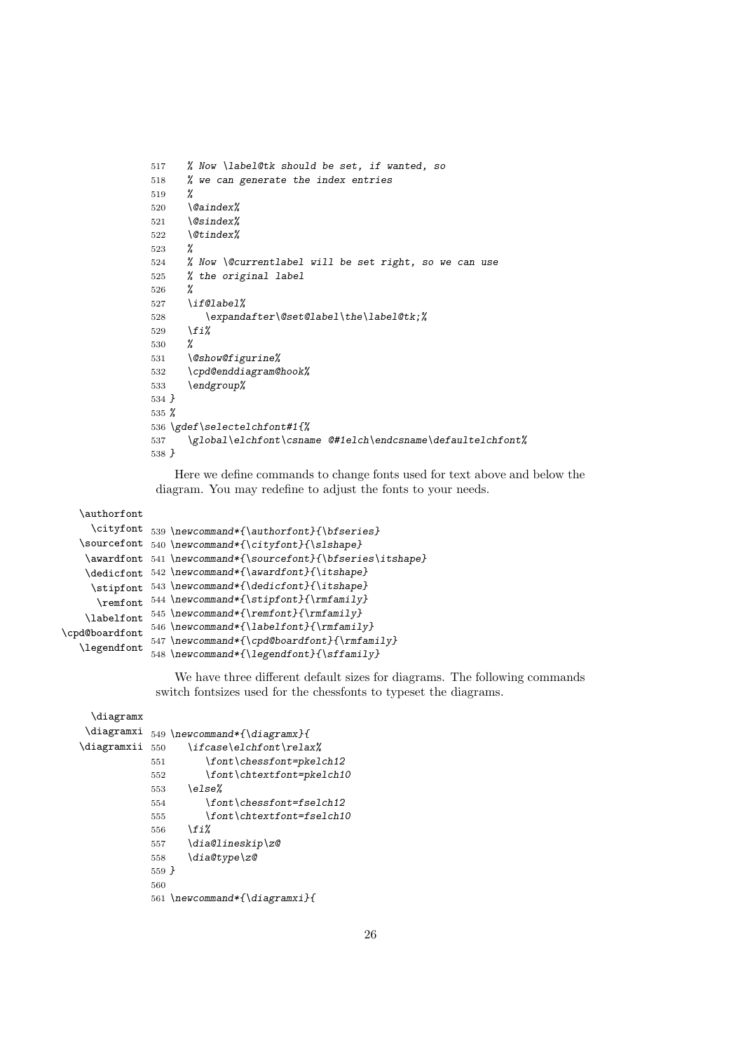```
517    % Now \label@tk should be set, if wanted, so
518    % we can generate the index entries
519    %
520    \@aindex%
521    \@sindex%
522    \@tindex%
523    %
524    % Now \@currentlabel will be set right, so we can use
525    % the original label
526    %
527    \if@label%
528       \expandafter\@set@label\the\label@tk;%
529    \fi%
530    %
531    \@show@figurine%
532    \cpd@enddiagram@hook%
533    \endgroup%
534 }
535 %
536 \gdef\selectelchfont#1{%
537    \global\elchfont\csname @#1elch\endcsname\defaultelchfont%
538 }
```

Here we define commands to change fonts used for text above and below the diagram. You may redefine to adjust the fonts to your needs.

\authorfont
\cityfont
\sourcefont
\awardfont
\dedicfont
\stipfont
\remfont
\labelfont
\cpd@boardfont
\legendfont

```
539 \newcommand*{\authorfont}{\bfseries}
540 \newcommand*{\cityfont}{\slshape}
541 \newcommand*{\sourcefont}{\bfseries\itshape}
542 \newcommand*{\awardfont}{\itshape}
543 \newcommand*{\dedicfont}{\itshape}
544 \newcommand*{\stipfont}{\rmfamily}
545 \newcommand*{\remfont}{\rmfamily}
546 \newcommand*{\labelfont}{\rmfamily}
547 \newcommand*{\cpd@boardfont}{\rmfamily}
548 \newcommand*{\legendfont}{\sffamily}
```

We have three different default sizes for diagrams. The following commands switch fontsizes used for the chessfonts to typeset the diagrams.

\diagramx
\diagramxi
\diagramxii

```
549 \newcommand*{\diagramx}{
550    \ifcase\elchfont\relax%
551       \font\chessfont=pkelch12
552       \font\chtextfont=pkelch10
553    \else%
554       \font\chessfont=fselch12
555       \font\chtextfont=fselch10
556    \fi%
557    \dia@lineskip\z@
558    \dia@type\z@
559 }
560
561 \newcommand*{\diagramxi}{
```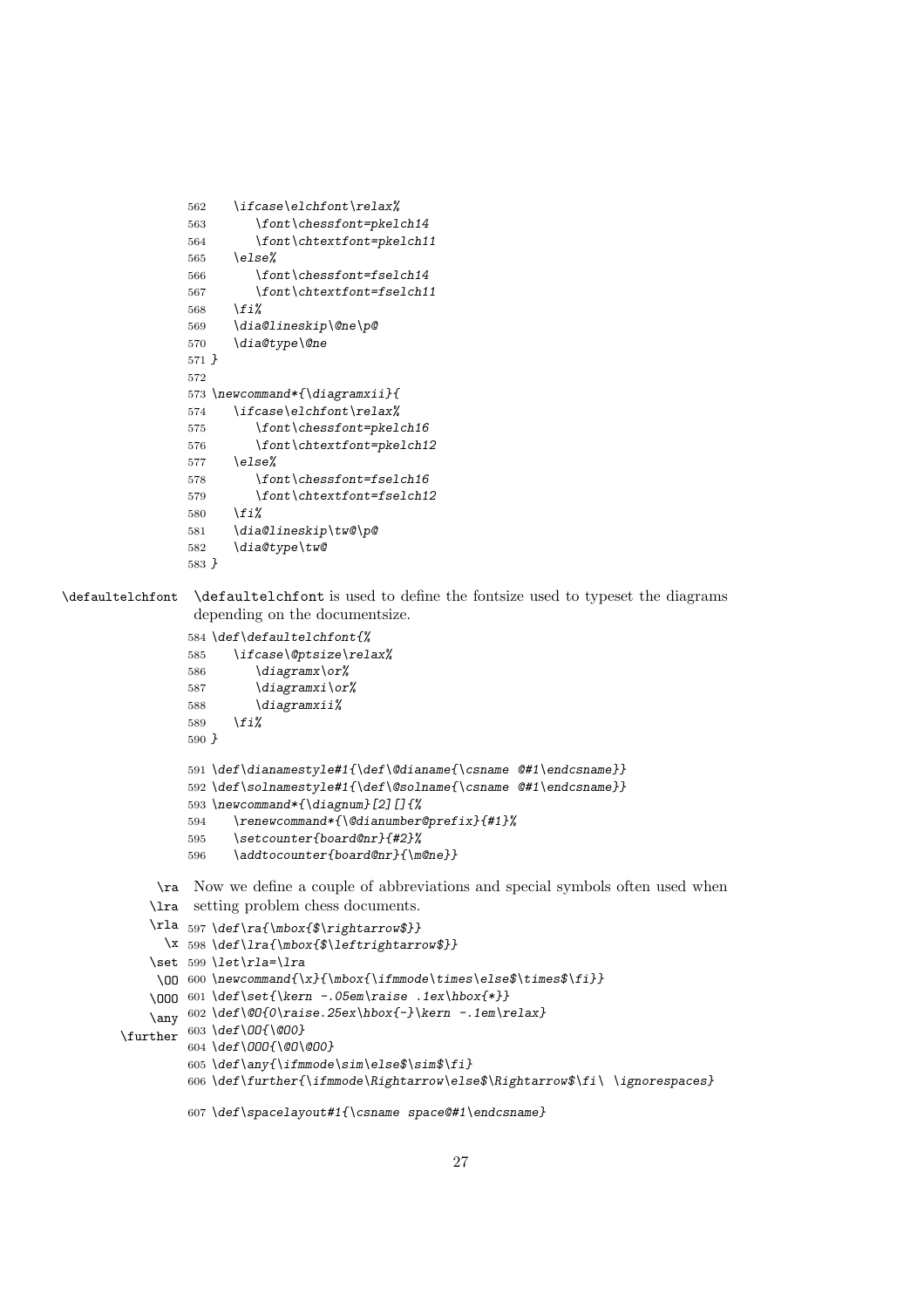```
562    \ifcase\elchfont\relax%
563       \font\chessfont=pkelch14
564       \font\chtextfont=pkelch11
565    \else%
566       \font\chessfont=fselch14
567       \font\chtextfont=fselch11
568    \fi%
569    \dia@lineskip\@ne\p@
570    \dia@type\@ne
571 }
572
573 \newcommand*{\diagramxii}{
574    \ifcase\elchfont\relax%
575       \font\chessfont=pkelch16
576       \font\chtextfont=pkelch12
577    \else%
578       \font\chessfont=fselch16
579       \font\chtextfont=fselch12
580    \fi%
581    \dia@lineskip\tw@\p@
582    \dia@type\tw@
583 }
```

`\defaultelchfont` — `\defaultelchfont` is used to define the fontsize used to typeset the diagrams depending on the documentsize.

```
584 \def\defaultelchfont{%
585    \ifcase\@ptsize\relax%
586       \diagramx\or%
587       \diagramxi\or%
588       \diagramxii%
589    \fi%
590 }

591 \def\dianamestyle#1{\def\@dianame{\csname @#1\endcsname}}
592 \def\solnamestyle#1{\def\@solname{\csname @#1\endcsname}}
593 \newcommand*{\diagnum}[2][]{%
594    \renewcommand*{\@dianumber@prefix}{#1}%
595    \setcounter{board@nr}{#2}%
596    \addtocounter{board@nr}{\m@ne}}
```

`\ra` `\lra` `\rla` `\x` `\set` `\OO` `\OOO` `\any` `\further` — Now we define a couple of abbreviations and special symbols often used when setting problem chess documents.

```
597 \def\ra{\mbox{$\rightarrow$}}
598 \def\lra{\mbox{$\leftrightarrow$}}
599 \let\rla=\lra
600 \newcommand*{\x}{\mbox{\ifmmode\times\else$\times$\fi}}
601 \def\set{\kern -.05em\raise .1ex\hbox{*}}
602 \def\@O{O\raise.25ex\hbox{-}\kern -.1em\relax}
603 \def\OO{\@OO}
604 \def\OOO{\@O\@OO}
605 \def\any{\ifmmode\sim\else$\sim$\fi}
606 \def\further{\ifmmode\Rightarrow\else$\Rightarrow$\fi\ \ignorespaces}

607 \def\spacelayout#1{\csname space@#1\endcsname}
```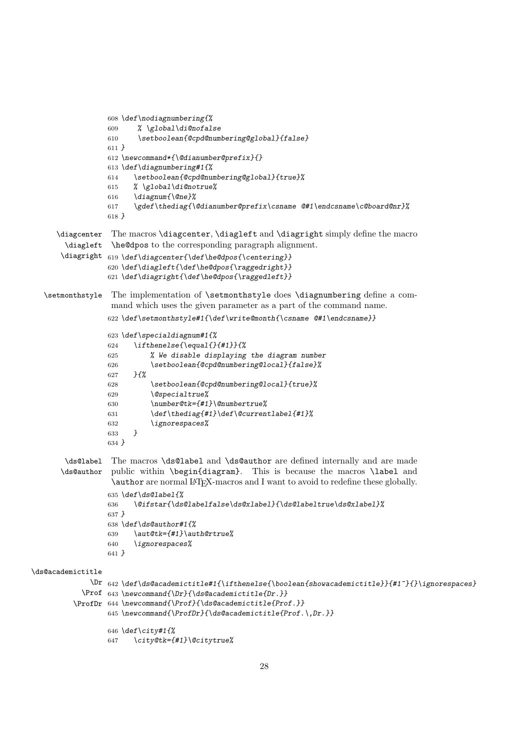```
608 \def\nodiagnumbering{%
609     % \global\di@nofalse
610     \setboolean{@cpd@numbering@global}{false}
611 }
612 \newcommand*{\@dianumber@prefix}{}
613 \def\diagnumbering#1{%
614    \setboolean{@cpd@numbering@global}{true}%
615    % \global\di@notrue%
616    \diagnum{\@ne}%
617    \gdef\thediag{\@dianumber@prefix\csname @#1\endcsname\c@board@nr}%
618 }
```

\diagcenter \diagleft \diagright The macros \diagcenter, \diagleft and \diagright simply define the macro \he@dpos to the corresponding paragraph alignment.

```
619 \def\diagcenter{\def\he@dpos{\centering}}
620 \def\diagleft{\def\he@dpos{\raggedright}}
621 \def\diagright{\def\he@dpos{\raggedleft}}
```

\setmonthstyle The implementation of \setmonthstyle does \diagnumbering define a command which uses the given parameter as a part of the command name.

```
622 \def\setmonthstyle#1{\def\write@month{\csname @#1\endcsname}}

623 \def\specialdiagnum#1{%
624    \ifthenelse{\equal{}{#1}}{%
625        % We disable displaying the diagram number
626        \setboolean{@cpd@numbering@local}{false}%
627    }{%
628        \setboolean{@cpd@numbering@local}{true}%
629        \@specialtrue%
630        \number@tk={#1}\@numbertrue%
631        \def\thediag{#1}\def\@currentlabel{#1}%
632        \ignorespaces%
633    }
634 }
```

\ds@label \ds@author The macros \ds@label and \ds@author are defined internally and are made public within \begin{diagram}. This is because the macros \label and \author are normal LaTeX-macros and I want to avoid to redefine these globally.

```
635 \def\ds@label{%
636    \@ifstar{\ds@labelfalse\ds@xlabel}{\ds@labeltrue\ds@xlabel}%
637 }
638 \def\ds@author#1{%
639    \aut@tk={#1}\auth@rtrue%
640    \ignorespaces%
641 }
```

\ds@academictitle \Dr \Prof \ProfDr

```
642 \def\ds@academictitle#1{\ifthenelse{\boolean{showacademictitle}}{#1~}{}\ignorespaces}
643 \newcommand{\Dr}{\ds@academictitle{Dr.}}
644 \newcommand{\Prof}{\ds@academictitle{Prof.}}
645 \newcommand{\ProfDr}{\ds@academictitle{Prof.\,Dr.}}

646 \def\city#1{%
647    \city@tk={#1}\@citytrue%
```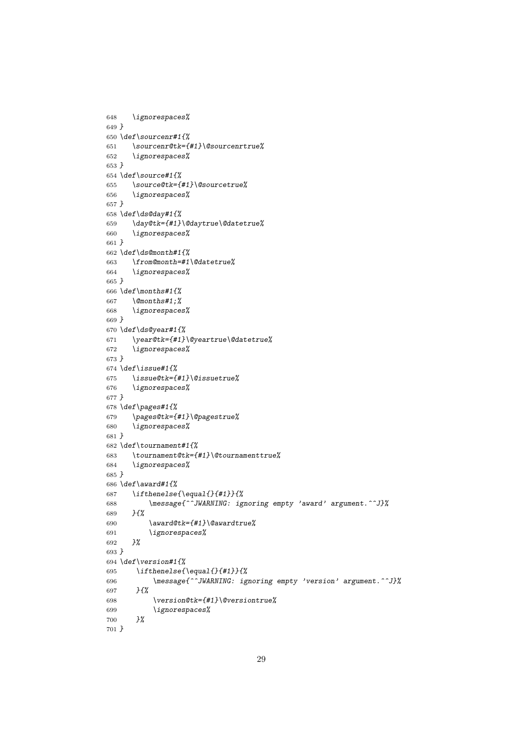```
648    \ignorespaces%
649 }
650 \def\sourcenr#1{%
651    \sourcenr@tk={#1}\@sourcenrtrue%
652    \ignorespaces%
653 }
654 \def\source#1{%
655    \source@tk={#1}\@sourcetrue%
656    \ignorespaces%
657 }
658 \def\ds@day#1{%
659    \day@tk={#1}\@daytrue\@datetrue%
660    \ignorespaces%
661 }
662 \def\ds@month#1{%
663    \from@month=#1\@datetrue%
664    \ignorespaces%
665 }
666 \def\months#1{%
667    \@months#1;%
668    \ignorespaces%
669 }
670 \def\ds@year#1{%
671    \year@tk={#1}\@yeartrue\@datetrue%
672    \ignorespaces%
673 }
674 \def\issue#1{%
675    \issue@tk={#1}\@issuetrue%
676    \ignorespaces%
677 }
678 \def\pages#1{%
679    \pages@tk={#1}\@pagestrue%
680    \ignorespaces%
681 }
682 \def\tournament#1{%
683    \tournament@tk={#1}\@tournamenttrue%
684    \ignorespaces%
685 }
686 \def\award#1{%
687    \ifthenelse{\equal{}{#1}}{%
688        \message{^^JWARNING: ignoring empty 'award' argument.^^J}%
689    }{%
690        \award@tk={#1}\@awardtrue%
691        \ignorespaces%
692    }%
693 }
694 \def\version#1{%
695     \ifthenelse{\equal{}{#1}}{%
696         \message{^^JWARNING: ignoring empty 'version' argument.^^J}%
697     }{%
698         \version@tk={#1}\@versiontrue%
699         \ignorespaces%
700     }%
701 }
```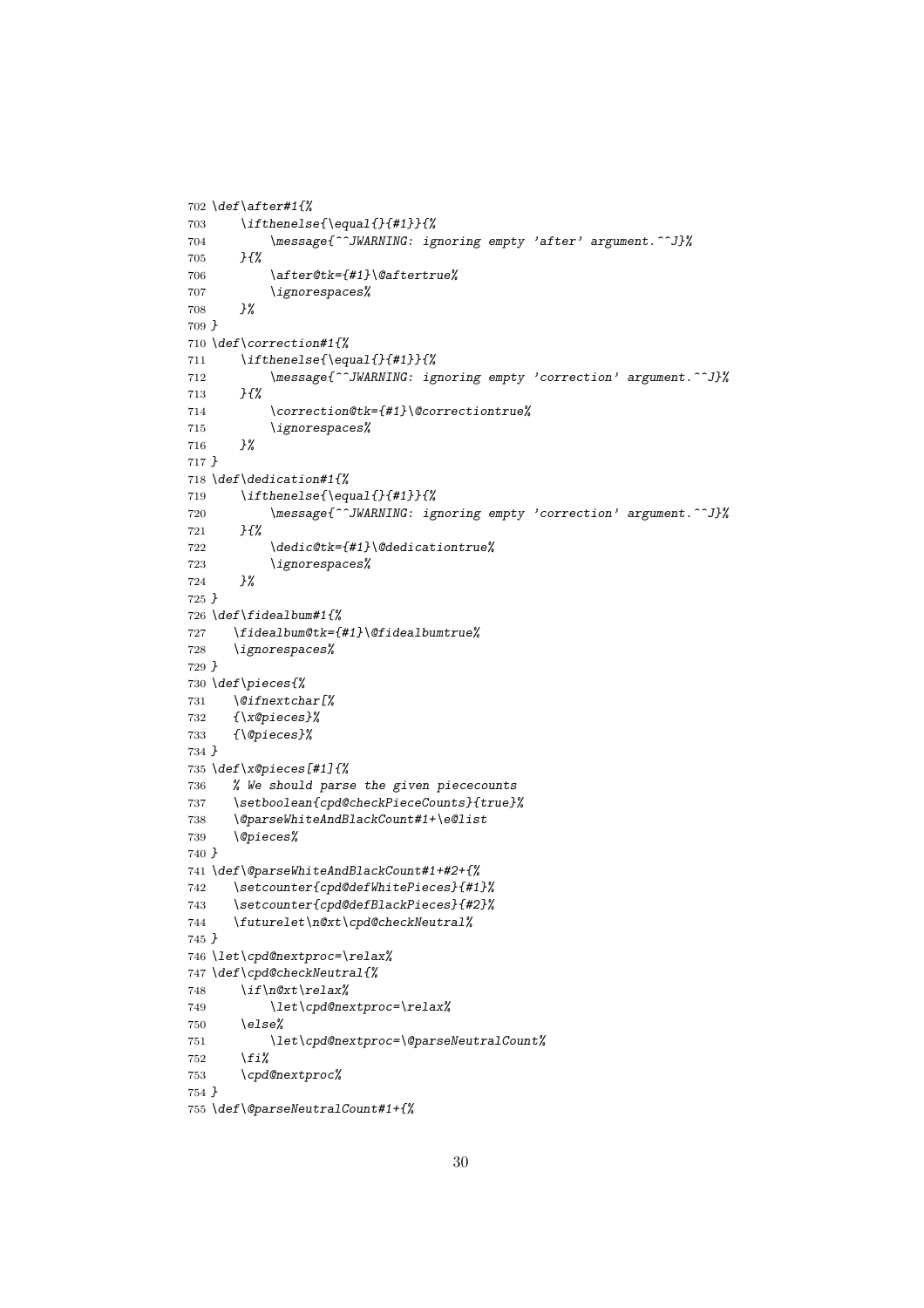```
702 \def\after#1{%
703     \ifthenelse{\equal{}{#1}}{%
704         \message{^^JWARNING: ignoring empty 'after' argument.^^J}%
705     }{%
706         \after@tk={#1}\@aftertrue%
707         \ignorespaces%
708     }%
709 }
710 \def\correction#1{%
711     \ifthenelse{\equal{}{#1}}{%
712         \message{^^JWARNING: ignoring empty 'correction' argument.^^J}%
713     }{%
714         \correction@tk={#1}\@correctiontrue%
715         \ignorespaces%
716     }%
717 }
718 \def\dedication#1{%
719     \ifthenelse{\equal{}{#1}}{%
720         \message{^^JWARNING: ignoring empty 'correction' argument.^^J}%
721     }{%
722         \dedic@tk={#1}\@dedicationtrue%
723         \ignorespaces%
724     }%
725 }
726 \def\fidealbum#1{%
727    \fidealbum@tk={#1}\@fidealbumtrue%
728    \ignorespaces%
729 }
730 \def\pieces{%
731    \@ifnextchar[%
732    {\x@pieces}%
733    {\@pieces}%
734 }
735 \def\x@pieces[#1]{%
736    % We should parse the given piececounts
737    \setboolean{cpd@checkPieceCounts}{true}%
738    \@parseWhiteAndBlackCount#1+\e@list
739    \@pieces%
740 }
741 \def\@parseWhiteAndBlackCount#1+#2+{%
742    \setcounter{cpd@defWhitePieces}{#1}%
743    \setcounter{cpd@defBlackPieces}{#2}%
744    \futurelet\n@xt\cpd@checkNeutral%
745 }
746 \let\cpd@nextproc=\relax%
747 \def\cpd@checkNeutral{%
748     \if\n@xt\relax%
749         \let\cpd@nextproc=\relax%
750     \else%
751         \let\cpd@nextproc=\@parseNeutralCount%
752     \fi%
753     \cpd@nextproc%
754 }
755 \def\@parseNeutralCount#1+{%
```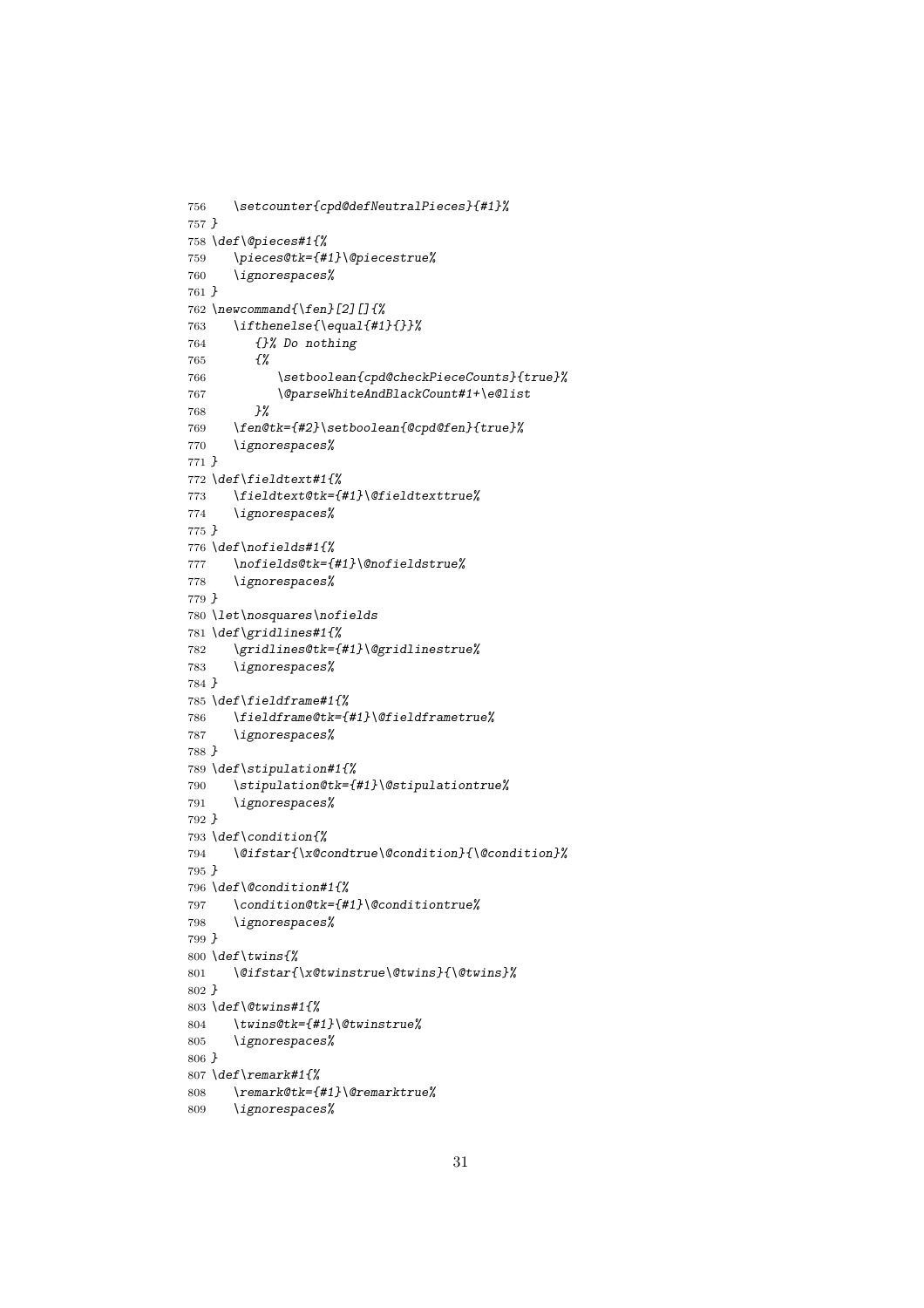```
756   \setcounter{cpd@defNeutralPieces}{#1}%
757 }
758 \def\@pieces#1{%
759   \pieces@tk={#1}\@piecestrue%
760   \ignorespaces%
761 }
762 \newcommand{\fen}[2][]{%
763   \ifthenelse{\equal{#1}{}}%
764     {}% Do nothing
765     {%
766       \setboolean{cpd@checkPieceCounts}{true}%
767       \@parseWhiteAndBlackCount#1+\e@list
768     }%
769   \fen@tk={#2}\setboolean{@cpd@fen}{true}%
770   \ignorespaces%
771 }
772 \def\fieldtext#1{%
773   \fieldtext@tk={#1}\@fieldtexttrue%
774   \ignorespaces%
775 }
776 \def\nofields#1{%
777   \nofields@tk={#1}\@nofieldstrue%
778   \ignorespaces%
779 }
780 \let\nosquares\nofields
781 \def\gridlines#1{%
782   \gridlines@tk={#1}\@gridlinestrue%
783   \ignorespaces%
784 }
785 \def\fieldframe#1{%
786   \fieldframe@tk={#1}\@fieldframetrue%
787   \ignorespaces%
788 }
789 \def\stipulation#1{%
790   \stipulation@tk={#1}\@stipulationtrue%
791   \ignorespaces%
792 }
793 \def\condition{%
794   \@ifstar{\x@condtrue\@condition}{\@condition}%
795 }
796 \def\@condition#1{%
797   \condition@tk={#1}\@conditiontrue%
798   \ignorespaces%
799 }
800 \def\twins{%
801   \@ifstar{\x@twinstrue\@twins}{\@twins}%
802 }
803 \def\@twins#1{%
804   \twins@tk={#1}\@twinstrue%
805   \ignorespaces%
806 }
807 \def\remark#1{%
808   \remark@tk={#1}\@remarktrue%
809   \ignorespaces%
```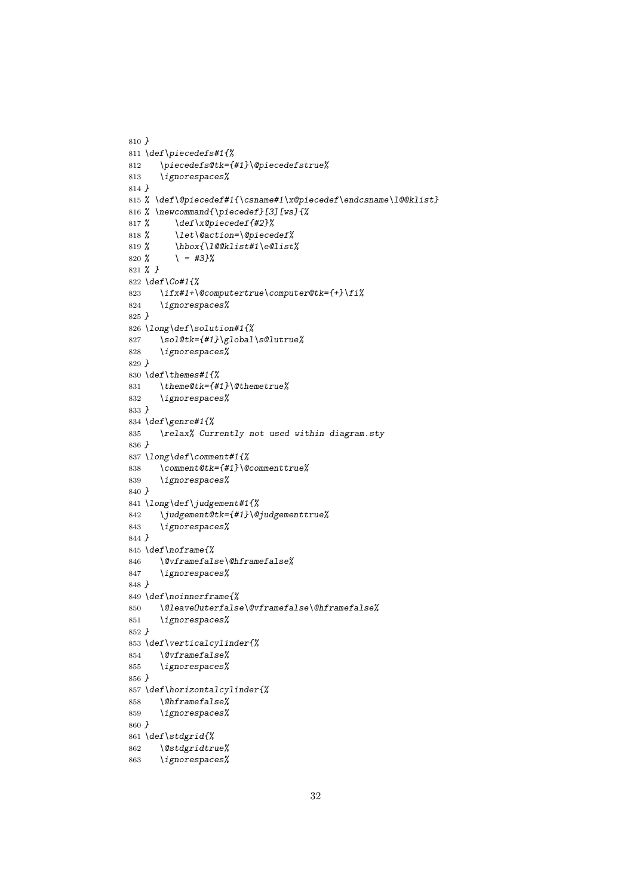```
810 }
811 \def\piecedefs#1{%
812    \piecedefs@tk={#1}\@piecedefstrue%
813    \ignorespaces%
814 }
815 % \def\@piecedef#1{\csname#1\x@piecedef\endcsname\l@@klist}
816 % \newcommand{\piecedef}[3][ws]{%
817 %      \def\x@piecedef{#2}%
818 %      \let\@action=\@piecedef%
819 %      \hbox{\l@@klist#1\e@list%
820 %      \ = #3}%
821 % }
822 \def\Co#1{%
823    \ifx#1+\@computertrue\computer@tk={+}\fi%
824    \ignorespaces%
825 }
826 \long\def\solution#1{%
827    \sol@tk={#1}\global\s@lutrue%
828    \ignorespaces%
829 }
830 \def\themes#1{%
831    \theme@tk={#1}\@themetrue%
832    \ignorespaces%
833 }
834 \def\genre#1{%
835    \relax% Currently not used within diagram.sty
836 }
837 \long\def\comment#1{%
838    \comment@tk={#1}\@commenttrue%
839    \ignorespaces%
840 }
841 \long\def\judgement#1{%
842    \judgement@tk={#1}\@judgementtrue%
843    \ignorespaces%
844 }
845 \def\noframe{%
846    \@vframefalse\@hframefalse%
847    \ignorespaces%
848 }
849 \def\noinnerframe{%
850    \@leaveOuterfalse\@vframefalse\@hframefalse%
851    \ignorespaces%
852 }
853 \def\verticalcylinder{%
854    \@vframefalse%
855    \ignorespaces%
856 }
857 \def\horizontalcylinder{%
858    \@hframefalse%
859    \ignorespaces%
860 }
861 \def\stdgrid{%
862    \@stdgridtrue%
863    \ignorespaces%
```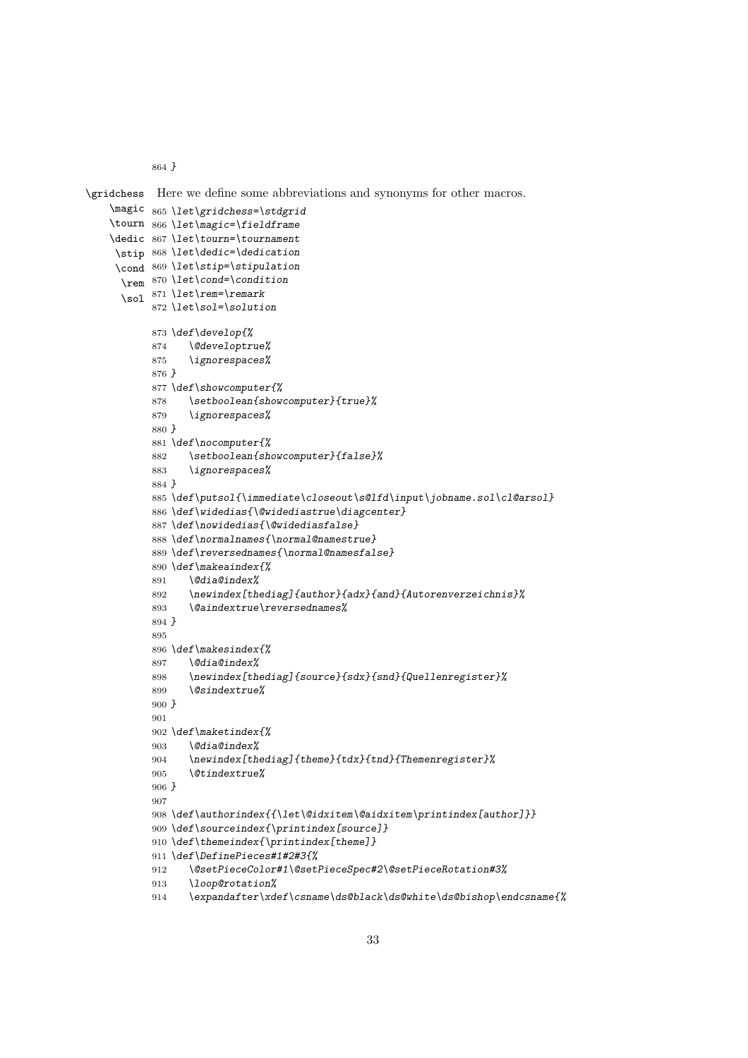```
864 }
```

`\gridchess` `\magic` `\tourn` `\dedic` `\stip` `\cond` `\rem` `\sol` Here we define some abbreviations and synonyms for other macros.

```
865 \let\gridchess=\stdgrid
866 \let\magic=\fieldframe
867 \let\tourn=\tournament
868 \let\dedic=\dedication
869 \let\stip=\stipulation
870 \let\cond=\condition
871 \let\rem=\remark
872 \let\sol=\solution

873 \def\develop{%
874    \@developtrue%
875    \ignorespaces%
876 }
877 \def\showcomputer{%
878    \setboolean{showcomputer}{true}%
879    \ignorespaces%
880 }
881 \def\nocomputer{%
882    \setboolean{showcomputer}{false}%
883    \ignorespaces%
884 }
885 \def\putsol{\immediate\closeout\s@lfd\input\jobname.sol\cl@arsol}
886 \def\widedias{\@widediastrue\diagcenter}
887 \def\nowidedias{\@widediasfalse}
888 \def\normalnames{\normal@namestrue}
889 \def\reversednames{\normal@namesfalse}
890 \def\makeaindex{%
891    \@dia@index%
892    \newindex[thediag]{author}{adx}{and}{Autorenverzeichnis}%
893    \@aindextrue\reversednames%
894 }
895
896 \def\makesindex{%
897    \@dia@index%
898    \newindex[thediag]{source}{sdx}{snd}{Quellenregister}%
899    \@sindextrue%
900 }
901
902 \def\maketindex{%
903    \@dia@index%
904    \newindex[thediag]{theme}{tdx}{tnd}{Themenregister}%
905    \@tindextrue%
906 }
907
908 \def\authorindex{{\let\@idxitem\@aidxitem\printindex[author]}}
909 \def\sourceindex{\printindex[source]}
910 \def\themeindex{\printindex[theme]}
911 \def\DefinePieces#1#2#3{%
912    \@setPieceColor#1\@setPieceSpec#2\@setPieceRotation#3%
913    \loop@rotation%
914    \expandafter\xdef\csname\ds@black\ds@white\ds@bishop\endcsname{%
```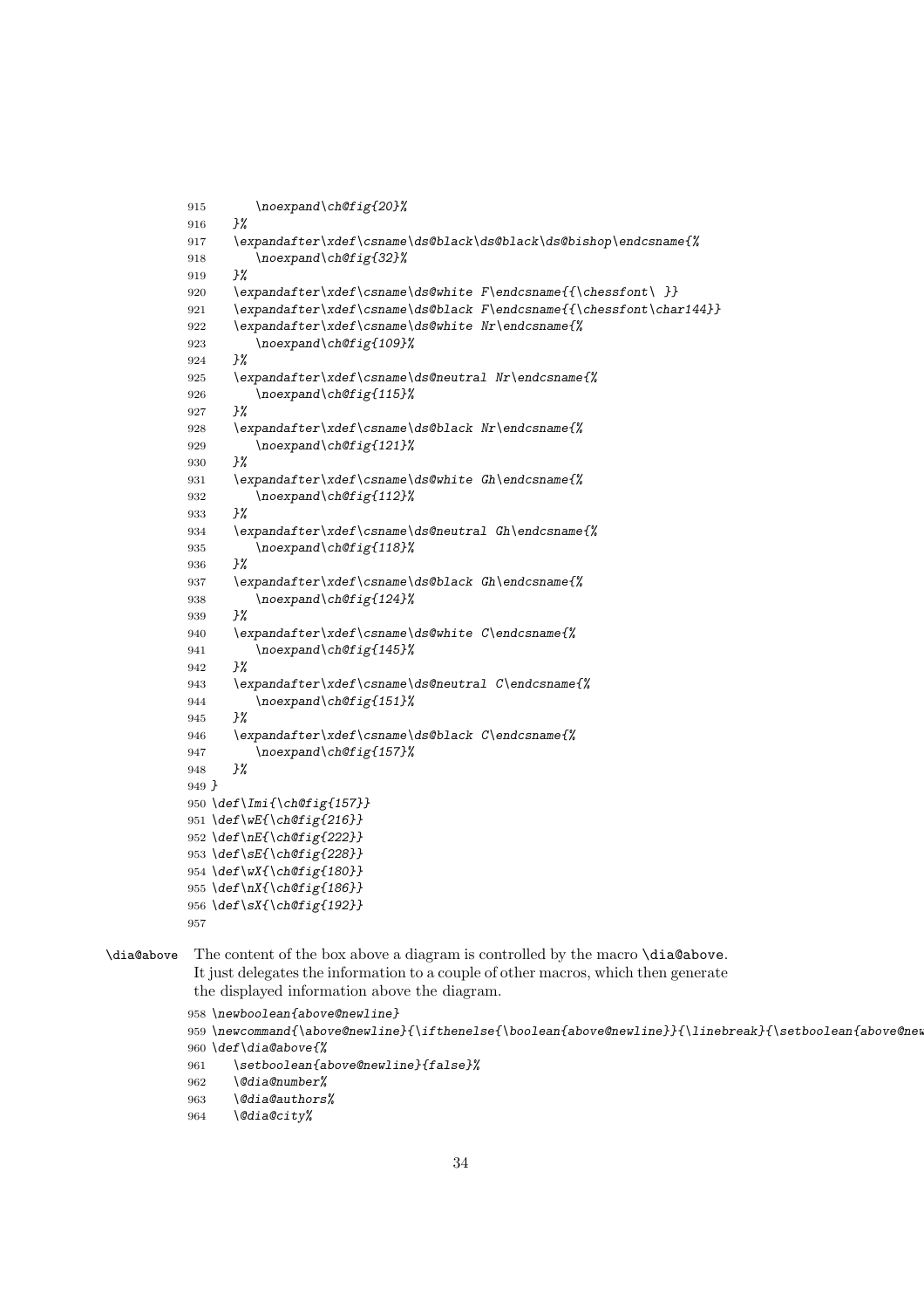```
915        \noexpand\ch@fig{20}%
916    }%
917    \expandafter\xdef\csname\ds@black\ds@black\ds@bishop\endcsname{%
918        \noexpand\ch@fig{32}%
919    }%
920    \expandafter\xdef\csname\ds@white F\endcsname{{\chessfont\ }}
921    \expandafter\xdef\csname\ds@black F\endcsname{{\chessfont\char144}}
922    \expandafter\xdef\csname\ds@white Nr\endcsname{%
923        \noexpand\ch@fig{109}%
924    }%
925    \expandafter\xdef\csname\ds@neutral Nr\endcsname{%
926        \noexpand\ch@fig{115}%
927    }%
928    \expandafter\xdef\csname\ds@black Nr\endcsname{%
929        \noexpand\ch@fig{121}%
930    }%
931    \expandafter\xdef\csname\ds@white Gh\endcsname{%
932        \noexpand\ch@fig{112}%
933    }%
934    \expandafter\xdef\csname\ds@neutral Gh\endcsname{%
935        \noexpand\ch@fig{118}%
936    }%
937    \expandafter\xdef\csname\ds@black Gh\endcsname{%
938        \noexpand\ch@fig{124}%
939    }%
940    \expandafter\xdef\csname\ds@white C\endcsname{%
941        \noexpand\ch@fig{145}%
942    }%
943    \expandafter\xdef\csname\ds@neutral C\endcsname{%
944        \noexpand\ch@fig{151}%
945    }%
946    \expandafter\xdef\csname\ds@black C\endcsname{%
947        \noexpand\ch@fig{157}%
948    }%
949 }
950 \def\Imi{\ch@fig{157}}
951 \def\wE{\ch@fig{216}}
952 \def\nE{\ch@fig{222}}
953 \def\sE{\ch@fig{228}}
954 \def\wX{\ch@fig{180}}
955 \def\nX{\ch@fig{186}}
956 \def\sX{\ch@fig{192}}
957
```

`\dia@above` The content of the box above a diagram is controlled by the macro `\dia@above`. It just delegates the information to a couple of other macros, which then generate the displayed information above the diagram.

```
958 \newboolean{above@newline}
959 \newcommand{\above@newline}{\ifthenelse{\boolean{above@newline}}{\linebreak}{\setboolean{above@new
960 \def\dia@above{%
961    \setboolean{above@newline}{false}%
962    \@dia@number%
963    \@dia@authors%
964    \@dia@city%
```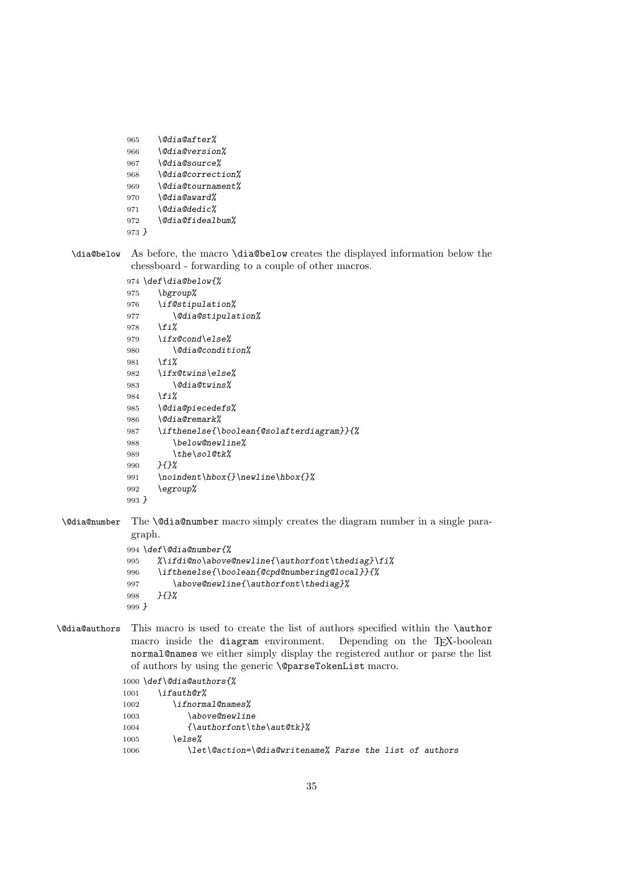```
965    \@dia@after%
966    \@dia@version%
967    \@dia@source%
968    \@dia@correction%
969    \@dia@tournament%
970    \@dia@award%
971    \@dia@dedic%
972    \@dia@fidealbum%
973 }
```

`\dia@below` As before, the macro `\dia@below` creates the displayed information below the chessboard - forwarding to a couple of other macros.

```
974 \def\dia@below{%
975    \bgroup%
976    \if@stipulation%
977       \@dia@stipulation%
978    \fi%
979    \ifx@cond\else%
980       \@dia@condition%
981    \fi%
982    \ifx@twins\else%
983       \@dia@twins%
984    \fi%
985    \@dia@piecedefs%
986    \@dia@remark%
987    \ifthenelse{\boolean{@solafterdiagram}}{%
988       \below@newline%
989       \the\sol@tk%
990    }{}%
991    \noindent\hbox{}\newline\hbox{}%
992    \egroup%
993 }
```

`\@dia@number` The `\@dia@number` macro simply creates the diagram number in a single paragraph.

```
994 \def\@dia@number{%
995    %\ifdi@no\above@newline{\authorfont\thediag}\fi%
996    \ifthenelse{\boolean{@cpd@numbering@local}}{%
997       \above@newline{\authorfont\thediag}%
998    }{}%
999 }
```

`\@dia@authors` This macro is used to create the list of authors specified within the `\author` macro inside the `diagram` environment. Depending on the TEX-boolean `normal@names` we either simply display the registered author or parse the list of authors by using the generic `\@parseTokenList` macro.

```
1000 \def\@dia@authors{%
1001    \ifauth@r%
1002       \ifnormal@names%
1003          \above@newline
1004          {\authorfont\the\aut@tk}%
1005       \else%
1006          \let\@action=\@dia@writename% Parse the list of authors
```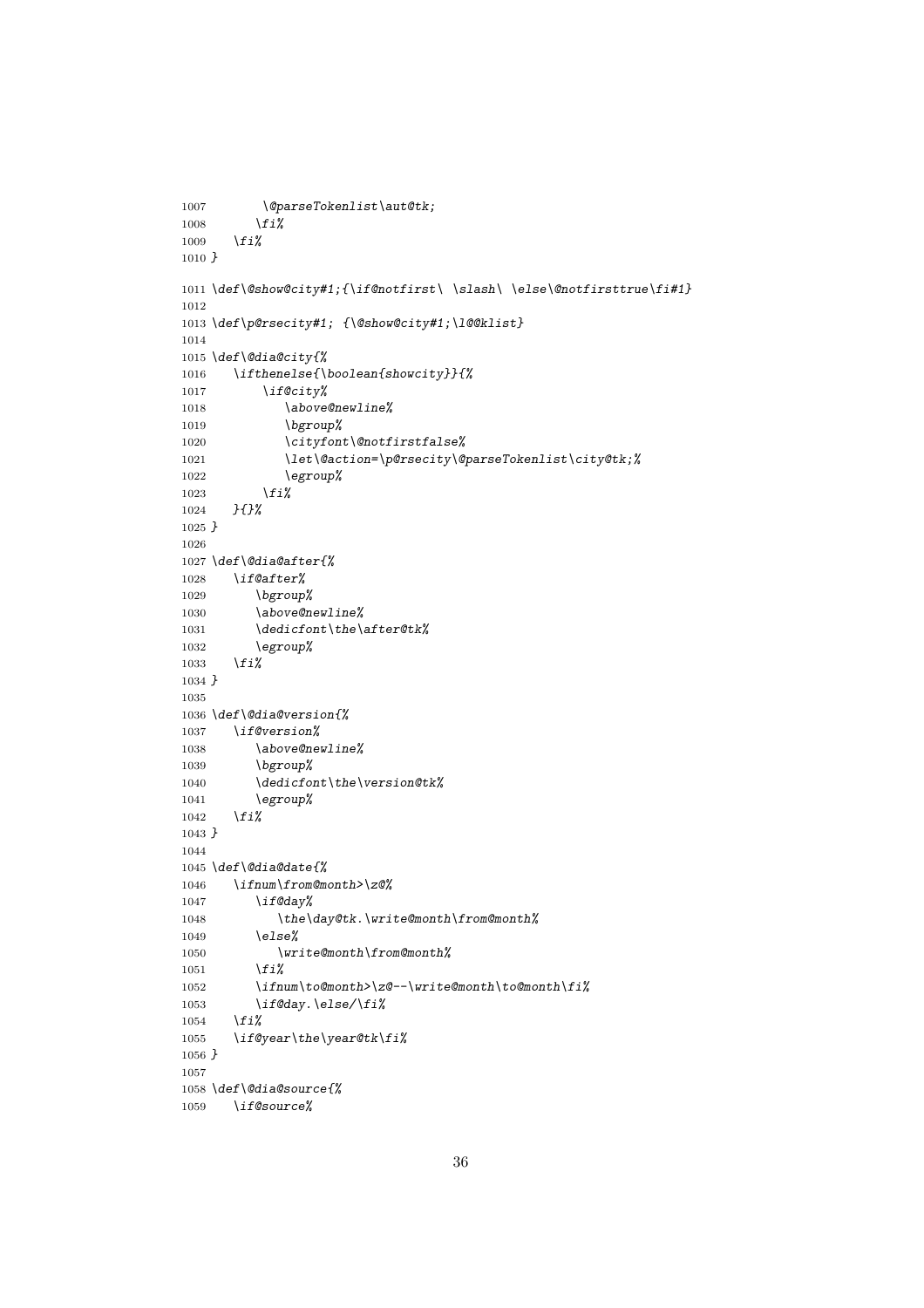```
1007        \@parseTokenlist\aut@tk;
1008       \fi%
1009    \fi%
1010 }
1011 \def\@show@city#1;{\if@notfirst\ \slash\ \else\@notfirsttrue\fi#1}
1012
1013 \def\p@rsecity#1; {\@show@city#1;\l@@klist}
1014
1015 \def\@dia@city{%
1016    \ifthenelse{\boolean{showcity}}{%
1017       \if@city%
1018          \above@newline%
1019          \bgroup%
1020          \cityfont\@notfirstfalse%
1021          \let\@action=\p@rsecity\@parseTokenlist\city@tk;%
1022          \egroup%
1023       \fi%
1024    }{}%
1025 }
1026
1027 \def\@dia@after{%
1028    \if@after%
1029       \bgroup%
1030       \above@newline%
1031       \dedicfont\the\after@tk%
1032       \egroup%
1033    \fi%
1034 }
1035
1036 \def\@dia@version{%
1037    \if@version%
1038       \above@newline%
1039       \bgroup%
1040       \dedicfont\the\version@tk%
1041       \egroup%
1042    \fi%
1043 }
1044
1045 \def\@dia@date{%
1046    \ifnum\from@month>\z@%
1047       \if@day%
1048          \the\day@tk.\write@month\from@month%
1049       \else%
1050          \write@month\from@month%
1051       \fi%
1052       \ifnum\to@month>\z@--\write@month\to@month\fi%
1053       \if@day.\else/\fi%
1054    \fi%
1055    \if@year\the\year@tk\fi%
1056 }
1057
1058 \def\@dia@source{%
1059    \if@source%
```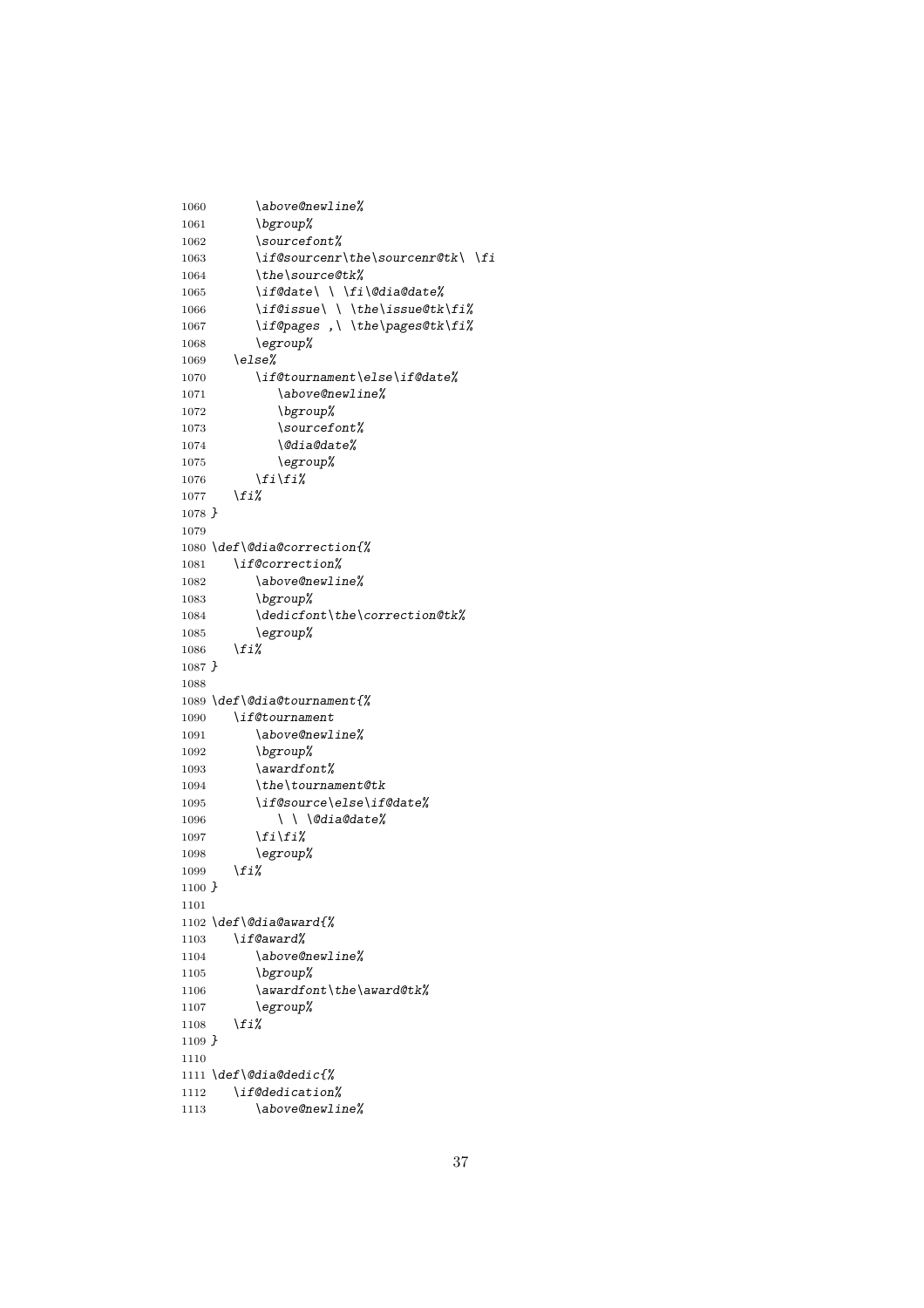```
1060       \above@newline%
1061       \bgroup%
1062       \sourcefont%
1063       \if@sourcenr\the\sourcenr@tk\ \fi
1064       \the\source@tk%
1065       \if@date\ \ \fi\@dia@date%
1066       \if@issue\ \ \the\issue@tk\fi%
1067       \if@pages ,\ \the\pages@tk\fi%
1068       \egroup%
1069    \else%
1070       \if@tournament\else\if@date%
1071          \above@newline%
1072          \bgroup%
1073          \sourcefont%
1074          \@dia@date%
1075          \egroup%
1076       \fi\fi%
1077    \fi%
1078 }
1079
1080 \def\@dia@correction{%
1081    \if@correction%
1082       \above@newline%
1083       \bgroup%
1084       \dedicfont\the\correction@tk%
1085       \egroup%
1086    \fi%
1087 }
1088
1089 \def\@dia@tournament{%
1090    \if@tournament
1091       \above@newline%
1092       \bgroup%
1093       \awardfont%
1094       \the\tournament@tk
1095       \if@source\else\if@date%
1096          \ \ \@dia@date%
1097       \fi\fi%
1098       \egroup%
1099    \fi%
1100 }
1101
1102 \def\@dia@award{%
1103    \if@award%
1104       \above@newline%
1105       \bgroup%
1106       \awardfont\the\award@tk%
1107       \egroup%
1108    \fi%
1109 }
1110
1111 \def\@dia@dedic{%
1112    \if@dedication%
1113       \above@newline%
```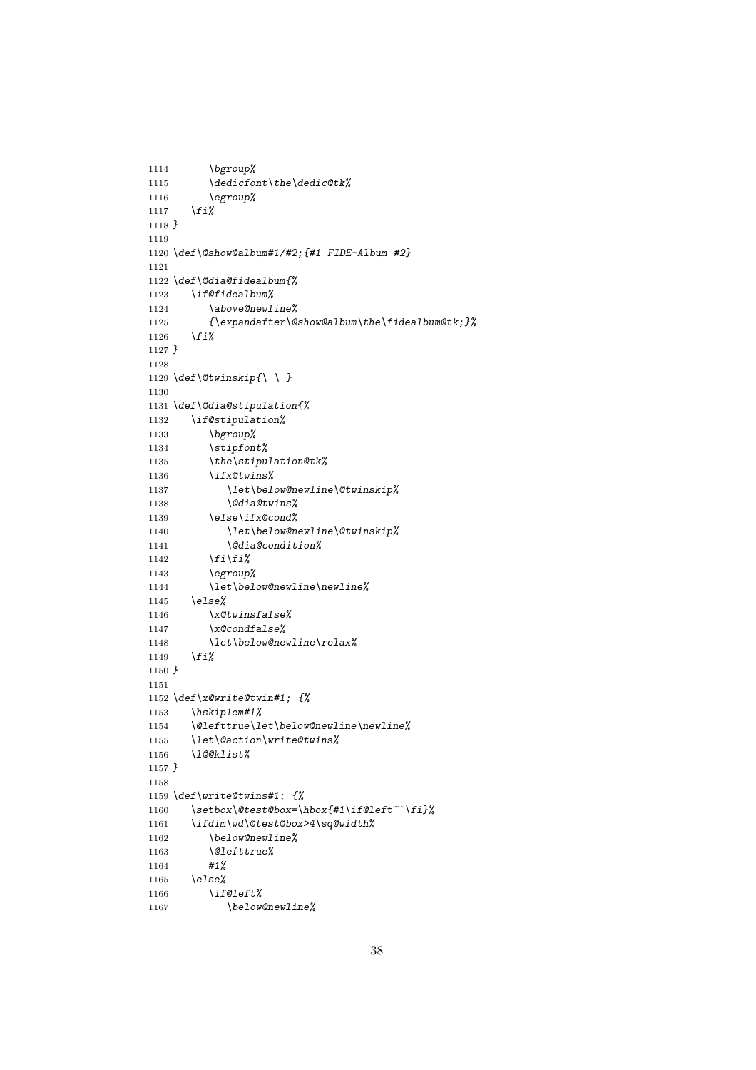```
1114       \bgroup%
1115       \dedicfont\the\dedic@tk%
1116       \egroup%
1117    \fi%
1118 }
1119
1120 \def\@show@album#1/#2;{#1 FIDE-Album #2}
1121
1122 \def\@dia@fidealbum{%
1123    \if@fidealbum%
1124       \above@newline%
1125       {\expandafter\@show@album\the\fidealbum@tk;}%
1126    \fi%
1127 }
1128
1129 \def\@twinskip{\ \ }
1130
1131 \def\@dia@stipulation{%
1132    \if@stipulation%
1133       \bgroup%
1134       \stipfont%
1135       \the\stipulation@tk%
1136       \ifx@twins%
1137          \let\below@newline\@twinskip%
1138          \@dia@twins%
1139       \else\ifx@cond%
1140          \let\below@newline\@twinskip%
1141          \@dia@condition%
1142       \fi\fi%
1143       \egroup%
1144       \let\below@newline\newline%
1145    \else%
1146       \x@twinsfalse%
1147       \x@condfalse%
1148       \let\below@newline\relax%
1149    \fi%
1150 }
1151
1152 \def\x@write@twin#1; {%
1153    \hskip1em#1%
1154    \@lefttrue\let\below@newline\newline%
1155    \let\@action\write@twins%
1156    \l@@klist%
1157 }
1158
1159 \def\write@twins#1; {%
1160    \setbox\@test@box=\hbox{#1\if@left~~\fi}%
1161    \ifdim\wd\@test@box>4\sq@width%
1162       \below@newline%
1163       \@lefttrue%
1164       #1%
1165    \else%
1166       \if@left%
1167          \below@newline%
```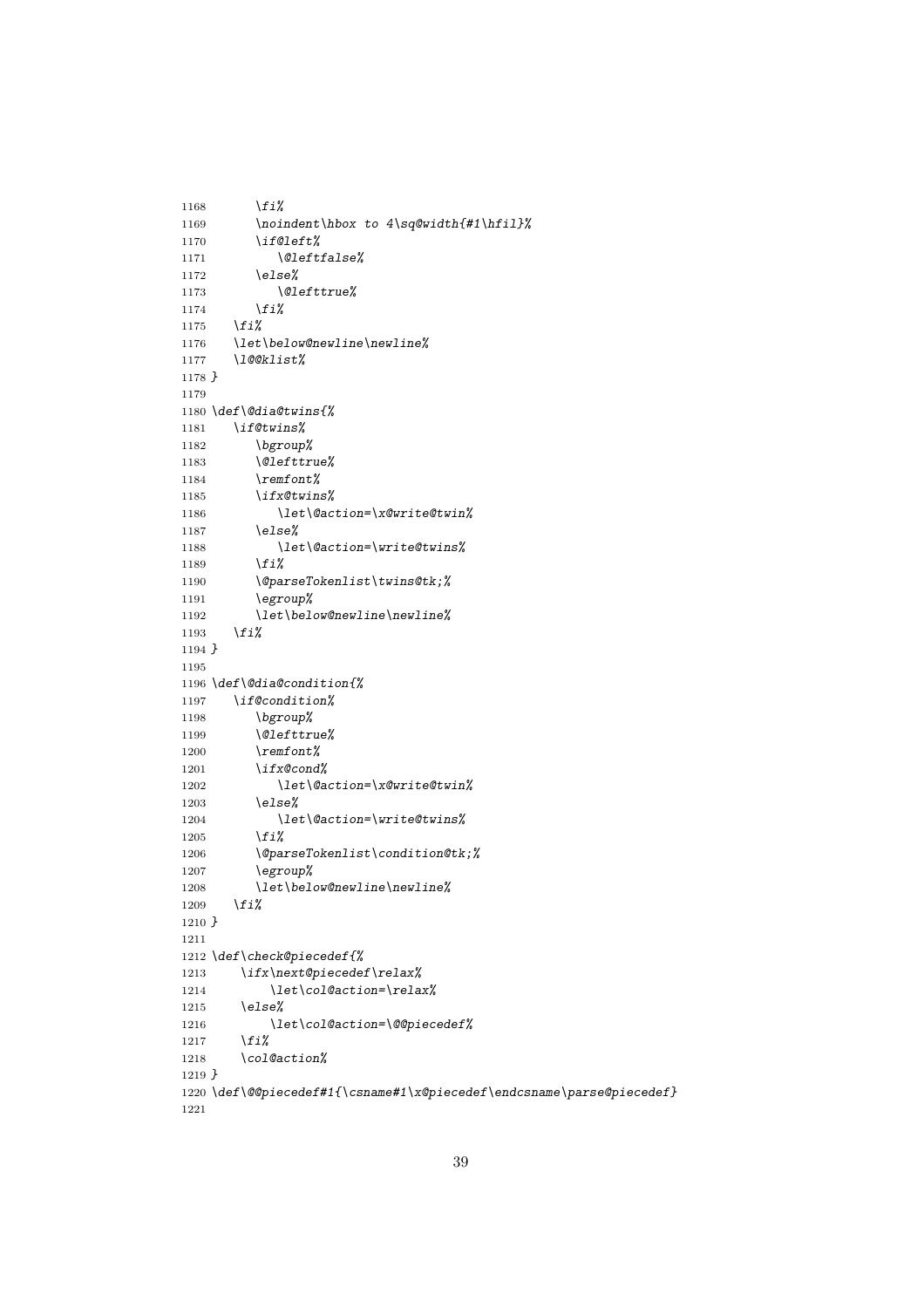```
1168       \fi%
1169       \noindent\hbox to 4\sq@width{#1\hfil}%
1170       \if@left%
1171          \@leftfalse%
1172       \else%
1173          \@lefttrue%
1174       \fi%
1175    \fi%
1176    \let\below@newline\newline%
1177    \l@@klist%
1178 }
1179
1180 \def\@dia@twins{%
1181    \if@twins%
1182       \bgroup%
1183       \@lefttrue%
1184       \remfont%
1185       \ifx@twins%
1186          \let\@action=\x@write@twin%
1187       \else%
1188          \let\@action=\write@twins%
1189       \fi%
1190       \@parseTokenlist\twins@tk;%
1191       \egroup%
1192       \let\below@newline\newline%
1193    \fi%
1194 }
1195
1196 \def\@dia@condition{%
1197    \if@condition%
1198       \bgroup%
1199       \@lefttrue%
1200       \remfont%
1201       \ifx@cond%
1202          \let\@action=\x@write@twin%
1203       \else%
1204          \let\@action=\write@twins%
1205       \fi%
1206       \@parseTokenlist\condition@tk;%
1207       \egroup%
1208       \let\below@newline\newline%
1209    \fi%
1210 }
1211
1212 \def\check@piecedef{%
1213     \ifx\next@piecedef\relax%
1214         \let\col@action=\relax%
1215     \else%
1216         \let\col@action=\@@piecedef%
1217     \fi%
1218     \col@action%
1219 }
1220 \def\@@piecedef#1{\csname#1\x@piecedef\endcsname\parse@piecedef}
1221
```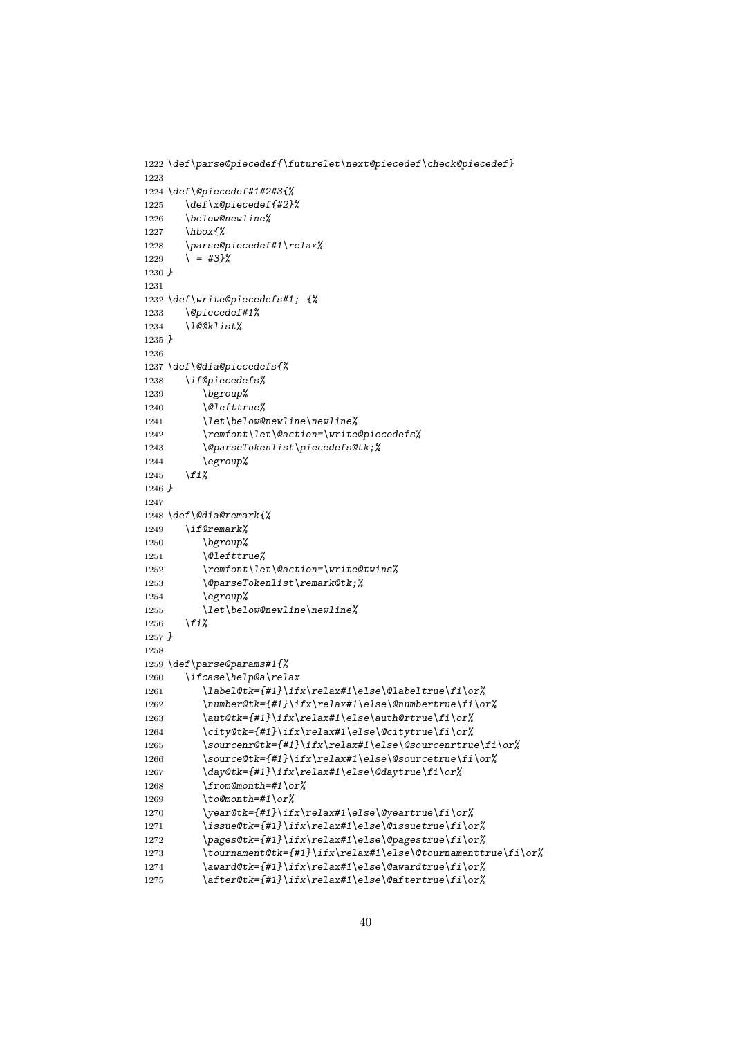```
1222 \def\parse@piecedef{\futurelet\next@piecedef\check@piecedef}
1223
1224 \def\@piecedef#1#2#3{%
1225    \def\x@piecedef{#2}%
1226    \below@newline%
1227    \hbox{%
1228    \parse@piecedef#1\relax%
1229    \ = #3}%
1230 }
1231
1232 \def\write@piecedefs#1; {%
1233    \@piecedef#1%
1234    \l@@klist%
1235 }
1236
1237 \def\@dia@piecedefs{%
1238    \if@piecedefs%
1239       \bgroup%
1240       \@lefttrue%
1241       \let\below@newline\newline%
1242       \remfont\let\@action=\write@piecedefs%
1243       \@parseTokenlist\piecedefs@tk;%
1244       \egroup%
1245    \fi%
1246 }
1247
1248 \def\@dia@remark{%
1249    \if@remark%
1250       \bgroup%
1251       \@lefttrue%
1252       \remfont\let\@action=\write@twins%
1253       \@parseTokenlist\remark@tk;%
1254       \egroup%
1255       \let\below@newline\newline%
1256    \fi%
1257 }
1258
1259 \def\parse@params#1{%
1260    \ifcase\help@a\relax
1261       \label@tk={#1}\ifx\relax#1\else\@labeltrue\fi\or%
1262       \number@tk={#1}\ifx\relax#1\else\@numbertrue\fi\or%
1263       \aut@tk={#1}\ifx\relax#1\else\auth@rtrue\fi\or%
1264       \city@tk={#1}\ifx\relax#1\else\@citytrue\fi\or%
1265       \sourcenr@tk={#1}\ifx\relax#1\else\@sourcenrtrue\fi\or%
1266       \source@tk={#1}\ifx\relax#1\else\@sourcetrue\fi\or%
1267       \day@tk={#1}\ifx\relax#1\else\@daytrue\fi\or%
1268       \from@month=#1\or%
1269       \to@month=#1\or%
1270       \year@tk={#1}\ifx\relax#1\else\@yeartrue\fi\or%
1271       \issue@tk={#1}\ifx\relax#1\else\@issuetrue\fi\or%
1272       \pages@tk={#1}\ifx\relax#1\else\@pagestrue\fi\or%
1273       \tournament@tk={#1}\ifx\relax#1\else\@tournamenttrue\fi\or%
1274       \award@tk={#1}\ifx\relax#1\else\@awardtrue\fi\or%
1275       \after@tk={#1}\ifx\relax#1\else\@aftertrue\fi\or%
```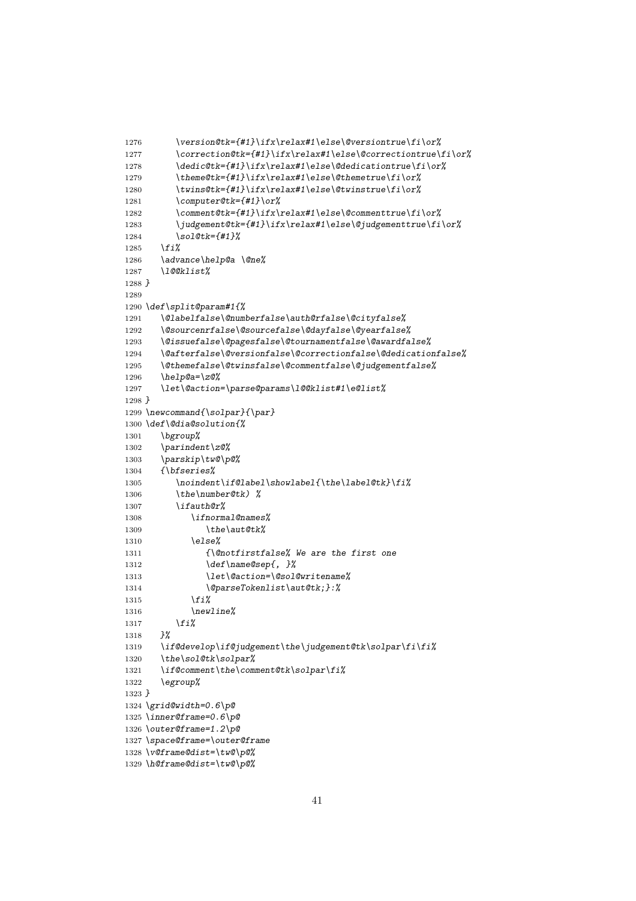```
1276       \version@tk={#1}\ifx\relax#1\else\@versiontrue\fi\or%
1277       \correction@tk={#1}\ifx\relax#1\else\@correctiontrue\fi\or%
1278       \dedic@tk={#1}\ifx\relax#1\else\@dedicationtrue\fi\or%
1279       \theme@tk={#1}\ifx\relax#1\else\@themetrue\fi\or%
1280       \twins@tk={#1}\ifx\relax#1\else\@twinstrue\fi\or%
1281       \computer@tk={#1}\or%
1282       \comment@tk={#1}\ifx\relax#1\else\@commenttrue\fi\or%
1283       \judgement@tk={#1}\ifx\relax#1\else\@judgementtrue\fi\or%
1284       \sol@tk={#1}%
1285    \fi%
1286    \advance\help@a \@ne%
1287    \l@@klist%
1288 }
1289
1290 \def\split@param#1{%
1291    \@labelfalse\@numberfalse\auth@rfalse\@cityfalse%
1292    \@sourcenrfalse\@sourcefalse\@dayfalse\@yearfalse%
1293    \@issuefalse\@pagesfalse\@tournamentfalse\@awardfalse%
1294    \@afterfalse\@versionfalse\@correctionfalse\@dedicationfalse%
1295    \@themefalse\@twinsfalse\@commentfalse\@judgementfalse%
1296    \help@a=\z@%
1297    \let\@action=\parse@params\l@@klist#1\e@list%
1298 }
1299 \newcommand{\solpar}{\par}
1300 \def\@dia@solution{%
1301    \bgroup%
1302    \parindent\z@%
1303    \parskip\tw@\p@%
1304    {\bfseries%
1305       \noindent\if@label\showlabel{\the\label@tk}\fi%
1306       \the\number@tk) %
1307       \ifauth@r%
1308          \ifnormal@names%
1309             \the\aut@tk%
1310          \else%
1311             {\@notfirstfalse% We are the first one
1312             \def\name@sep{, }%
1313             \let\@action=\@sol@writename%
1314             \@parseTokenlist\aut@tk;}:%
1315          \fi%
1316          \newline%
1317       \fi%
1318    }%
1319    \if@develop\if@judgement\the\judgement@tk\solpar\fi\fi%
1320    \the\sol@tk\solpar%
1321    \if@comment\the\comment@tk\solpar\fi%
1322    \egroup%
1323 }
1324 \grid@width=0.6\p@
1325 \inner@frame=0.6\p@
1326 \outer@frame=1.2\p@
1327 \space@frame=\outer@frame
1328 \v@frame@dist=\tw@\p@%
1329 \h@frame@dist=\tw@\p@%
```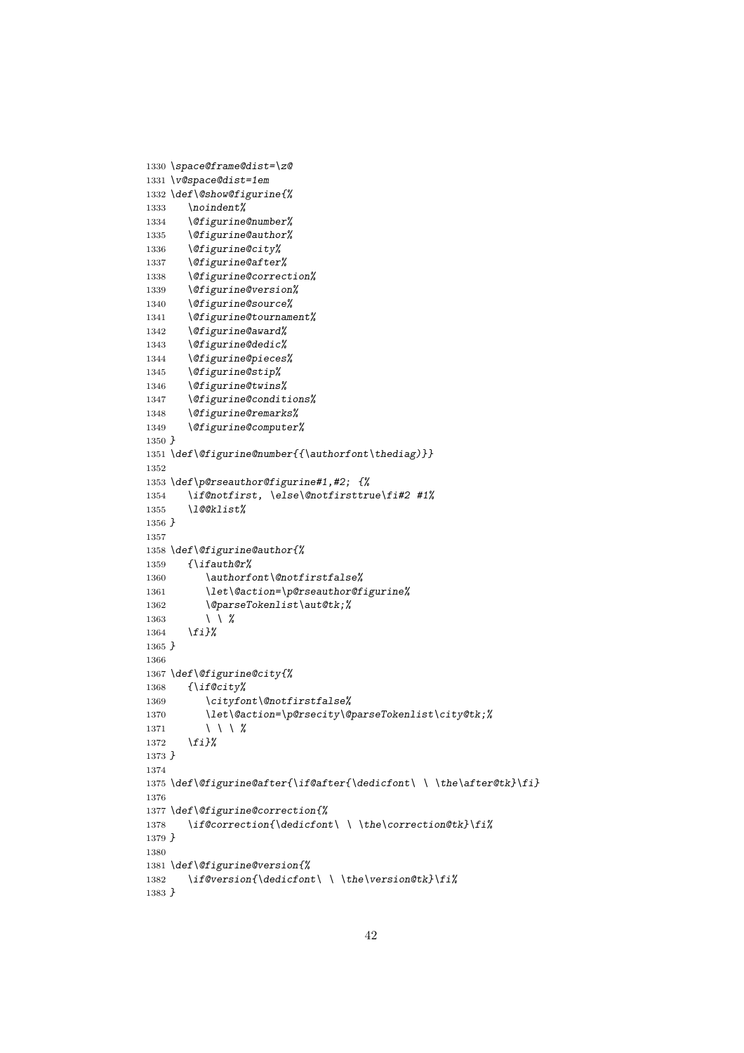```
1330 \space@frame@dist=\z@
1331 \v@space@dist=1em
1332 \def\@show@figurine{%
1333    \noindent%
1334    \@figurine@number%
1335    \@figurine@author%
1336    \@figurine@city%
1337    \@figurine@after%
1338    \@figurine@correction%
1339    \@figurine@version%
1340    \@figurine@source%
1341    \@figurine@tournament%
1342    \@figurine@award%
1343    \@figurine@dedic%
1344    \@figurine@pieces%
1345    \@figurine@stip%
1346    \@figurine@twins%
1347    \@figurine@conditions%
1348    \@figurine@remarks%
1349    \@figurine@computer%
1350 }
1351 \def\@figurine@number{{\authorfont\thediag)}}
1352
1353 \def\p@rseauthor@figurine#1,#2; {%
1354    \if@notfirst, \else\@notfirsttrue\fi#2 #1%
1355    \l@@klist%
1356 }
1357
1358 \def\@figurine@author{%
1359    {\ifauth@r%
1360       \authorfont\@notfirstfalse%
1361       \let\@action=\p@rseauthor@figurine%
1362       \@parseTokenlist\aut@tk;%
1363       \ \ %
1364    \fi}%
1365 }
1366
1367 \def\@figurine@city{%
1368    {\if@city%
1369       \cityfont\@notfirstfalse%
1370       \let\@action=\p@rsecity\@parseTokenlist\city@tk;%
1371       \ \ \ %
1372    \fi}%
1373 }
1374
1375 \def\@figurine@after{\if@after{\dedicfont\ \ \the\after@tk}\fi}
1376
1377 \def\@figurine@correction{%
1378    \if@correction{\dedicfont\ \ \the\correction@tk}\fi%
1379 }
1380
1381 \def\@figurine@version{%
1382    \if@version{\dedicfont\ \ \the\version@tk}\fi%
1383 }
```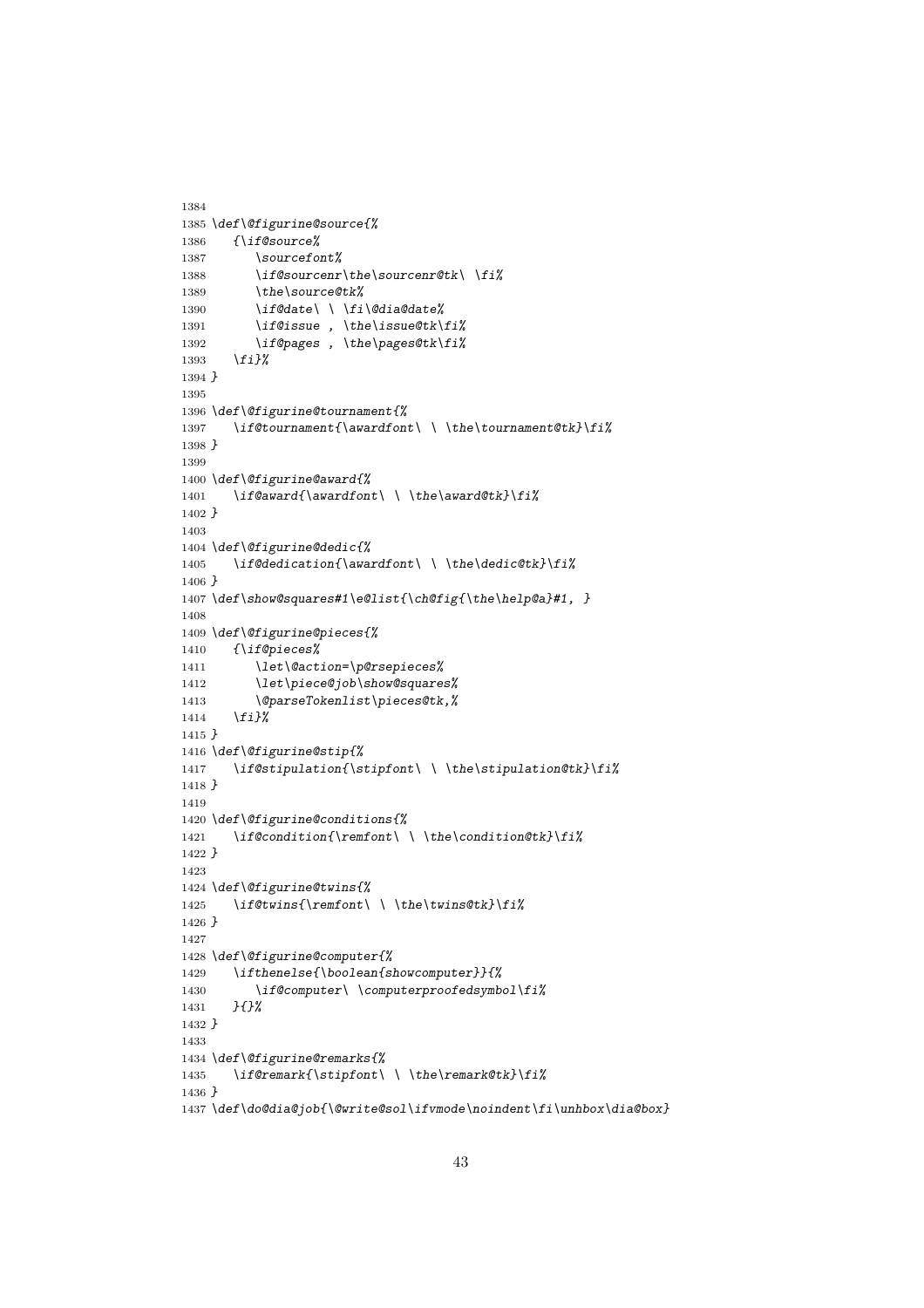```
1384
1385 \def\@figurine@source{%
1386    {\if@source%
1387       \sourcefont%
1388       \if@sourcenr\the\sourcenr@tk\ \fi%
1389       \the\source@tk%
1390       \if@date\ \ \fi\@dia@date%
1391       \if@issue , \the\issue@tk\fi%
1392       \if@pages , \the\pages@tk\fi%
1393    \fi}%
1394 }
1395
1396 \def\@figurine@tournament{%
1397    \if@tournament{\awardfont\ \ \the\tournament@tk}\fi%
1398 }
1399
1400 \def\@figurine@award{%
1401    \if@award{\awardfont\ \ \the\award@tk}\fi%
1402 }
1403
1404 \def\@figurine@dedic{%
1405    \if@dedication{\awardfont\ \ \the\dedic@tk}\fi%
1406 }
1407 \def\show@squares#1\e@list{\ch@fig{\the\help@a}#1, }
1408
1409 \def\@figurine@pieces{%
1410    {\if@pieces%
1411       \let\@action=\p@rsepieces%
1412       \let\piece@job\show@squares%
1413       \@parseTokenlist\pieces@tk,%
1414    \fi}%
1415 }
1416 \def\@figurine@stip{%
1417    \if@stipulation{\stipfont\ \ \the\stipulation@tk}\fi%
1418 }
1419
1420 \def\@figurine@conditions{%
1421    \if@condition{\remfont\ \ \the\condition@tk}\fi%
1422 }
1423
1424 \def\@figurine@twins{%
1425    \if@twins{\remfont\ \ \the\twins@tk}\fi%
1426 }
1427
1428 \def\@figurine@computer{%
1429    \ifthenelse{\boolean{showcomputer}}{%
1430       \if@computer\ \computerproofedsymbol\fi%
1431    }{}%
1432 }
1433
1434 \def\@figurine@remarks{%
1435    \if@remark{\stipfont\ \ \the\remark@tk}\fi%
1436 }
1437 \def\do@dia@job{\@write@sol\ifvmode\noindent\fi\unhbox\dia@box}
```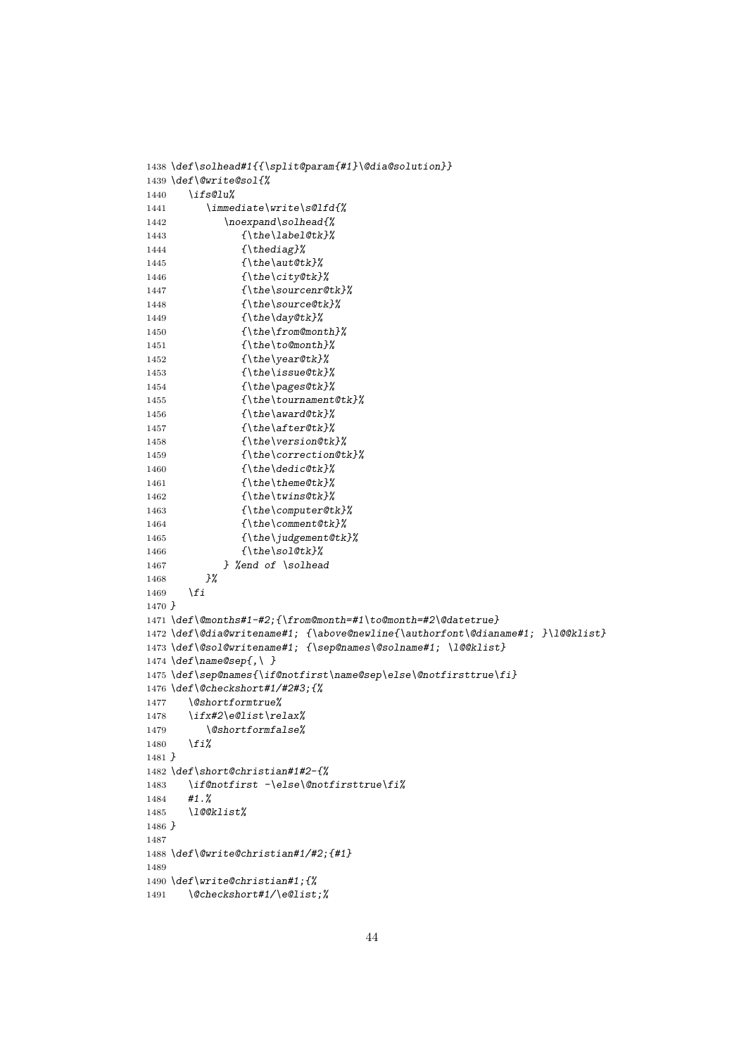```
1438 \def\solhead#1{{\split@param{#1}\@dia@solution}}
1439 \def\@write@sol{%
1440    \ifs@lu%
1441       \immediate\write\s@lfd{%
1442          \noexpand\solhead{%
1443             {\the\label@tk}%
1444             {\thediag}%
1445             {\the\aut@tk}%
1446             {\the\city@tk}%
1447             {\the\sourcenr@tk}%
1448             {\the\source@tk}%
1449             {\the\day@tk}%
1450             {\the\from@month}%
1451             {\the\to@month}%
1452             {\the\year@tk}%
1453             {\the\issue@tk}%
1454             {\the\pages@tk}%
1455             {\the\tournament@tk}%
1456             {\the\award@tk}%
1457             {\the\after@tk}%
1458             {\the\version@tk}%
1459             {\the\correction@tk}%
1460             {\the\dedic@tk}%
1461             {\the\theme@tk}%
1462             {\the\twins@tk}%
1463             {\the\computer@tk}%
1464             {\the\comment@tk}%
1465             {\the\judgement@tk}%
1466             {\the\sol@tk}%
1467          } %end of \solhead
1468       }%
1469    \fi
1470 }
1471 \def\@months#1-#2;{\from@month=#1\to@month=#2\@datetrue}
1472 \def\@dia@writename#1; {\above@newline{\authorfont\@dianame#1; }\l@@klist}
1473 \def\@sol@writename#1; {\sep@names\@solname#1; \l@@klist}
1474 \def\name@sep{,\ }
1475 \def\sep@names{\if@notfirst\name@sep\else\@notfirsttrue\fi}
1476 \def\@checkshort#1/#2#3;{%
1477    \@shortformtrue%
1478    \ifx#2\e@list\relax%
1479       \@shortformfalse%
1480    \fi%
1481 }
1482 \def\short@christian#1#2-{%
1483    \if@notfirst -\else\@notfirsttrue\fi%
1484    #1.%
1485    \l@@klist%
1486 }
1487
1488 \def\@write@christian#1/#2;{#1}
1489
1490 \def\write@christian#1;{%
1491    \@checkshort#1/\e@list;%
```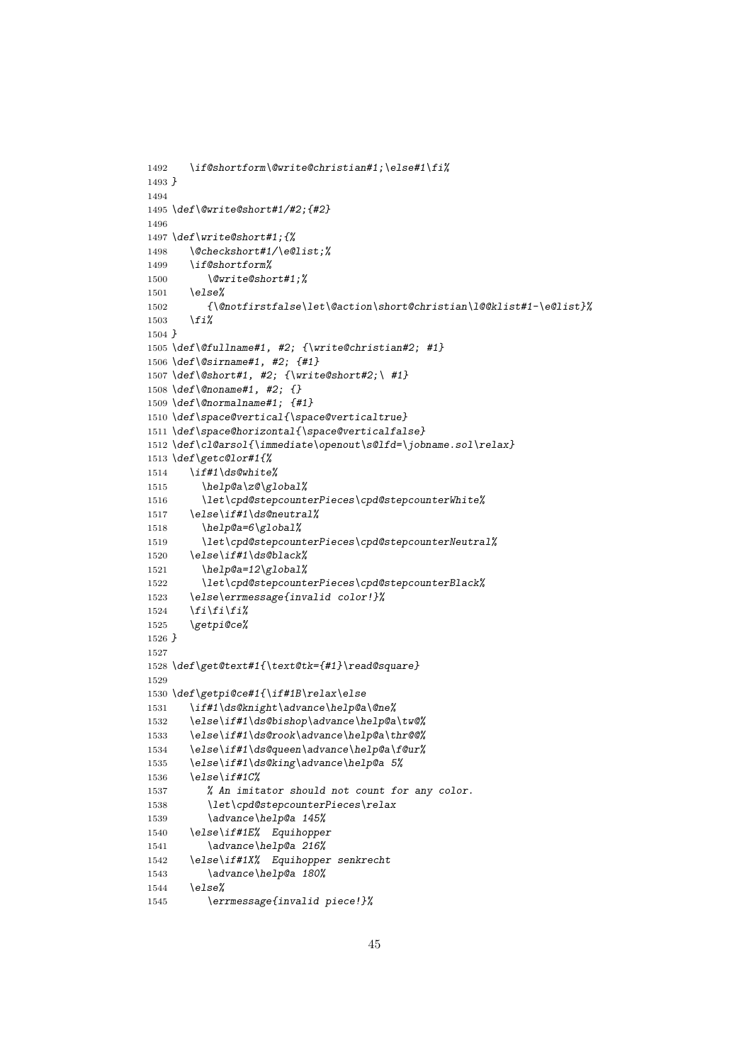```
1492    \if@shortform\@write@christian#1;\else#1\fi%
1493 }
1494
1495 \def\@write@short#1/#2;{#2}
1496
1497 \def\write@short#1;{%
1498    \@checkshort#1/\e@list;%
1499    \if@shortform%
1500       \@write@short#1;%
1501    \else%
1502       {\@notfirstfalse\let\@action\short@christian\l@@klist#1-\e@list}%
1503    \fi%
1504 }
1505 \def\@fullname#1, #2; {\write@christian#2; #1}
1506 \def\@sirname#1, #2; {#1}
1507 \def\@short#1, #2; {\write@short#2;\ #1}
1508 \def\@noname#1, #2; {}
1509 \def\@normalname#1; {#1}
1510 \def\space@vertical{\space@verticaltrue}
1511 \def\space@horizontal{\space@verticalfalse}
1512 \def\cl@arsol{\immediate\openout\s@lfd=\jobname.sol\relax}
1513 \def\getc@lor#1{%
1514    \if#1\ds@white%
1515       \help@a\z@\global%
1516       \let\cpd@stepcounterPieces\cpd@stepcounterWhite%
1517    \else\if#1\ds@neutral%
1518       \help@a=6\global%
1519       \let\cpd@stepcounterPieces\cpd@stepcounterNeutral%
1520    \else\if#1\ds@black%
1521       \help@a=12\global%
1522       \let\cpd@stepcounterPieces\cpd@stepcounterBlack%
1523    \else\errmessage{invalid color!}%
1524    \fi\fi\fi%
1525    \getpi@ce%
1526 }
1527
1528 \def\get@text#1{\text@tk={#1}\read@square}
1529
1530 \def\getpi@ce#1{\if#1B\relax\else
1531    \if#1\ds@knight\advance\help@a\@ne%
1532    \else\if#1\ds@bishop\advance\help@a\tw@%
1533    \else\if#1\ds@rook\advance\help@a\thr@@%
1534    \else\if#1\ds@queen\advance\help@a\f@ur%
1535    \else\if#1\ds@king\advance\help@a 5%
1536    \else\if#1C%
1537       % An imitator should not count for any color.
1538       \let\cpd@stepcounterPieces\relax
1539       \advance\help@a 145%
1540    \else\if#1E%  Equihopper
1541       \advance\help@a 216%
1542    \else\if#1X%  Equihopper senkrecht
1543       \advance\help@a 180%
1544    \else%
1545       \errmessage{invalid piece!}%
```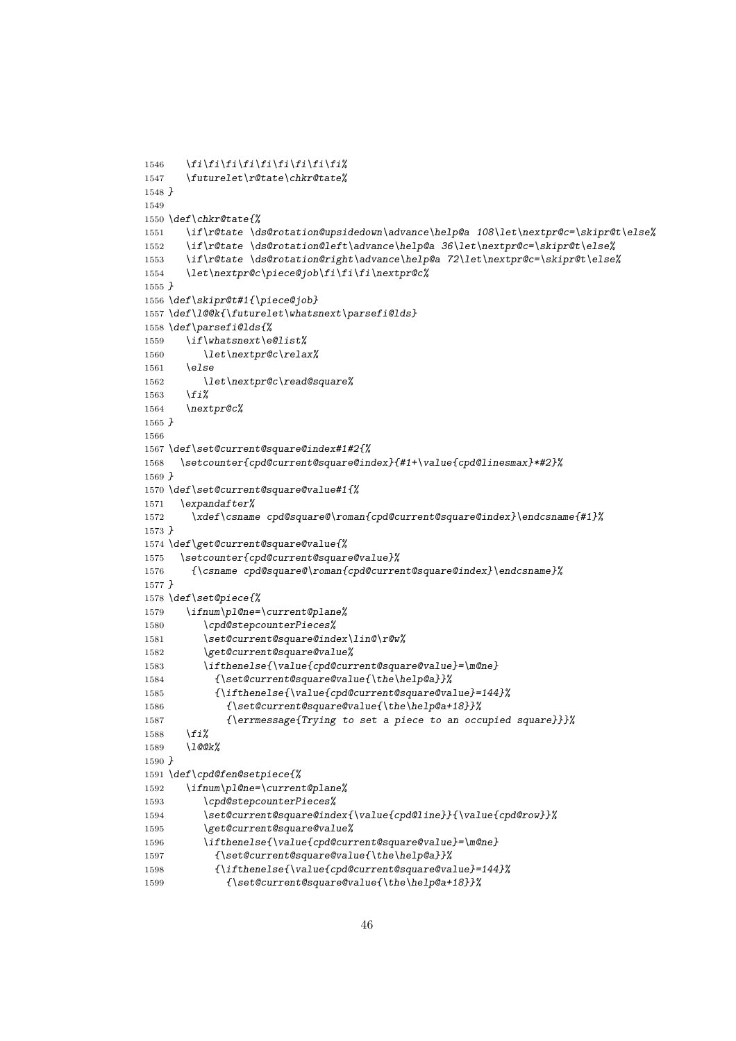```
1546    \fi\fi\fi\fi\fi\fi\fi\fi\fi%
1547    \futurelet\r@tate\chkr@tate%
1548 }
1549
1550 \def\chkr@tate{%
1551    \if\r@tate \ds@rotation@upsidedown\advance\help@a 108\let\nextpr@c=\skipr@t\else%
1552    \if\r@tate \ds@rotation@left\advance\help@a 36\let\nextpr@c=\skipr@t\else%
1553    \if\r@tate \ds@rotation@right\advance\help@a 72\let\nextpr@c=\skipr@t\else%
1554    \let\nextpr@c\piece@job\fi\fi\fi\nextpr@c%
1555 }
1556 \def\skipr@t#1{\piece@job}
1557 \def\l@@k{\futurelet\whatsnext\parsefi@lds}
1558 \def\parsefi@lds{%
1559    \if\whatsnext\e@list%
1560       \let\nextpr@c\relax%
1561    \else
1562       \let\nextpr@c\read@square%
1563    \fi%
1564    \nextpr@c%
1565 }
1566
1567 \def\set@current@square@index#1#2{%
1568   \setcounter{cpd@current@square@index}{#1+\value{cpd@linesmax}*#2}%
1569 }
1570 \def\set@current@square@value#1{%
1571   \expandafter%
1572     \xdef\csname cpd@square@\roman{cpd@current@square@index}\endcsname{#1}%
1573 }
1574 \def\get@current@square@value{%
1575   \setcounter{cpd@current@square@value}%
1576     {\csname cpd@square@\roman{cpd@current@square@index}\endcsname}%
1577 }
1578 \def\set@piece{%
1579    \ifnum\pl@ne=\current@plane%
1580       \cpd@stepcounterPieces%
1581       \set@current@square@index\lin@\r@w%
1582       \get@current@square@value%
1583       \ifthenelse{\value{cpd@current@square@value}=\m@ne}
1584         {\set@current@square@value{\the\help@a}}%
1585         {\ifthenelse{\value{cpd@current@square@value}=144}%
1586           {\set@current@square@value{\the\help@a+18}}%
1587           {\errmessage{Trying to set a piece to an occupied square}}}%
1588    \fi%
1589    \l@@k%
1590 }
1591 \def\cpd@fen@setpiece{%
1592    \ifnum\pl@ne=\current@plane%
1593       \cpd@stepcounterPieces%
1594       \set@current@square@index{\value{cpd@line}}{\value{cpd@row}}%
1595       \get@current@square@value%
1596       \ifthenelse{\value{cpd@current@square@value}=\m@ne}
1597         {\set@current@square@value{\the\help@a}}%
1598         {\ifthenelse{\value{cpd@current@square@value}=144}%
1599           {\set@current@square@value{\the\help@a+18}}%
```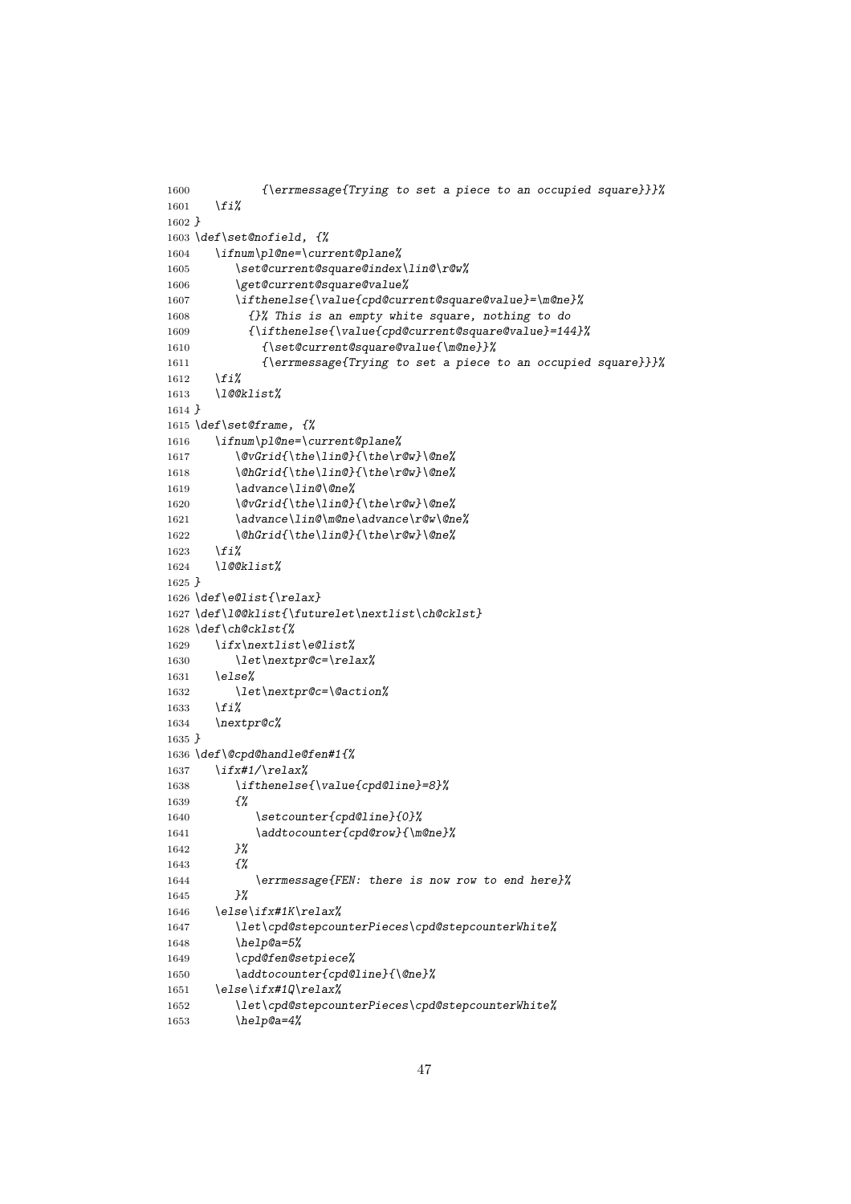```
1600          {\errmessage{Trying to set a piece to an occupied square}}}%
1601    \fi%
1602 }
1603 \def\set@nofield, {%
1604    \ifnum\pl@ne=\current@plane%
1605       \set@current@square@index\lin@\r@w%
1606       \get@current@square@value%
1607       \ifthenelse{\value{cpd@current@square@value}=\m@ne}%
1608         {}% This is an empty white square, nothing to do
1609         {\ifthenelse{\value{cpd@current@square@value}=144}%
1610           {\set@current@square@value{\m@ne}}%
1611           {\errmessage{Trying to set a piece to an occupied square}}}%
1612    \fi%
1613    \l@@klist%
1614 }
1615 \def\set@frame, {%
1616    \ifnum\pl@ne=\current@plane%
1617       \@vGrid{\the\lin@}{\the\r@w}\@ne%
1618       \@hGrid{\the\lin@}{\the\r@w}\@ne%
1619       \advance\lin@\@ne%
1620       \@vGrid{\the\lin@}{\the\r@w}\@ne%
1621       \advance\lin@\m@ne\advance\r@w\@ne%
1622       \@hGrid{\the\lin@}{\the\r@w}\@ne%
1623    \fi%
1624    \l@@klist%
1625 }
1626 \def\e@list{\relax}
1627 \def\l@@klist{\futurelet\nextlist\ch@cklst}
1628 \def\ch@cklst{%
1629    \ifx\nextlist\e@list%
1630       \let\nextpr@c=\relax%
1631    \else%
1632       \let\nextpr@c=\@action%
1633    \fi%
1634    \nextpr@c%
1635 }
1636 \def\@cpd@handle@fen#1{%
1637    \ifx#1/\relax%
1638       \ifthenelse{\value{cpd@line}=8}%
1639       {%
1640          \setcounter{cpd@line}{0}%
1641          \addtocounter{cpd@row}{\m@ne}%
1642       }%
1643       {%
1644          \errmessage{FEN: there is now row to end here}%
1645       }%
1646    \else\ifx#1K\relax%
1647       \let\cpd@stepcounterPieces\cpd@stepcounterWhite%
1648       \help@a=5%
1649       \cpd@fen@setpiece%
1650       \addtocounter{cpd@line}{\@ne}%
1651    \else\ifx#1Q\relax%
1652       \let\cpd@stepcounterPieces\cpd@stepcounterWhite%
1653       \help@a=4%
```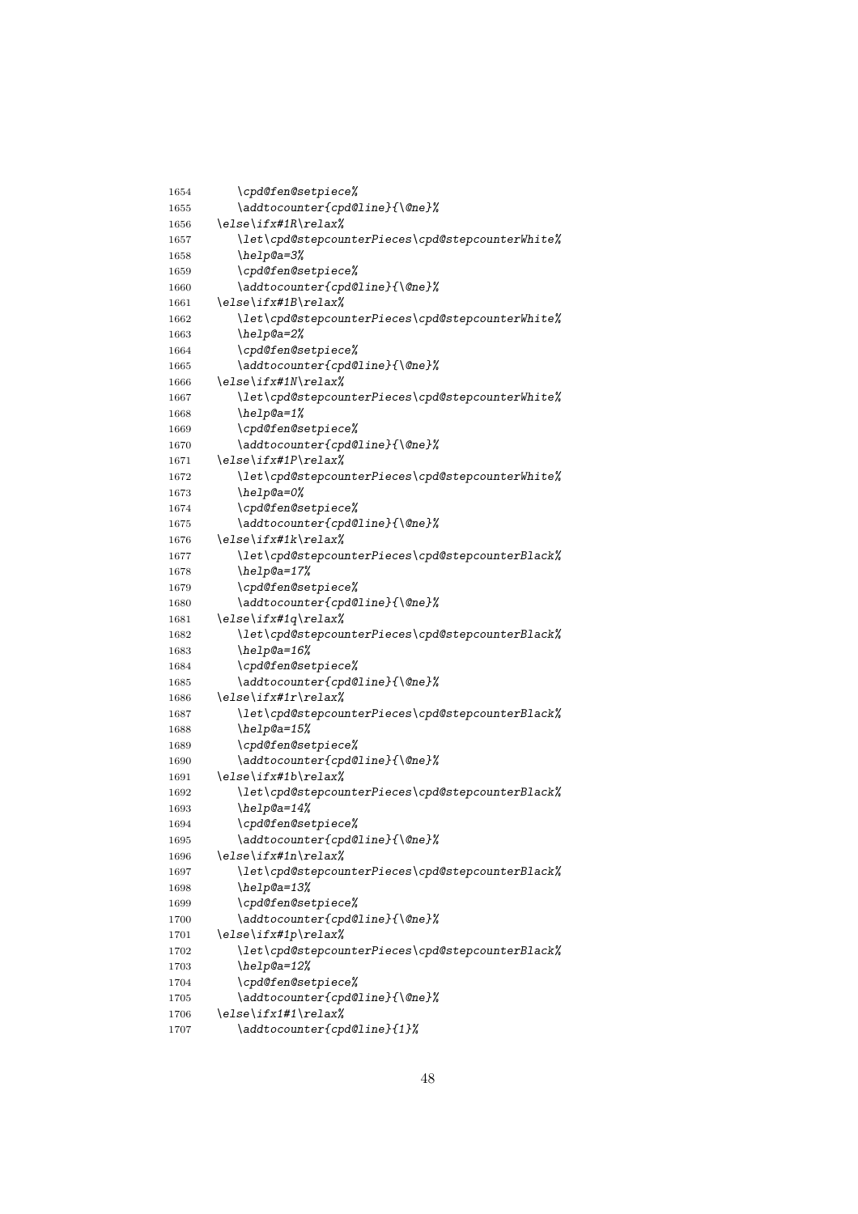```
1654        \cpd@fen@setpiece%
1655        \addtocounter{cpd@line}{\@ne}%
1656     \else\ifx#1R\relax%
1657        \let\cpd@stepcounterPieces\cpd@stepcounterWhite%
1658        \help@a=3%
1659        \cpd@fen@setpiece%
1660        \addtocounter{cpd@line}{\@ne}%
1661     \else\ifx#1B\relax%
1662        \let\cpd@stepcounterPieces\cpd@stepcounterWhite%
1663        \help@a=2%
1664        \cpd@fen@setpiece%
1665        \addtocounter{cpd@line}{\@ne}%
1666     \else\ifx#1N\relax%
1667        \let\cpd@stepcounterPieces\cpd@stepcounterWhite%
1668        \help@a=1%
1669        \cpd@fen@setpiece%
1670        \addtocounter{cpd@line}{\@ne}%
1671     \else\ifx#1P\relax%
1672        \let\cpd@stepcounterPieces\cpd@stepcounterWhite%
1673        \help@a=0%
1674        \cpd@fen@setpiece%
1675        \addtocounter{cpd@line}{\@ne}%
1676     \else\ifx#1k\relax%
1677        \let\cpd@stepcounterPieces\cpd@stepcounterBlack%
1678        \help@a=17%
1679        \cpd@fen@setpiece%
1680        \addtocounter{cpd@line}{\@ne}%
1681     \else\ifx#1q\relax%
1682        \let\cpd@stepcounterPieces\cpd@stepcounterBlack%
1683        \help@a=16%
1684        \cpd@fen@setpiece%
1685        \addtocounter{cpd@line}{\@ne}%
1686     \else\ifx#1r\relax%
1687        \let\cpd@stepcounterPieces\cpd@stepcounterBlack%
1688        \help@a=15%
1689        \cpd@fen@setpiece%
1690        \addtocounter{cpd@line}{\@ne}%
1691     \else\ifx#1b\relax%
1692        \let\cpd@stepcounterPieces\cpd@stepcounterBlack%
1693        \help@a=14%
1694        \cpd@fen@setpiece%
1695        \addtocounter{cpd@line}{\@ne}%
1696     \else\ifx#1n\relax%
1697        \let\cpd@stepcounterPieces\cpd@stepcounterBlack%
1698        \help@a=13%
1699        \cpd@fen@setpiece%
1700        \addtocounter{cpd@line}{\@ne}%
1701     \else\ifx#1p\relax%
1702        \let\cpd@stepcounterPieces\cpd@stepcounterBlack%
1703        \help@a=12%
1704        \cpd@fen@setpiece%
1705        \addtocounter{cpd@line}{\@ne}%
1706     \else\ifx1#1\relax%
1707        \addtocounter{cpd@line}{1}%
```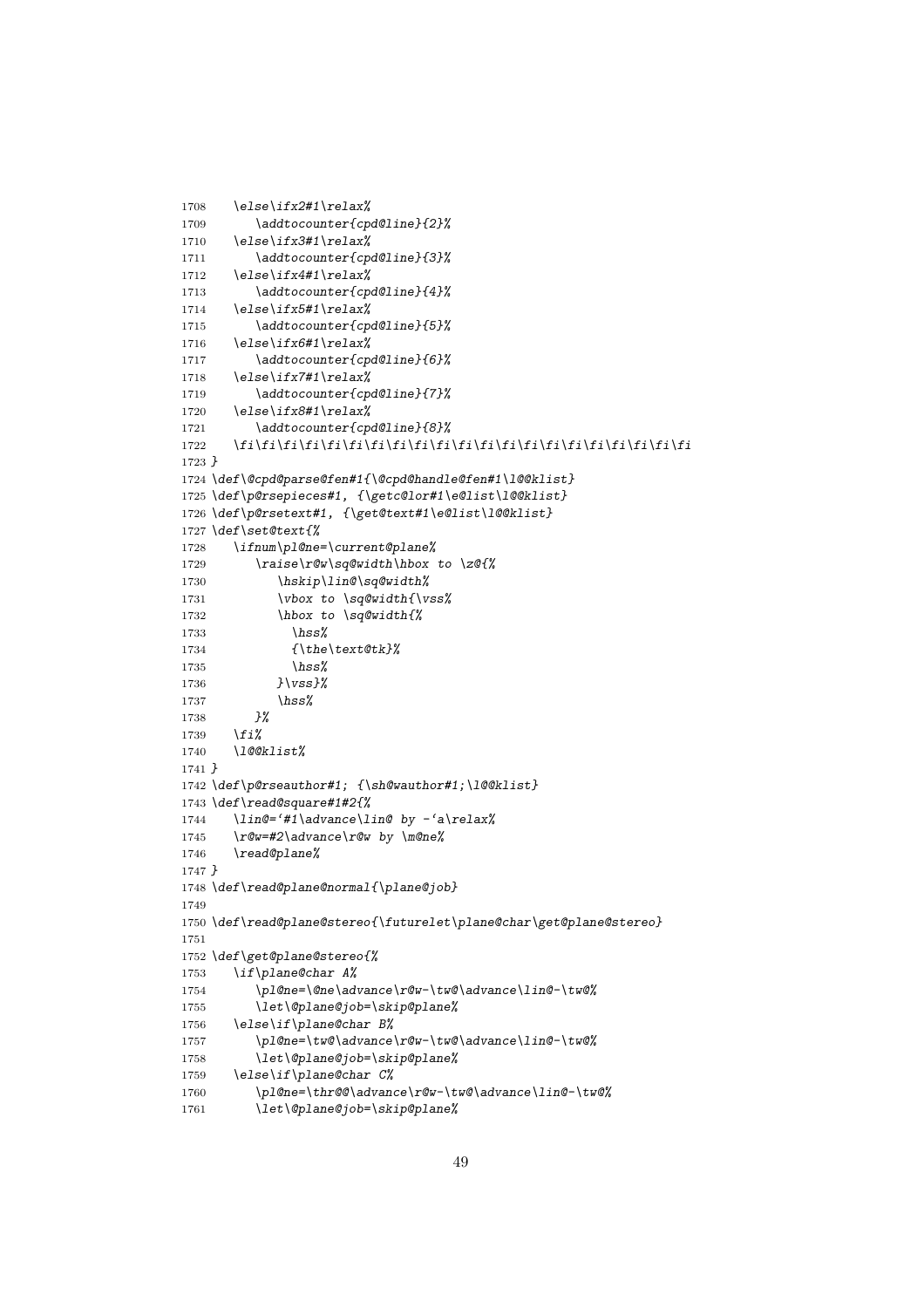```
1708    \else\ifx2#1\relax%
1709       \addtocounter{cpd@line}{2}%
1710    \else\ifx3#1\relax%
1711       \addtocounter{cpd@line}{3}%
1712    \else\ifx4#1\relax%
1713       \addtocounter{cpd@line}{4}%
1714    \else\ifx5#1\relax%
1715       \addtocounter{cpd@line}{5}%
1716    \else\ifx6#1\relax%
1717       \addtocounter{cpd@line}{6}%
1718    \else\ifx7#1\relax%
1719       \addtocounter{cpd@line}{7}%
1720    \else\ifx8#1\relax%
1721       \addtocounter{cpd@line}{8}%
1722    \fi\fi\fi\fi\fi\fi\fi\fi\fi\fi\fi\fi\fi\fi\fi\fi\fi\fi\fi\fi\fi
1723 }
1724 \def\@cpd@parse@fen#1{\@cpd@handle@fen#1\l@@klist}
1725 \def\p@rsepieces#1, {\getc@lor#1\e@list\l@@klist}
1726 \def\p@rsetext#1, {\get@text#1\e@list\l@@klist}
1727 \def\set@text{%
1728    \ifnum\pl@ne=\current@plane%
1729       \raise\r@w\sq@width\hbox to \z@{%
1730          \hskip\lin@\sq@width%
1731          \vbox to \sq@width{\vss%
1732          \hbox to \sq@width{%
1733             \hss%
1734             {\the\text@tk}%
1735             \hss%
1736          }\vss}%
1737          \hss%
1738       }%
1739    \fi%
1740    \l@@klist%
1741 }
1742 \def\p@rseauthor#1; {\sh@wauthor#1;\l@@klist}
1743 \def\read@square#1#2{%
1744    \lin@=`#1\advance\lin@ by -`a\relax%
1745    \r@w=#2\advance\r@w by \m@ne%
1746    \read@plane%
1747 }
1748 \def\read@plane@normal{\plane@job}
1749
1750 \def\read@plane@stereo{\futurelet\plane@char\get@plane@stereo}
1751
1752 \def\get@plane@stereo{%
1753    \if\plane@char A%
1754       \pl@ne=\@ne\advance\r@w-\tw@\advance\lin@-\tw@%
1755       \let\@plane@job=\skip@plane%
1756    \else\if\plane@char B%
1757       \pl@ne=\tw@\advance\r@w-\tw@\advance\lin@-\tw@%
1758       \let\@plane@job=\skip@plane%
1759    \else\if\plane@char C%
1760       \pl@ne=\thr@@\advance\r@w-\tw@\advance\lin@-\tw@%
1761       \let\@plane@job=\skip@plane%
```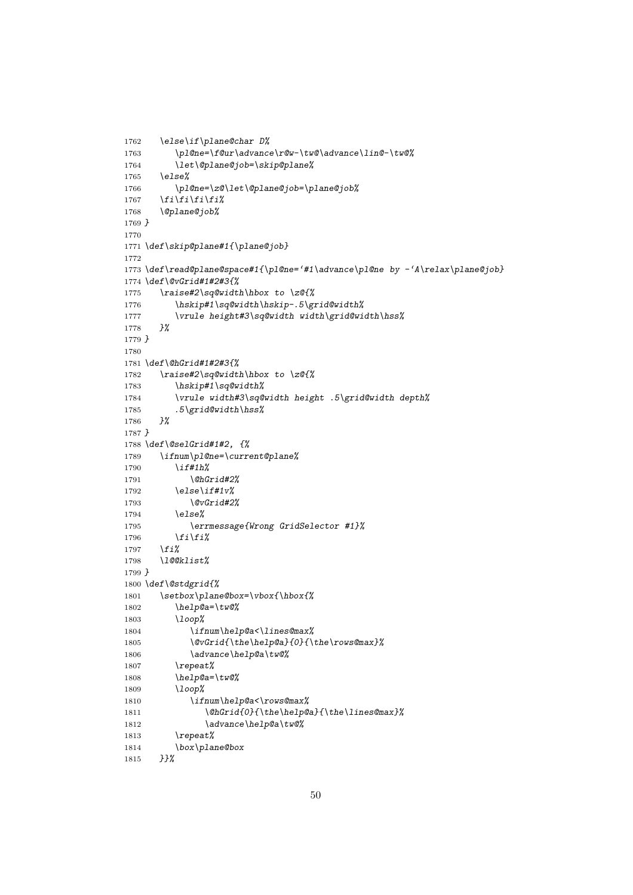```
1762    \else\if\plane@char D%
1763       \pl@ne=\f@ur\advance\r@w-\tw@\advance\lin@-\tw@%
1764       \let\@plane@job=\skip@plane%
1765    \else%
1766       \pl@ne=\z@\let\@plane@job=\plane@job%
1767    \fi\fi\fi\fi%
1768    \@plane@job%
1769 }
1770
1771 \def\skip@plane#1{\plane@job}
1772
1773 \def\read@plane@space#1{\pl@ne=`#1\advance\pl@ne by -`A\relax\plane@job}
1774 \def\@vGrid#1#2#3{%
1775    \raise#2\sq@width\hbox to \z@{%
1776       \hskip#1\sq@width\hskip-.5\grid@width%
1777       \vrule height#3\sq@width width\grid@width\hss%
1778    }%
1779 }
1780
1781 \def\@hGrid#1#2#3{%
1782    \raise#2\sq@width\hbox to \z@{%
1783       \hskip#1\sq@width%
1784       \vrule width#3\sq@width height .5\grid@width depth%
1785       .5\grid@width\hss%
1786    }%
1787 }
1788 \def\@selGrid#1#2, {%
1789    \ifnum\pl@ne=\current@plane%
1790       \if#1h%
1791          \@hGrid#2%
1792       \else\if#1v%
1793          \@vGrid#2%
1794       \else%
1795          \errmessage{Wrong GridSelector #1}%
1796       \fi\fi%
1797    \fi%
1798    \l@@klist%
1799 }
1800 \def\@stdgrid{%
1801    \setbox\plane@box=\vbox{\hbox{%
1802       \help@a=\tw@%
1803       \loop%
1804          \ifnum\help@a<\lines@max%
1805          \@vGrid{\the\help@a}{0}{\the\rows@max}%
1806          \advance\help@a\tw@%
1807       \repeat%
1808       \help@a=\tw@%
1809       \loop%
1810          \ifnum\help@a<\rows@max%
1811             \@hGrid{0}{\the\help@a}{\the\lines@max}%
1812             \advance\help@a\tw@%
1813       \repeat%
1814       \box\plane@box
1815    }}%
```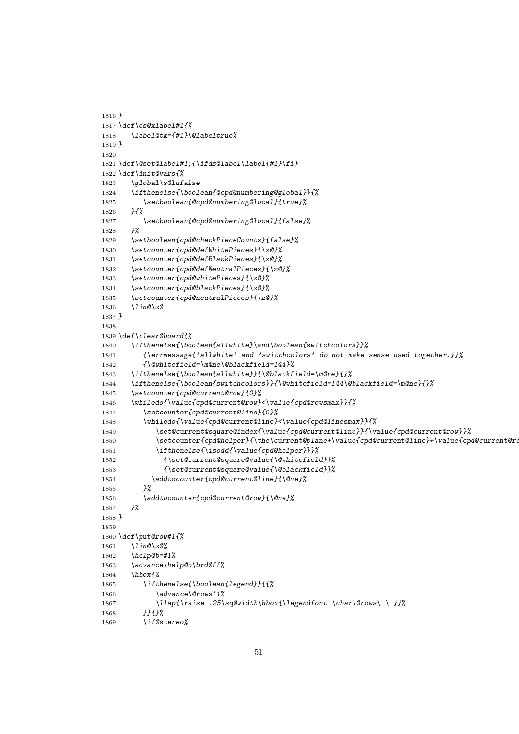```
1816 }
1817 \def\ds@xlabel#1{%
1818    \label@tk={#1}\@labeltrue%
1819 }
1820
1821 \def\@set@label#1;{\ifds@label\label{#1}\fi}
1822 \def\init@vars{%
1823    \global\s@lufalse
1824    \ifthenelse{\boolean{@cpd@numbering@global}}{%
1825       \setboolean{@cpd@numbering@local}{true}%
1826    }{%
1827       \setboolean{@cpd@numbering@local}{false}%
1828    }%
1829    \setboolean{cpd@checkPieceCounts}{false}%
1830    \setcounter{cpd@defWhitePieces}{\z@}%
1831    \setcounter{cpd@defBlackPieces}{\z@}%
1832    \setcounter{cpd@defNeutralPieces}{\z@}%
1833    \setcounter{cpd@whitePieces}{\z@}%
1834    \setcounter{cpd@blackPieces}{\z@}%
1835    \setcounter{cpd@neutralPieces}{\z@}%
1836    \lin@\z@
1837 }
1838
1839 \def\clear@board{%
1840    \ifthenelse{\boolean{allwhite}\and\boolean{switchcolors}}%
1841       {\errmessage{'allwhite' and 'switchcolors' do not make sense used together.}}%
1842       {\@whitefield=\m@ne\@blackfield=144}%
1843    \ifthenelse{\boolean{allwhite}}{\@blackfield=\m@ne}{}%
1844    \ifthenelse{\boolean{switchcolors}}{\@whitefield=144\@blackfield=\m@ne}{}%
1845    \setcounter{cpd@current@row}{0}%
1846    \whiledo{\value{cpd@current@row}<\value{cpd@rowsmax}}{%
1847       \setcounter{cpd@current@line}{0}%
1848       \whiledo{\value{cpd@current@line}<\value{cpd@linesmax}}{%
1849          \set@current@square@index{\value{cpd@current@line}}{\value{cpd@current@row}}%
1850          \setcounter{cpd@helper}{\the\current@plane+\value{cpd@current@line}+\value{cpd@current@ro
1851          \ifthenelse{\isodd{\value{cpd@helper}}}%
1852            {\set@current@square@value{\@whitefield}}%
1853            {\set@current@square@value{\@blackfield}}%
1854         \addtocounter{cpd@current@line}{\@ne}%
1855       }%
1856       \addtocounter{cpd@current@row}{\@ne}%
1857    }%
1858 }
1859
1860 \def\put@row#1{%
1861    \lin@\z@%
1862    \help@b=#1%
1863    \advance\help@b\brd@ff%
1864    \hbox{%
1865       \ifthenelse{\boolean{legend}}{{%
1866          \advance\@rows`1%
1867          \llap{\raise .25\sq@width\hbox{\legendfont \char\@rows\ \ }}%
1868       }}{}%
1869       \if@stereo%
```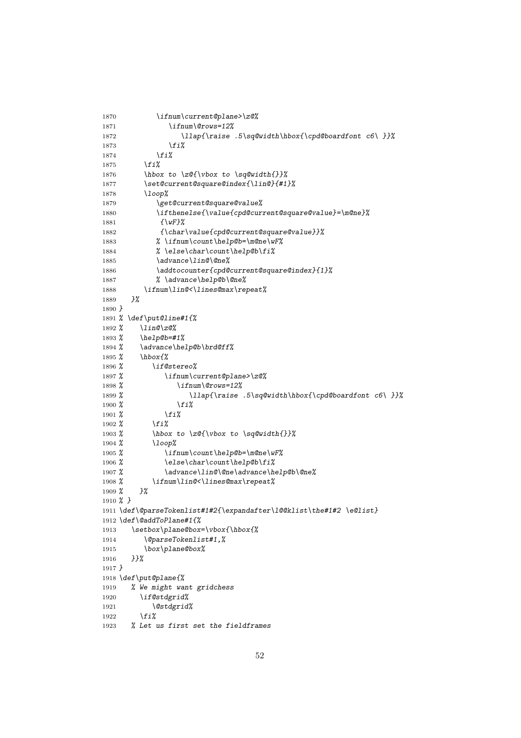```
1870          \ifnum\current@plane>\z@%
1871             \ifnum\@rows=12%
1872                \llap{\raise .5\sq@width\hbox{\cpd@boardfont c6\ }}%
1873             \fi%
1874          \fi%
1875       \fi%
1876       \hbox to \z@{\vbox to \sq@width{}}%
1877       \set@current@square@index{\lin@}{#1}%
1878       \loop%
1879          \get@current@square@value%
1880          \ifthenelse{\value{cpd@current@square@value}=\m@ne}%
1881           {\wF}%
1882           {\char\value{cpd@current@square@value}}%
1883          % \ifnum\count\help@b=\m@ne\wF%
1884          % \else\char\count\help@b\fi%
1885          \advance\lin@\@ne%
1886          \addtocounter{cpd@current@square@index}{1}%
1887          % \advance\help@b\@ne%
1888       \ifnum\lin@<\lines@max\repeat%
1889    }%
1890 }
1891 % \def\put@line#1{%
1892 %    \lin@\z@%
1893 %    \help@b=#1%
1894 %    \advance\help@b\brd@ff%
1895 %    \hbox{%
1896 %       \if@stereo%
1897 %          \ifnum\current@plane>\z@%
1898 %             \ifnum\@rows=12%
1899 %                \llap{\raise .5\sq@width\hbox{\cpd@boardfont c6\ }}%
1900 %             \fi%
1901 %          \fi%
1902 %       \fi%
1903 %       \hbox to \z@{\vbox to \sq@width{}}%
1904 %       \loop%
1905 %          \ifnum\count\help@b=\m@ne\wF%
1906 %          \else\char\count\help@b\fi%
1907 %          \advance\lin@\@ne\advance\help@b\@ne%
1908 %       \ifnum\lin@<\lines@max\repeat%
1909 %    }%
1910 % }
1911 \def\@parseTokenlist#1#2{\expandafter\l@@klist\the#1#2 \e@list}
1912 \def\@addToPlane#1{%
1913    \setbox\plane@box=\vbox{\hbox{%
1914       \@parseTokenlist#1,%
1915       \box\plane@box%
1916    }}%
1917 }
1918 \def\put@plane{%
1919    % We might want gridchess
1920       \if@stdgrid%
1921          \@stdgrid%
1922       \fi%
1923    % Let us first set the fieldframes
```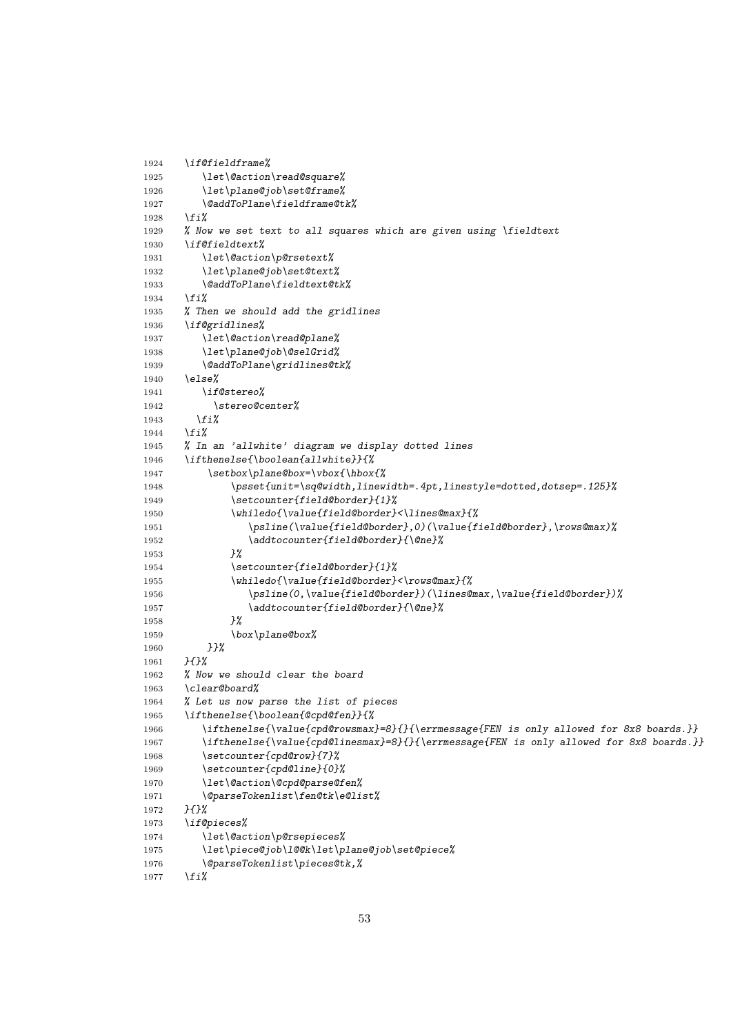```
1924   \if@fieldframe%
1925      \let\@action\read@square%
1926      \let\plane@job\set@frame%
1927      \@addToPlane\fieldframe@tk%
1928   \fi%
1929   % Now we set text to all squares which are given using \fieldtext
1930   \if@fieldtext%
1931      \let\@action\p@rsetext%
1932      \let\plane@job\set@text%
1933      \@addToPlane\fieldtext@tk%
1934   \fi%
1935   % Then we should add the gridlines
1936   \if@gridlines%
1937      \let\@action\read@plane%
1938      \let\plane@job\@selGrid%
1939      \@addToPlane\gridlines@tk%
1940   \else%
1941      \if@stereo%
1942        \stereo@center%
1943     \fi%
1944   \fi%
1945   % In an 'allwhite' diagram we display dotted lines
1946   \ifthenelse{\boolean{allwhite}}{%
1947       \setbox\plane@box=\vbox{\hbox{%
1948           \psset{unit=\sq@width,linewidth=.4pt,linestyle=dotted,dotsep=.125}%
1949           \setcounter{field@border}{1}%
1950           \whiledo{\value{field@border}<\lines@max}{%
1951              \psline(\value{field@border},0)(\value{field@border},\rows@max)%
1952              \addtocounter{field@border}{\@ne}%
1953           }%
1954           \setcounter{field@border}{1}%
1955           \whiledo{\value{field@border}<\rows@max}{%
1956              \psline(0,\value{field@border})(\lines@max,\value{field@border})%
1957              \addtocounter{field@border}{\@ne}%
1958           }%
1959           \box\plane@box%
1960       }}%
1961   }{}%
1962   % Now we should clear the board
1963   \clear@board%
1964   % Let us now parse the list of pieces
1965   \ifthenelse{\boolean{@cpd@fen}}{%
1966      \ifthenelse{\value{cpd@rowsmax}=8}{}{\errmessage{FEN is only allowed for 8x8 boards.}}
1967      \ifthenelse{\value{cpd@linesmax}=8}{}{\errmessage{FEN is only allowed for 8x8 boards.}}
1968      \setcounter{cpd@row}{7}%
1969      \setcounter{cpd@line}{0}%
1970      \let\@action\@cpd@parse@fen%
1971      \@parseTokenlist\fen@tk\e@list%
1972   }{}%
1973   \if@pieces%
1974      \let\@action\p@rsepieces%
1975      \let\piece@job\l@@k\let\plane@job\set@piece%
1976      \@parseTokenlist\pieces@tk,%
1977   \fi%
```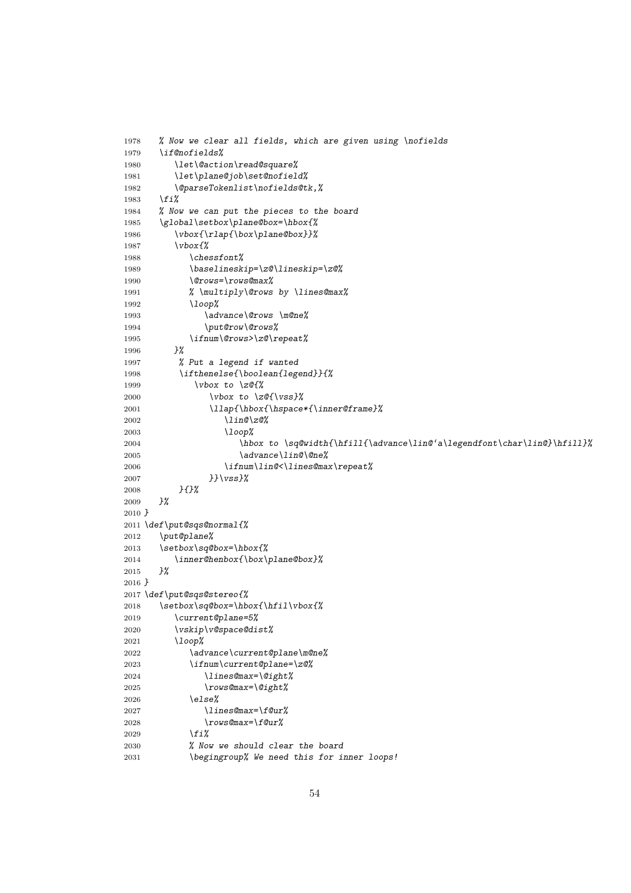```
1978    % Now we clear all fields, which are given using \nofields
1979    \if@nofields%
1980       \let\@action\read@square%
1981       \let\plane@job\set@nofield%
1982       \@parseTokenlist\nofields@tk,%
1983    \fi%
1984    % Now we can put the pieces to the board
1985    \global\setbox\plane@box=\hbox{%
1986       \vbox{\rlap{\box\plane@box}}%
1987       \vbox{%
1988          \chessfont%
1989          \baselineskip=\z@\lineskip=\z@%
1990          \@rows=\rows@max%
1991          % \multiply\@rows by \lines@max%
1992          \loop%
1993             \advance\@rows \m@ne%
1994             \put@row\@rows%
1995          \ifnum\@rows>\z@\repeat%
1996       }%
1997        % Put a legend if wanted
1998        \ifthenelse{\boolean{legend}}{%
1999           \vbox to \z@{%
2000              \vbox to \z@{\vss}%
2001              \llap{\hbox{\hspace*{\inner@frame}%
2002                 \lin@\z@%
2003                 \loop%
2004                    \hbox to \sq@width{\hfill{\advance\lin@`a\legendfont\char\lin@}\hfill}%
2005                    \advance\lin@\@ne%
2006                 \ifnum\lin@<\lines@max\repeat%
2007              }}\vss}%
2008        }{}%
2009    }%
2010 }
2011 \def\put@sqs@normal{%
2012    \put@plane%
2013    \setbox\sq@box=\hbox{%
2014       \inner@henbox{\box\plane@box}%
2015    }%
2016 }
2017 \def\put@sqs@stereo{%
2018    \setbox\sq@box=\hbox{\hfil\vbox{%
2019       \current@plane=5%
2020       \vskip\v@space@dist%
2021       \loop%
2022          \advance\current@plane\m@ne%
2023          \ifnum\current@plane=\z@%
2024             \lines@max=\@ight%
2025             \rows@max=\@ight%
2026          \else%
2027             \lines@max=\f@ur%
2028             \rows@max=\f@ur%
2029          \fi%
2030          % Now we should clear the board
2031          \begingroup% We need this for inner loops!
```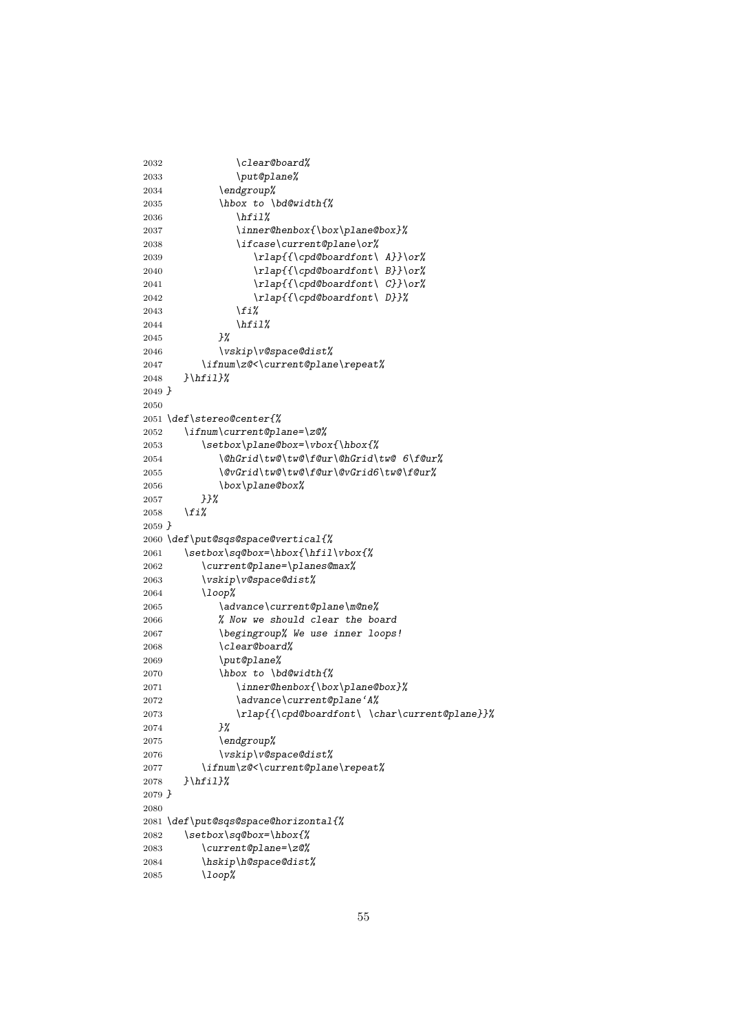```
2032             \clear@board%
2033             \put@plane%
2034          \endgroup%
2035          \hbox to \bd@width{%
2036             \hfil%
2037             \inner@henbox{\box\plane@box}%
2038             \ifcase\current@plane\or%
2039                \rlap{{\cpd@boardfont\ A}}\or%
2040                \rlap{{\cpd@boardfont\ B}}\or%
2041                \rlap{{\cpd@boardfont\ C}}\or%
2042                \rlap{{\cpd@boardfont\ D}}%
2043             \fi%
2044             \hfil%
2045          }%
2046          \vskip\v@space@dist%
2047       \ifnum\z@<\current@plane\repeat%
2048    }\hfil}%
2049 }
2050
2051 \def\stereo@center{%
2052    \ifnum\current@plane=\z@%
2053       \setbox\plane@box=\vbox{\hbox{%
2054          \@hGrid\tw@\tw@\f@ur\@hGrid\tw@ 6\f@ur%
2055          \@vGrid\tw@\tw@\f@ur\@vGrid6\tw@\f@ur%
2056          \box\plane@box%
2057       }}%
2058    \fi%
2059 }
2060 \def\put@sqs@space@vertical{%
2061    \setbox\sq@box=\hbox{\hfil\vbox{%
2062       \current@plane=\planes@max%
2063       \vskip\v@space@dist%
2064       \loop%
2065          \advance\current@plane\m@ne%
2066          % Now we should clear the board
2067          \begingroup% We use inner loops!
2068          \clear@board%
2069          \put@plane%
2070          \hbox to \bd@width{%
2071             \inner@henbox{\box\plane@box}%
2072             \advance\current@plane`A%
2073             \rlap{{\cpd@boardfont\ \char\current@plane}}%
2074          }%
2075          \endgroup%
2076          \vskip\v@space@dist%
2077       \ifnum\z@<\current@plane\repeat%
2078    }\hfil}%
2079 }
2080
2081 \def\put@sqs@space@horizontal{%
2082    \setbox\sq@box=\hbox{%
2083       \current@plane=\z@%
2084       \hskip\h@space@dist%
2085       \loop%
```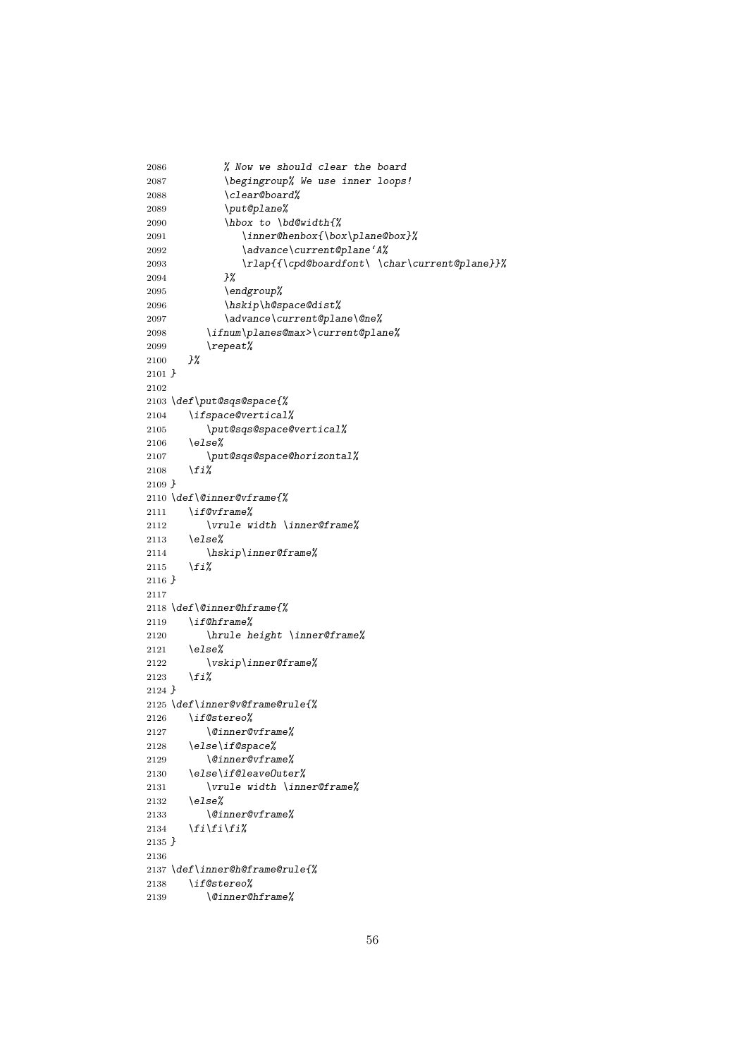```
2086          % Now we should clear the board
2087          \begingroup% We use inner loops!
2088          \clear@board%
2089          \put@plane%
2090          \hbox to \bd@width{%
2091             \inner@henbox{\box\plane@box}%
2092             \advance\current@plane`A%
2093             \rlap{{\cpd@boardfont\ \char\current@plane}}%
2094          }%
2095          \endgroup%
2096          \hskip\h@space@dist%
2097          \advance\current@plane\@ne%
2098       \ifnum\planes@max>\current@plane%
2099       \repeat%
2100    }%
2101 }
2102
2103 \def\put@sqs@space{%
2104    \ifspace@vertical%
2105       \put@sqs@space@vertical%
2106    \else%
2107       \put@sqs@space@horizontal%
2108    \fi%
2109 }
2110 \def\@inner@vframe{%
2111    \if@vframe%
2112       \vrule width \inner@frame%
2113    \else%
2114       \hskip\inner@frame%
2115    \fi%
2116 }
2117
2118 \def\@inner@hframe{%
2119    \if@hframe%
2120       \hrule height \inner@frame%
2121    \else%
2122       \vskip\inner@frame%
2123    \fi%
2124 }
2125 \def\inner@v@frame@rule{%
2126    \if@stereo%
2127       \@inner@vframe%
2128    \else\if@space%
2129       \@inner@vframe%
2130    \else\if@leaveOuter%
2131       \vrule width \inner@frame%
2132    \else%
2133       \@inner@vframe%
2134    \fi\fi\fi%
2135 }
2136
2137 \def\inner@h@frame@rule{%
2138    \if@stereo%
2139       \@inner@hframe%
```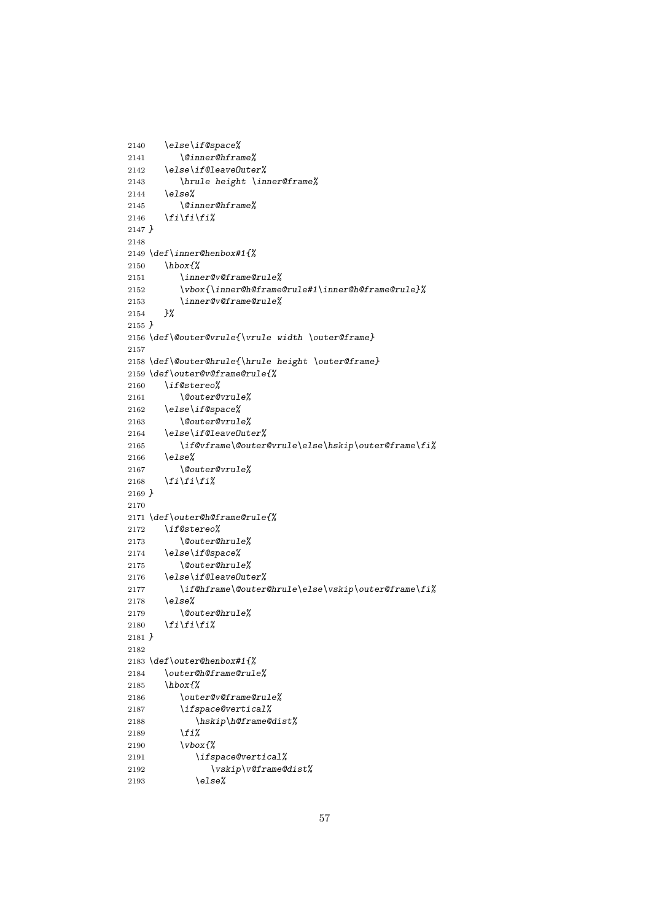```
2140    \else\if@space%
2141       \@inner@hframe%
2142    \else\if@leaveOuter%
2143       \hrule height \inner@frame%
2144    \else%
2145       \@inner@hframe%
2146    \fi\fi\fi%
2147 }
2148
2149 \def\inner@henbox#1{%
2150    \hbox{%
2151       \inner@v@frame@rule%
2152       \vbox{\inner@h@frame@rule#1\inner@h@frame@rule}%
2153       \inner@v@frame@rule%
2154    }%
2155 }
2156 \def\@outer@vrule{\vrule width \outer@frame}
2157
2158 \def\@outer@hrule{\hrule height \outer@frame}
2159 \def\outer@v@frame@rule{%
2160    \if@stereo%
2161       \@outer@vrule%
2162    \else\if@space%
2163       \@outer@vrule%
2164    \else\if@leaveOuter%
2165       \if@vframe\@outer@vrule\else\hskip\outer@frame\fi%
2166    \else%
2167       \@outer@vrule%
2168    \fi\fi\fi%
2169 }
2170
2171 \def\outer@h@frame@rule{%
2172    \if@stereo%
2173       \@outer@hrule%
2174    \else\if@space%
2175       \@outer@hrule%
2176    \else\if@leaveOuter%
2177       \if@hframe\@outer@hrule\else\vskip\outer@frame\fi%
2178    \else%
2179       \@outer@hrule%
2180    \fi\fi\fi%
2181 }
2182
2183 \def\outer@henbox#1{%
2184    \outer@h@frame@rule%
2185    \hbox{%
2186       \outer@v@frame@rule%
2187       \ifspace@vertical%
2188          \hskip\h@frame@dist%
2189       \fi%
2190       \vbox{%
2191          \ifspace@vertical%
2192             \vskip\v@frame@dist%
2193          \else%
```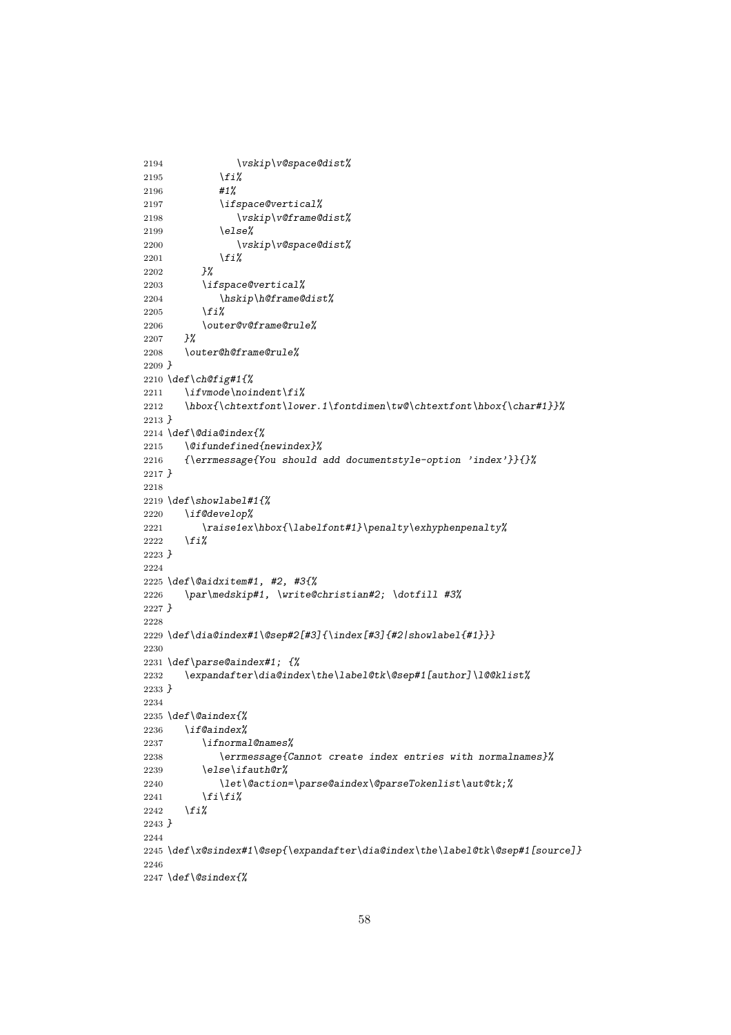```
2194            \vskip\v@space@dist%
2195         \fi%
2196         #1%
2197         \ifspace@vertical%
2198            \vskip\v@frame@dist%
2199         \else%
2200            \vskip\v@space@dist%
2201         \fi%
2202      }%
2203      \ifspace@vertical%
2204         \hskip\h@frame@dist%
2205      \fi%
2206      \outer@v@frame@rule%
2207   }%
2208   \outer@h@frame@rule%
2209 }
2210 \def\ch@fig#1{%
2211   \ifvmode\noindent\fi%
2212   \hbox{\chtextfont\lower.1\fontdimen\tw@\chtextfont\hbox{\char#1}}%
2213 }
2214 \def\@dia@index{%
2215   \@ifundefined{newindex}%
2216   {\errmessage{You should add documentstyle-option 'index'}}{}%
2217 }
2218
2219 \def\showlabel#1{%
2220   \if@develop%
2221      \raise1ex\hbox{\labelfont#1}\penalty\exhyphenpenalty%
2222   \fi%
2223 }
2224
2225 \def\@aidxitem#1, #2, #3{%
2226   \par\medskip#1, \write@christian#2; \dotfill #3%
2227 }
2228
2229 \def\dia@index#1\@sep#2[#3]{\index[#3]{#2|showlabel{#1}}}
2230
2231 \def\parse@aindex#1; {%
2232   \expandafter\dia@index\the\label@tk\@sep#1[author]\l@@klist%
2233 }
2234
2235 \def\@aindex{%
2236   \if@aindex%
2237      \ifnormal@names%
2238         \errmessage{Cannot create index entries with normalnames}%
2239      \else\ifauth@r%
2240         \let\@action=\parse@aindex\@parseTokenlist\aut@tk;%
2241      \fi\fi%
2242   \fi%
2243 }
2244
2245 \def\x@sindex#1\@sep{\expandafter\dia@index\the\label@tk\@sep#1[source]}
2246
2247 \def\@sindex{%
```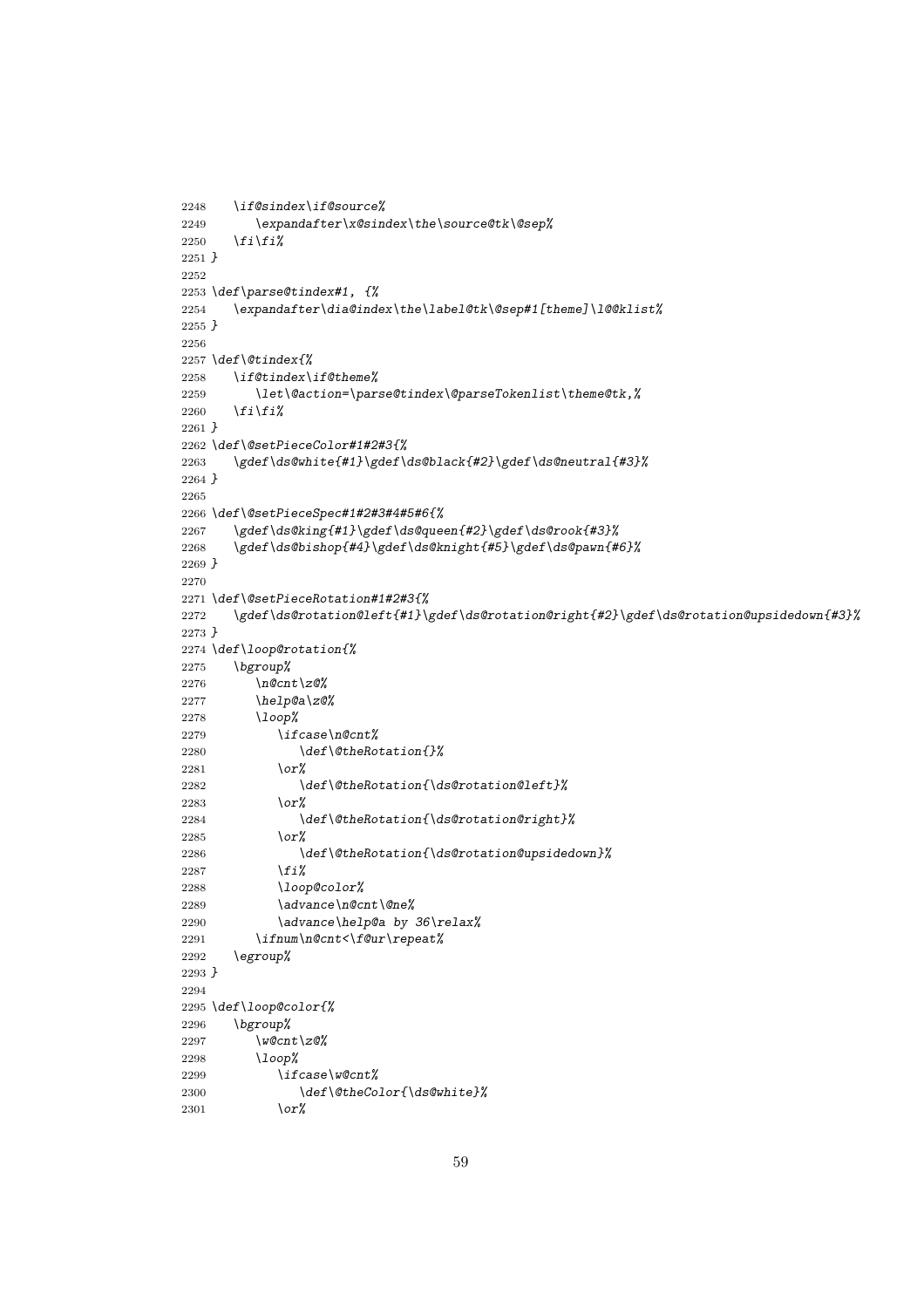```
2248    \if@sindex\if@source%
2249       \expandafter\x@sindex\the\source@tk\@sep%
2250    \fi\fi%
2251 }
2252
2253 \def\parse@tindex#1, {%
2254    \expandafter\dia@index\the\label@tk\@sep#1[theme]\l@@klist%
2255 }
2256
2257 \def\@tindex{%
2258    \if@tindex\if@theme%
2259       \let\@action=\parse@tindex\@parseTokenlist\theme@tk,%
2260    \fi\fi%
2261 }
2262 \def\@setPieceColor#1#2#3{%
2263    \gdef\ds@white{#1}\gdef\ds@black{#2}\gdef\ds@neutral{#3}%
2264 }
2265
2266 \def\@setPieceSpec#1#2#3#4#5#6{%
2267    \gdef\ds@king{#1}\gdef\ds@queen{#2}\gdef\ds@rook{#3}%
2268    \gdef\ds@bishop{#4}\gdef\ds@knight{#5}\gdef\ds@pawn{#6}%
2269 }
2270
2271 \def\@setPieceRotation#1#2#3{%
2272    \gdef\ds@rotation@left{#1}\gdef\ds@rotation@right{#2}\gdef\ds@rotation@upsidedown{#3}%
2273 }
2274 \def\loop@rotation{%
2275    \bgroup%
2276       \n@cnt\z@%
2277       \help@a\z@%
2278       \loop%
2279          \ifcase\n@cnt%
2280             \def\@theRotation{}%
2281          \or%
2282             \def\@theRotation{\ds@rotation@left}%
2283          \or%
2284             \def\@theRotation{\ds@rotation@right}%
2285          \or%
2286             \def\@theRotation{\ds@rotation@upsidedown}%
2287          \fi%
2288          \loop@color%
2289          \advance\n@cnt\@ne%
2290          \advance\help@a by 36\relax%
2291       \ifnum\n@cnt<\f@ur\repeat%
2292    \egroup%
2293 }
2294
2295 \def\loop@color{%
2296    \bgroup%
2297       \w@cnt\z@%
2298       \loop%
2299          \ifcase\w@cnt%
2300             \def\@theColor{\ds@white}%
2301          \or%
```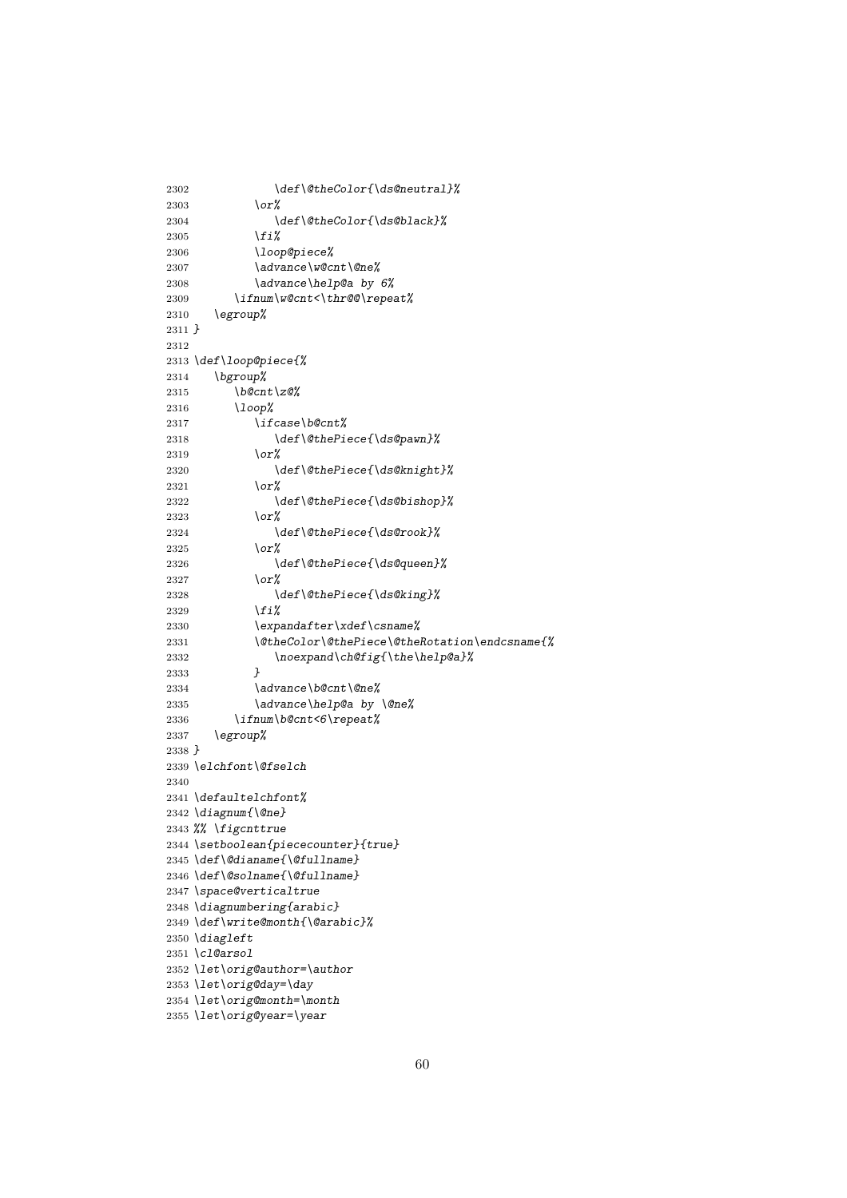```
2302             \def\@theColor{\ds@neutral}%
2303          \or%
2304             \def\@theColor{\ds@black}%
2305          \fi%
2306          \loop@piece%
2307          \advance\w@cnt\@ne%
2308          \advance\help@a by 6%
2309       \ifnum\w@cnt<\thr@@\repeat%
2310    \egroup%
2311 }
2312
2313 \def\loop@piece{%
2314    \bgroup%
2315       \b@cnt\z@%
2316       \loop%
2317          \ifcase\b@cnt%
2318             \def\@thePiece{\ds@pawn}%
2319          \or%
2320             \def\@thePiece{\ds@knight}%
2321          \or%
2322             \def\@thePiece{\ds@bishop}%
2323          \or%
2324             \def\@thePiece{\ds@rook}%
2325          \or%
2326             \def\@thePiece{\ds@queen}%
2327          \or%
2328             \def\@thePiece{\ds@king}%
2329          \fi%
2330          \expandafter\xdef\csname%
2331          \@theColor\@thePiece\@theRotation\endcsname{%
2332             \noexpand\ch@fig{\the\help@a}%
2333          }
2334          \advance\b@cnt\@ne%
2335          \advance\help@a by \@ne%
2336       \ifnum\b@cnt<6\repeat%
2337    \egroup%
2338 }
2339 \elchfont\@fselch
2340
2341 \defaultelchfont%
2342 \diagnum{\@ne}
2343 %% \figcnttrue
2344 \setboolean{piececounter}{true}
2345 \def\@dianame{\@fullname}
2346 \def\@solname{\@fullname}
2347 \space@verticaltrue
2348 \diagnumbering{arabic}
2349 \def\write@month{\@arabic}%
2350 \diagleft
2351 \cl@arsol
2352 \let\orig@author=\author
2353 \let\orig@day=\day
2354 \let\orig@month=\month
2355 \let\orig@year=\year
```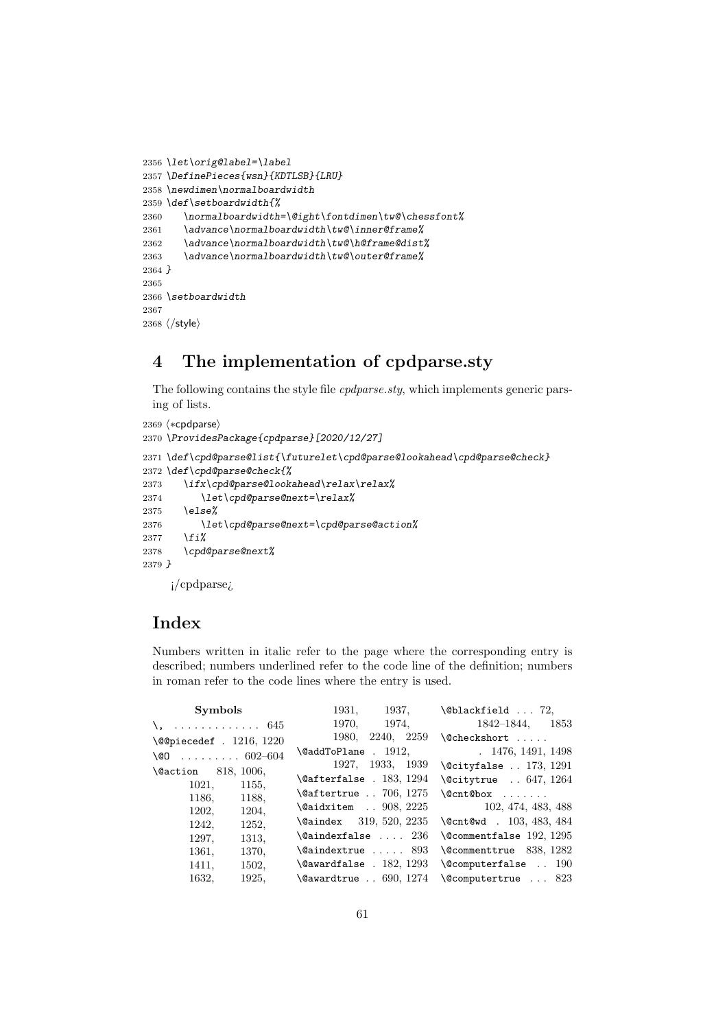```
2356 \let\orig@label=\label
2357 \DefinePieces{wsn}{KDTLSB}{LRU}
2358 \newdimen\normalboardwidth
2359 \def\setboardwidth{%
2360     \normalboardwidth=\@ight\fontdimen\tw@\chessfont%
2361     \advance\normalboardwidth\tw@\inner@frame%
2362     \advance\normalboardwidth\tw@\h@frame@dist%
2363     \advance\normalboardwidth\tw@\outer@frame%
2364 }
2365
2366 \setboardwidth
2367
2368 ⟨/style⟩
```

## 4 The implementation of cpdparse.sty

The following contains the style file *cpdparse.sty*, which implements generic parsing of lists.

```
2369 ⟨*cpdparse⟩
2370 \ProvidesPackage{cpdparse}[2020/12/27]
2371 \def\cpd@parse@list{\futurelet\cpd@parse@lookahead\cpd@parse@check}
2372 \def\cpd@parse@check{%
2373     \ifx\cpd@parse@lookahead\relax\relax%
2374         \let\cpd@parse@next=\relax%
2375     \else%
2376         \let\cpd@parse@next=\cpd@parse@action%
2377     \fi%
2378     \cpd@parse@next%
2379 }
```

¡/cpdparse¿

## Index

Numbers written in italic refer to the page where the corresponding entry is described; numbers underlined refer to the code line of the definition; numbers in roman refer to the code lines where the entry is used.

**Symbols**

\, . . . . . . . . . . . . . 645
\@@piecedef . 1216, 1220
\@O . . . . . . . . . 602–604
\@action 818, 1006, 1021, 1155, 1186, 1188, 1202, 1204, 1242, 1252, 1297, 1313, 1361, 1370, 1411, 1502, 1632, 1925, 1931, 1937, 1970, 1974, 1980, 2240, 2259
\@addToPlane . 1912, 1927, 1933, 1939
\@afterfalse . 183, 1294
\@aftertrue . . 706, 1275
\@aidxitem . . 908, 2225
\@aindex 319, 520, 2235
\@aindexfalse . . . . 236
\@aindextrue . . . . . 893
\@awardfalse . 182, 1293
\@awardtrue . . 690, 1274
\@blackfield . . . 72, 1842–1844, 1853
\@checkshort . . . . . 1476, 1491, 1498
\@cityfalse . . 173, 1291
\@citytrue . . 647, 1264
\@cnt@box . . . . . . . 102, 474, 483, 488
\@cnt@wd . 103, 483, 484
\@commentfalse 192, 1295
\@commenttrue 838, 1282
\@computerfalse . . 190
\@computertrue . . . 823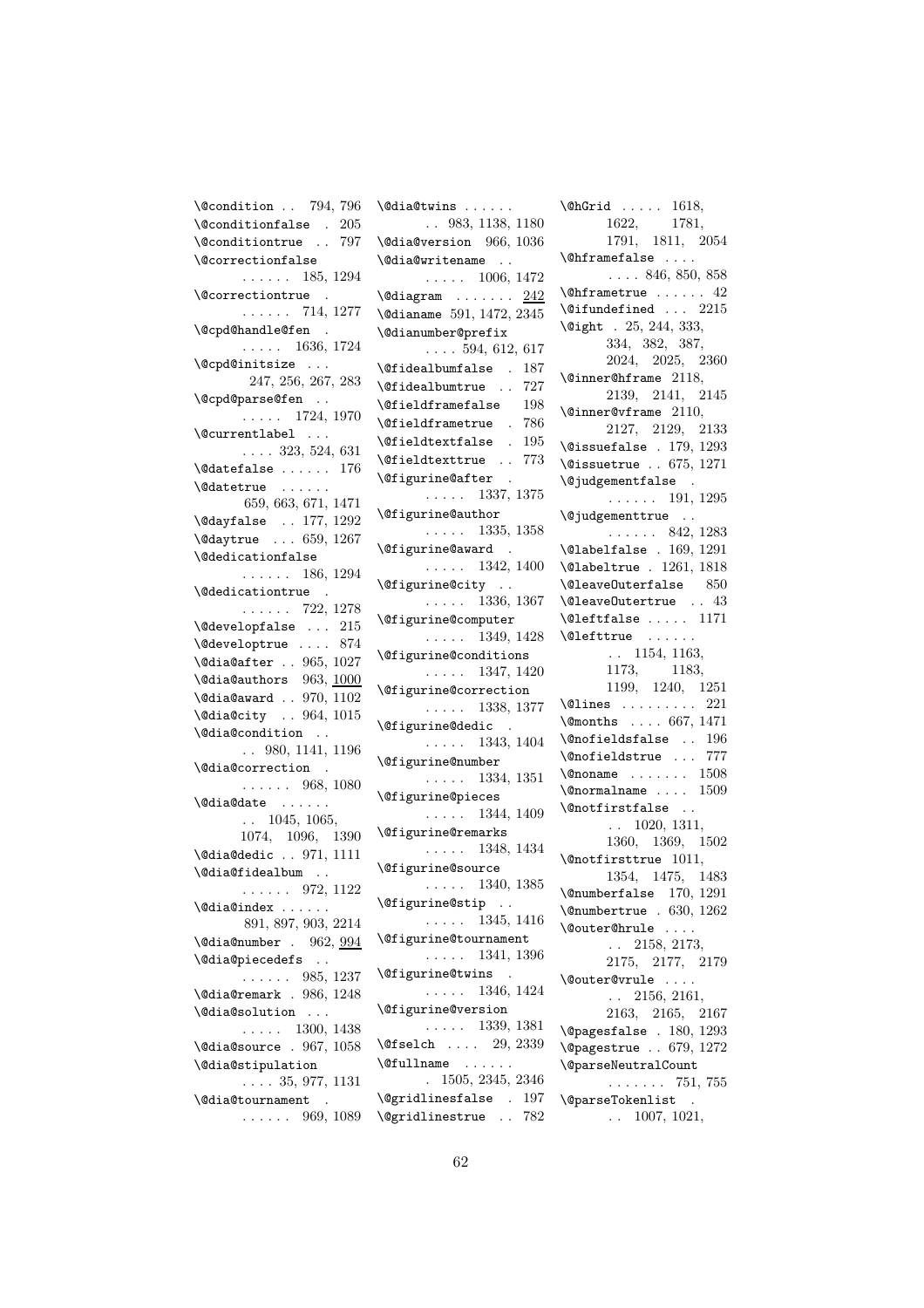\@condition . . 794, 796
\@conditionfalse . 205
\@conditiontrue . . 797
\@correctionfalse . . . . . . 185, 1294
\@correctiontrue . . . . . . . 714, 1277
\@cpd@handle@fen . . . . . . 1636, 1724
\@cpd@initsize . . . 247, 256, 267, 283
\@cpd@parse@fen . . . . . . . 1724, 1970
\@currentlabel . . . . . . . 323, 524, 631
\@datefalse . . . . . . 176
\@datetrue . . . . . . 659, 663, 671, 1471
\@dayfalse . . 177, 1292
\@daytrue . . . 659, 1267
\@dedicationfalse . . . . . . 186, 1294
\@dedicationtrue . . . . . . . 722, 1278
\@developfalse . . . 215
\@developtrue . . . . 874
\@dia@after . . 965, 1027
\@dia@authors 963, 1000
\@dia@award . . 970, 1102
\@dia@city . . 964, 1015
\@dia@condition . . . . 980, 1141, 1196
\@dia@correction . . . . . . . 968, 1080
\@dia@date . . . . . . . . 1045, 1065, 1074, 1096, 1390
\@dia@dedic . . 971, 1111
\@dia@fidealbum . . . . . . . . 972, 1122
\@dia@index . . . . . . 891, 897, 903, 2214
\@dia@number . 962, 994
\@dia@piecedefs . . . . . . . . 985, 1237
\@dia@remark . 986, 1248
\@dia@solution . . . . . . . . 1300, 1438
\@dia@source . 967, 1058
\@dia@stipulation . . . . 35, 977, 1131
\@dia@tournament . . . . . . . 969, 1089
\@dia@twins . . . . . . . . 983, 1138, 1180
\@dia@version 966, 1036
\@dia@writename . . . . . . . 1006, 1472
\@diagram . . . . . . . 242
\@dianame 591, 1472, 2345
\@dianumber@prefix . . . . 594, 612, 617
\@fidealbumfalse . 187
\@fidealbumtrue . . 727
\@fieldframefalse 198
\@fieldframetrue . 786
\@fieldtextfalse . 195
\@fieldtexttrue . . 773
\@figurine@after . . . . . . 1337, 1375
\@figurine@author . . . . . 1335, 1358
\@figurine@award . . . . . . 1342, 1400
\@figurine@city . . . . . . . 1336, 1367
\@figurine@computer . . . . . 1349, 1428
\@figurine@conditions . . . . . 1347, 1420
\@figurine@correction . . . . . 1338, 1377
\@figurine@dedic . . . . . . 1343, 1404
\@figurine@number . . . . . 1334, 1351
\@figurine@pieces . . . . . 1344, 1409
\@figurine@remarks . . . . . 1348, 1434
\@figurine@source . . . . . 1340, 1385
\@figurine@stip . . . . . . . 1345, 1416
\@figurine@tournament . . . . . 1341, 1396
\@figurine@twins . . . . . . 1346, 1424
\@figurine@version . . . . . 1339, 1381
\@fselch . . . . 29, 2339
\@fullname . . . . . . . 1505, 2345, 2346
\@gridlinesfalse . 197
\@gridlinestrue . . 782
\@hGrid . . . . . 1618, 1622, 1781, 1791, 1811, 2054
\@hframefalse . . . . . . . . 846, 850, 858
\@hframetrue . . . . . . 42
\@ifundefined . . . 2215
\@ight . 25, 244, 333, 334, 382, 387, 2024, 2025, 2360
\@inner@hframe 2118, 2139, 2141, 2145
\@inner@vframe 2110, 2127, 2129, 2133
\@issuefalse . 179, 1293
\@issuetrue . . 675, 1271
\@judgementfalse . . . . . . . 191, 1295
\@judgementtrue . . . . . . . . 842, 1283
\@labelfalse . 169, 1291
\@labeltrue . 1261, 1818
\@leaveOuterfalse 850
\@leaveOutertrue . . 43
\@leftfalse . . . . . 1171
\@lefttrue . . . . . . . . 1154, 1163, 1173, 1183, 1199, 1240, 1251
\@lines . . . . . . . . . 221
\@months . . . . 667, 1471
\@nofieldsfalse . . 196
\@nofieldstrue . . . 777
\@noname . . . . . . . 1508
\@normalname . . . . 1509
\@notfirstfalse . . . . 1020, 1311, 1360, 1369, 1502
\@notfirsttrue 1011, 1354, 1475, 1483
\@numberfalse 170, 1291
\@numbertrue . 630, 1262
\@outer@hrule . . . . . . 2158, 2173, 2175, 2177, 2179
\@outer@vrule . . . . . . 2156, 2161, 2163, 2165, 2167
\@pagesfalse . 180, 1293
\@pagestrue . . 679, 1272
\@parseNeutralCount . . . . . . . 751, 755
\@parseTokenlist . . . 1007, 1021,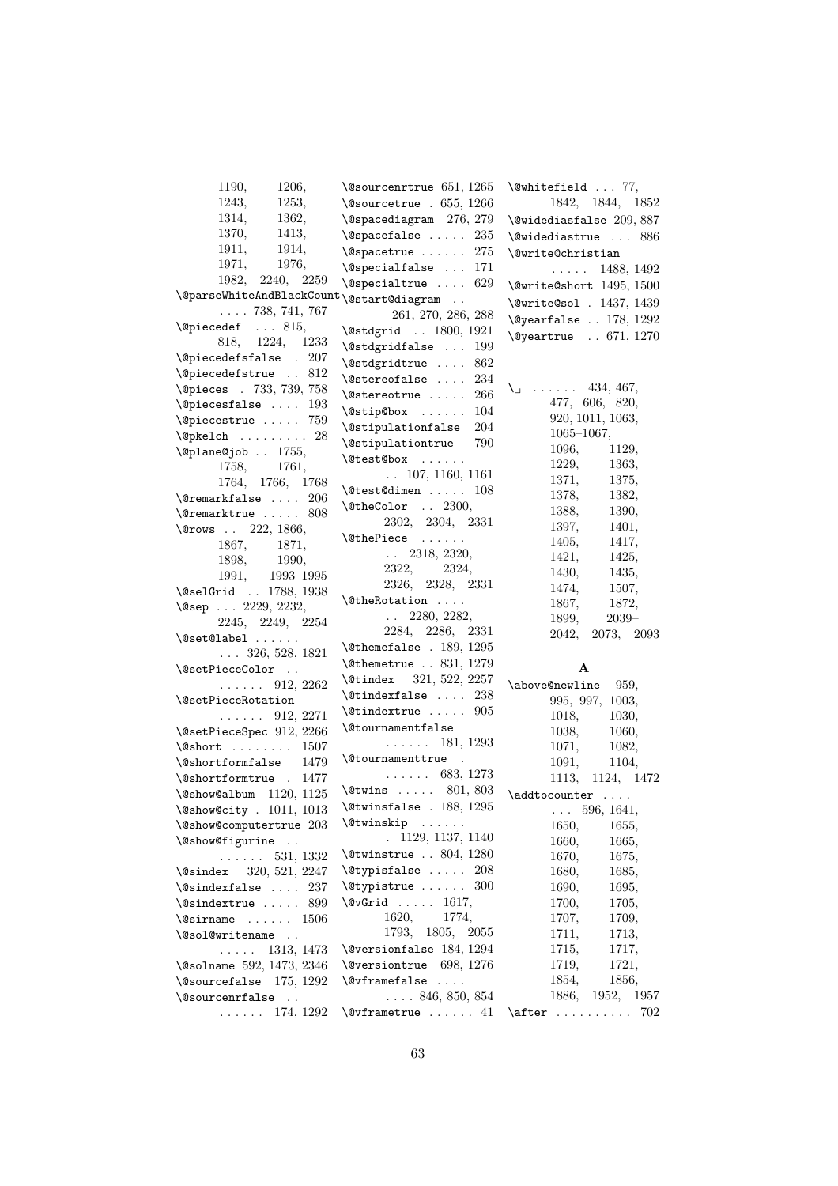1190, 1206, 1243, 1253, 1314, 1362, 1370, 1413, 1911, 1914, 1971, 1976, 1982, 2240, 2259

\@parseWhiteAndBlackCount . . . . 738, 741, 767
\@piecedef . . . 815, 818, 1224, 1233
\@piecedefsfalse . 207
\@piecedefstrue . . 812
\@pieces . 733, 739, 758
\@piecesfalse . . . . 193
\@piecestrue . . . . . 759
\@pkelch . . . . . . . . . 28
\@plane@job . . 1755, 1758, 1761, 1764, 1766, 1768
\@remarkfalse . . . . 206
\@remarktrue . . . . . 808
\@rows . . 222, 1866, 1867, 1871, 1898, 1990, 1991, 1993–1995
\@selGrid . . 1788, 1938
\@sep . . . 2229, 2232, 2245, 2249, 2254
\@set@label . . . . . . . . . 326, 528, 1821
\@setPieceColor . . . . . . . . 912, 2262
\@setPieceRotation . . . . . . 912, 2271
\@setPieceSpec 912, 2266
\@short . . . . . . . . 1507
\@shortformfalse 1479
\@shortformtrue . 1477
\@show@album 1120, 1125
\@show@city . 1011, 1013
\@show@computertrue 203
\@show@figurine . . . . . . . . 531, 1332
\@sindex 320, 521, 2247
\@sindexfalse . . . . 237
\@sindextrue . . . . . 899
\@sirname . . . . . . 1506
\@sol@writename . . . . . . . 1313, 1473
\@solname 592, 1473, 2346
\@sourcefalse 175, 1292
\@sourcenrfalse . . . . . . . . 174, 1292
\@sourcenrtrue 651, 1265
\@sourcetrue . 655, 1266
\@spacediagram 276, 279
\@spacefalse . . . . . 235
\@spacetrue . . . . . . 275
\@specialfalse . . . 171
\@specialtrue . . . . 629
\@start@diagram . . 261, 270, 286, 288
\@stdgrid . . 1800, 1921
\@stdgridfalse . . . 199
\@stdgridtrue . . . . 862
\@stereofalse . . . . 234
\@stereotrue . . . . . 266
\@stip@box . . . . . . 104
\@stipulationfalse 204
\@stipulationtrue 790
\@test@box . . . . . . . . 107, 1160, 1161
\@test@dimen . . . . . 108
\@theColor . . 2300, 2302, 2304, 2331
\@thePiece . . . . . . . . 2318, 2320, 2322, 2324, 2326, 2328, 2331
\@theRotation . . . . . . 2280, 2282, 2284, 2286, 2331
\@themefalse . 189, 1295
\@themetrue . . 831, 1279
\@tindex 321, 522, 2257
\@tindexfalse . . . . 238
\@tindextrue . . . . . 905
\@tournamentfalse . . . . . . 181, 1293
\@tournamenttrue . . . . . . . 683, 1273
\@twins . . . . . 801, 803
\@twinsfalse . 188, 1295
\@twinskip . . . . . . . 1129, 1137, 1140
\@twinstrue . . 804, 1280
\@typisfalse . . . . . 208
\@typistrue . . . . . . 300
\@vGrid . . . . . 1617, 1620, 1774, 1793, 1805, 2055
\@versionfalse 184, 1294
\@versiontrue 698, 1276
\@vframefalse . . . . . . . . 846, 850, 854
\@vframetrue . . . . . . 41
\@whitefield . . . 77, 1842, 1844, 1852
\@widediasfalse 209, 887
\@widediastrue . . . 886
\@write@christian . . . . . 1488, 1492
\@write@short 1495, 1500
\@write@sol . 1437, 1439
\@yearfalse . . 178, 1292
\@yeartrue . . 671, 1270

\␣ . . . . . . 434, 467, 477, 606, 820, 920, 1011, 1063, 1065–1067, 1096, 1129, 1229, 1363, 1371, 1375, 1378, 1382, 1388, 1390, 1397, 1401, 1405, 1417, 1421, 1425, 1430, 1435, 1474, 1507, 1867, 1872, 1899, 2039–2042, 2073, 2093

**A**

\above@newline 959, 995, 997, 1003, 1018, 1030, 1038, 1060, 1071, 1082, 1091, 1104, 1113, 1124, 1472
\addtocounter . . . . . . . 596, 1641, 1650, 1655, 1660, 1665, 1670, 1675, 1680, 1685, 1690, 1695, 1700, 1705, 1707, 1709, 1711, 1713, 1715, 1717, 1719, 1721, 1854, 1856, 1886, 1952, 1957
\after . . . . . . . . . . 702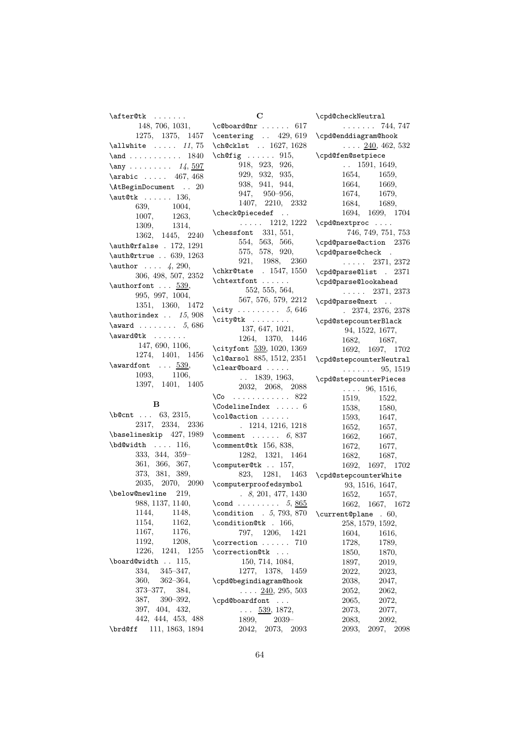\after@tk . . . . . . . 148, 706, 1031, 1275, 1375, 1457

\allwhite . . . . . *11*, 75

\and . . . . . . . . . . . 1840

\any . . . . . . . . . *14*, 597

\arabic . . . . . 467, 468

\AtBeginDocument . . 20

\aut@tk . . . . . . 136, 639, 1004, 1007, 1263, 1309, 1314, 1362, 1445, 2240

\auth@rfalse . 172, 1291

\auth@rtrue . . 639, 1263

\author . . . . *4*, 290, 306, 498, 507, 2352

\authorfont . . . 539, 995, 997, 1004, 1351, 1360, 1472

\authorindex . . *15*, 908

\award . . . . . . . . *5*, 686

\award@tk . . . . . . . 147, 690, 1106, 1274, 1401, 1456

\awardfont . . . 539, 1093, 1106, 1397, 1401, 1405

## B

\b@cnt . . . 63, 2315, 2317, 2334, 2336

\baselineskip 427, 1989

\bd@width . . . . 116, 333, 344, 359–361, 366, 367, 373, 381, 389, 2035, 2070, 2090

\below@newline 219, 988, 1137, 1140, 1144, 1148, 1154, 1162, 1167, 1176, 1192, 1208, 1226, 1241, 1255

\board@width . . 115, 334, 345–347, 360, 362–364, 373–377, 384, 387, 390–392, 397, 404, 432, 442, 444, 453, 488

\brd@ff 111, 1863, 1894

## C

\c@board@nr . . . . . . 617

\centering . . 429, 619

\ch@cklst . . 1627, 1628

\ch@fig . . . . . . 915, 918, 923, 926, 929, 932, 935, 938, 941, 944, 947, 950–956, 1407, 2210, 2332

\check@piecedef . . . . . . . 1212, 1222

\chessfont 331, 551, 554, 563, 566, 575, 578, 920, 921, 1988, 2360

\chkr@tate . 1547, 1550

\chtextfont . . . . . . 552, 555, 564, 567, 576, 579, 2212

\city . . . . . . . . . *5*, 646

\city@tk . . . . . . . . 137, 647, 1021, 1264, 1370, 1446

\cityfont 539, 1020, 1369

\cl@arsol 885, 1512, 2351

\clear@board . . . . . . . 1839, 1963, 2032, 2068, 2088

\Co . . . . . . . . . . . . 822

\CodelineIndex . . . . . 6

\col@action . . . . . . . 1214, 1216, 1218

\comment . . . . . . *6*, 837

\comment@tk 156, 838, 1282, 1321, 1464

\computer@tk . . 157, 823, 1281, 1463

\computerproofedsymbol . *8*, 201, 477, 1430

\cond . . . . . . . . . *5*, 865

\condition . *5*, 793, 870

\condition@tk . 166, 797, 1206, 1421

\correction . . . . . . 710

\correction@tk . . . 150, 714, 1084, 1277, 1378, 1459

\cpd@begindiagram@hook . . . . 240, 295, 503

\cpd@boardfont . . . . . . 539, 1872, 1899, 2039–2042, 2073, 2093

\cpd@checkNeutral . . . . . . . 744, 747

\cpd@enddiagram@hook . . . . 240, 462, 532

\cpd@fen@setpiece . . 1591, 1649, 1654, 1659, 1664, 1669, 1674, 1679, 1684, 1689, 1694, 1699, 1704

\cpd@nextproc . . . . 746, 749, 751, 753

\cpd@parse@action 2376

\cpd@parse@check . . . . . . 2371, 2372

\cpd@parse@list . 2371

\cpd@parse@lookahead . . . . . 2371, 2373

\cpd@parse@next . . . 2374, 2376, 2378

\cpd@stepcounterBlack 94, 1522, 1677, 1682, 1687, 1692, 1697, 1702

\cpd@stepcounterNeutral . . . . . . . 95, 1519

\cpd@stepcounterPieces . . . . 96, 1516, 1519, 1522, 1538, 1580, 1593, 1647, 1652, 1657, 1662, 1667, 1672, 1677, 1682, 1687, 1692, 1697, 1702

\cpd@stepcounterWhite 93, 1516, 1647, 1652, 1657, 1662, 1667, 1672

\current@plane . 60, 258, 1579, 1592, 1604, 1616, 1728, 1789, 1850, 1870, 1897, 2019, 2022, 2023, 2038, 2047, 2052, 2062, 2065, 2072, 2073, 2077, 2083, 2092, 2093, 2097, 2098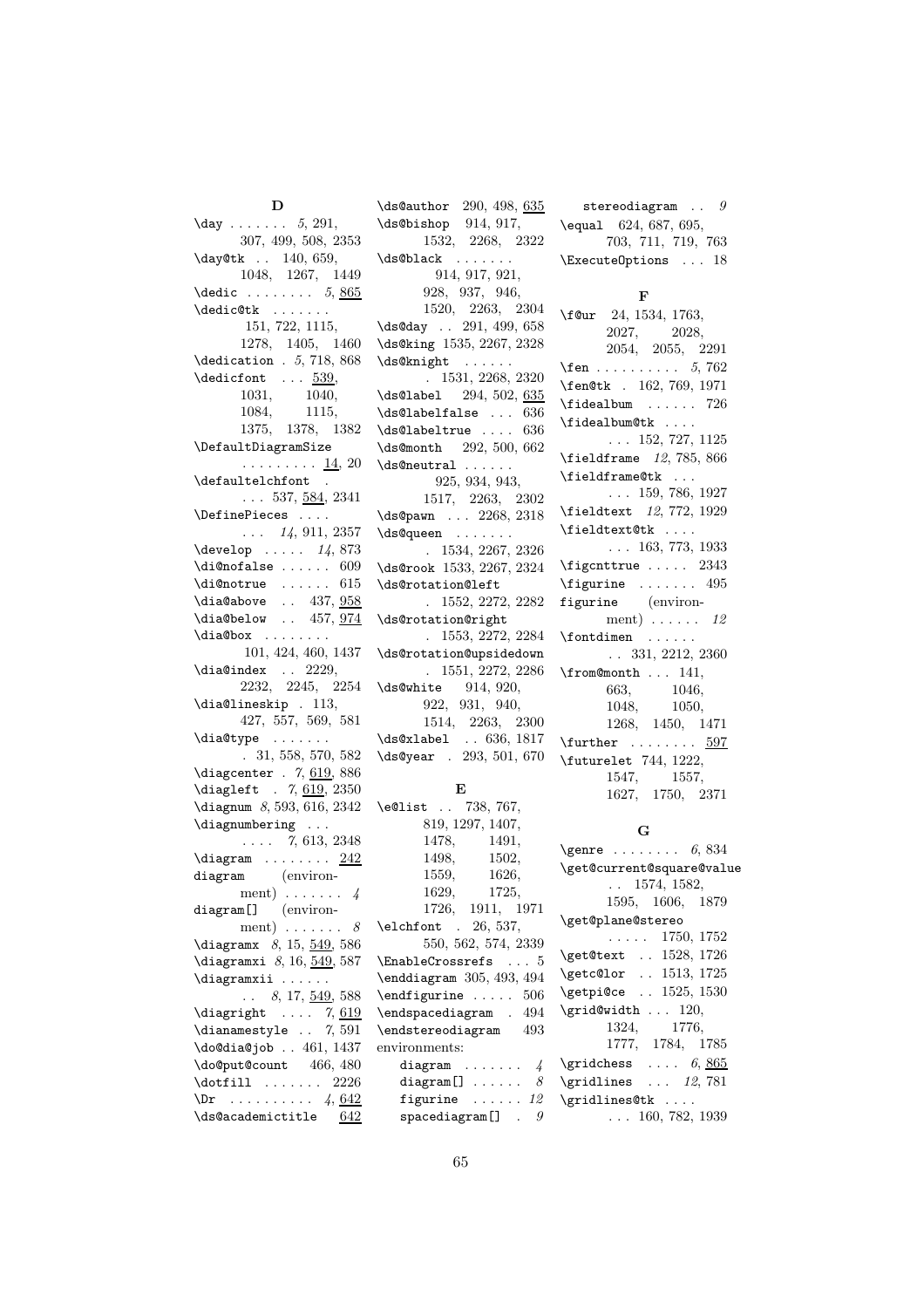## D

\day . . . . . . . *5*, 291, 307, 499, 508, 2353
\day@tk . . 140, 659, 1048, 1267, 1449
\dedic . . . . . . . . *5*, 865
\dedic@tk . . . . . . . 151, 722, 1115, 1278, 1405, 1460
\dedication . *5*, 718, 868
\dedicfont . . . 539, 1031, 1040, 1084, 1115, 1375, 1378, 1382
\DefaultDiagramSize . . . . . . . . . *14*, 20
\defaultelchfont . . . . 537, 584, 2341
\DefinePieces . . . . . . . *14*, 911, 2357
\develop . . . . . *14*, 873
\di@nofalse . . . . . . 609
\di@notrue . . . . . . 615
\dia@above . . 437, 958
\dia@below . . 457, 974
\dia@box . . . . . . . . 101, 424, 460, 1437
\dia@index . . 2229, 2232, 2245, 2254
\dia@lineskip . 113, 427, 557, 569, 581
\dia@type . . . . . . . . 31, 558, 570, 582
\diagcenter . *7*, 619, 886
\diagleft . *7*, 619, 2350
\diagnum *8*, 593, 616, 2342
\diagnumbering . . . . . . . *7*, 613, 2348
\diagram . . . . . . . . 242
diagram (environment) . . . . . . . *4*
diagram[] (environment) . . . . . . . *8*
\diagramx *8*, 15, 549, 586
\diagramxi *8*, 16, 549, 587
\diagramxii . . . . . . . . *8*, 17, 549, 588
\diagright . . . . *7*, 619
\dianamestyle . . *7*, 591
\do@dia@job . . 461, 1437
\do@put@count 466, 480
\dotfill . . . . . . . 2226
\Dr . . . . . . . . . . *4*, 642
\ds@academictitle 642
\ds@author 290, 498, 635
\ds@bishop 914, 917, 1532, 2268, 2322
\ds@black . . . . . . . 914, 917, 921, 928, 937, 946, 1520, 2263, 2304
\ds@day . . 291, 499, 658
\ds@king 1535, 2267, 2328
\ds@knight . . . . . . . 1531, 2268, 2320
\ds@label 294, 502, 635
\ds@labelfalse . . . 636
\ds@labeltrue . . . . 636
\ds@month 292, 500, 662
\ds@neutral . . . . . . 925, 934, 943, 1517, 2263, 2302
\ds@pawn . . . 2268, 2318
\ds@queen . . . . . . . . 1534, 2267, 2326
\ds@rook 1533, 2267, 2324
\ds@rotation@left . 1552, 2272, 2282
\ds@rotation@right . 1553, 2272, 2284
\ds@rotation@upsidedown . 1551, 2272, 2286
\ds@white 914, 920, 922, 931, 940, 1514, 2263, 2300
\ds@xlabel . . 636, 1817
\ds@year . 293, 501, 670

## E

\e@list . . 738, 767, 819, 1297, 1407, 1478, 1491, 1498, 1502, 1559, 1626, 1629, 1725, 1726, 1911, 1971
\elchfont . 26, 537, 550, 562, 574, 2339
\EnableCrossrefs . . . 5
\enddiagram 305, 493, 494
\endfigurine . . . . . 506
\endspacediagram . 494
\endstereodiagram 493
environments:
diagram . . . . . . . *4*
diagram[] . . . . . . *8*
figurine . . . . . . *12*
spacediagram[] . *9*
stereodiagram . . *9*
\equal 624, 687, 695, 703, 711, 719, 763
\ExecuteOptions . . . 18

## F

\f@ur 24, 1534, 1763, 2027, 2028, 2054, 2055, 2291
\fen . . . . . . . . . . *5*, 762
\fen@tk . 162, 769, 1971
\fidealbum . . . . . . 726
\fidealbum@tk . . . . . . . 152, 727, 1125
\fieldframe *12*, 785, 866
\fieldframe@tk . . . . . . 159, 786, 1927
\fieldtext *12*, 772, 1929
\fieldtext@tk . . . . . . . 163, 773, 1933
\figcnttrue . . . . . 2343
\figurine . . . . . . . 495
figurine (environment) . . . . . . *12*
\fontdimen . . . . . . . . 331, 2212, 2360
\from@month . . . 141, 663, 1046, 1048, 1050, 1268, 1450, 1471
\further . . . . . . . . 597
\futurelet 744, 1222, 1547, 1557, 1627, 1750, 2371

## G

\genre . . . . . . . . *6*, 834
\get@current@square@value . . 1574, 1582, 1595, 1606, 1879
\get@plane@stereo . . . . . 1750, 1752
\get@text . . 1528, 1726
\getc@lor . . 1513, 1725
\getpi@ce . . 1525, 1530
\grid@width . . . 120, 1324, 1776, 1777, 1784, 1785
\gridchess . . . . *6*, 865
\gridlines . . . *12*, 781
\gridlines@tk . . . . . . . 160, 782, 1939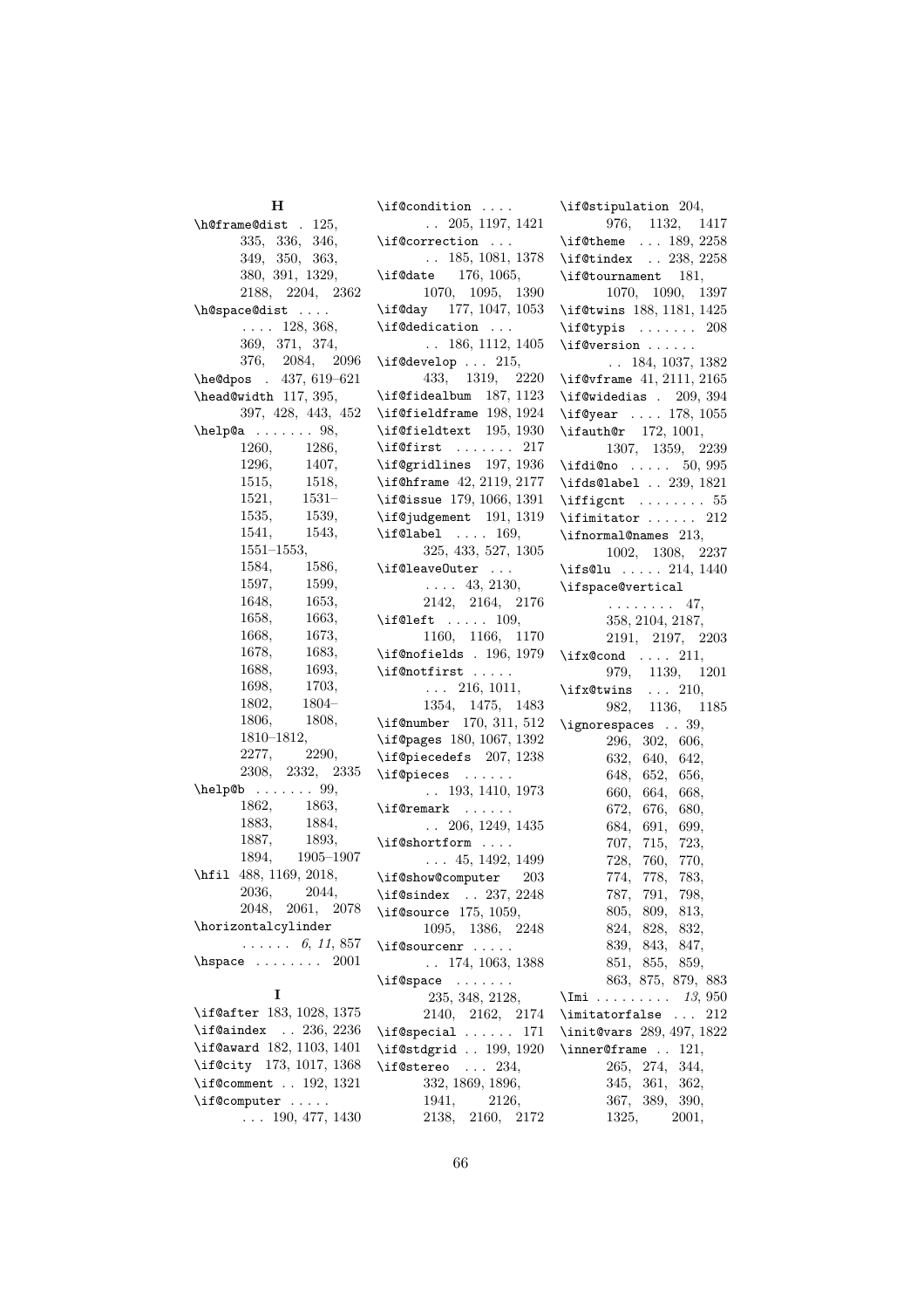## H

\h@frame@dist . 125, 335, 336, 346, 349, 350, 363, 380, 391, 1329, 2188, 2204, 2362
\h@space@dist . . . . . . . . 128, 368, 369, 371, 374, 376, 2084, 2096
\he@dpos . 437, 619–621
\head@width 117, 395, 397, 428, 443, 452
\help@a . . . . . . . 98, 1260, 1286, 1296, 1407, 1515, 1518, 1521, 1531–1535, 1539, 1541, 1543, 1551–1553, 1584, 1586, 1597, 1599, 1648, 1653, 1658, 1663, 1668, 1673, 1678, 1683, 1688, 1693, 1698, 1703, 1802, 1804–1806, 1808, 1810–1812, 2277, 2290, 2308, 2332, 2335
\help@b . . . . . . . 99, 1862, 1863, 1883, 1884, 1887, 1893, 1894, 1905–1907
\hfil 488, 1169, 2018, 2036, 2044, 2048, 2061, 2078
\horizontalcylinder . . . . . . *6*, *11*, 857
\hspace . . . . . . . . 2001

## I

\if@after 183, 1028, 1375
\if@aindex . . 236, 2236
\if@award 182, 1103, 1401
\if@city 173, 1017, 1368
\if@comment . . 192, 1321
\if@computer . . . . . . . . 190, 477, 1430
\if@condition . . . . . . 205, 1197, 1421
\if@correction . . . . . 185, 1081, 1378
\if@date 176, 1065, 1070, 1095, 1390
\if@day 177, 1047, 1053
\if@dedication . . . . . 186, 1112, 1405
\if@develop . . . 215, 433, 1319, 2220
\if@fidealbum 187, 1123
\if@fieldframe 198, 1924
\if@fieldtext 195, 1930
\if@first . . . . . . . 217
\if@gridlines 197, 1936
\if@hframe 42, 2119, 2177
\if@issue 179, 1066, 1391
\if@judgement 191, 1319
\if@label . . . . 169, 325, 433, 527, 1305
\if@leaveOuter . . . . . . . 43, 2130, 2142, 2164, 2176
\if@left . . . . . 109, 1160, 1166, 1170
\if@nofields . 196, 1979
\if@notfirst . . . . . . . . 216, 1011, 1354, 1475, 1483
\if@number 170, 311, 512
\if@pages 180, 1067, 1392
\if@piecedefs 207, 1238
\if@pieces . . . . . . . . 193, 1410, 1973
\if@remark . . . . . . . 206, 1249, 1435
\if@shortform . . . . . . . 45, 1492, 1499
\if@show@computer 203
\if@sindex . . 237, 2248
\if@source 175, 1059, 1095, 1386, 2248
\if@sourcenr . . . . . . . 174, 1063, 1388
\if@space . . . . . . . 235, 348, 2128, 2140, 2162, 2174
\if@special . . . . . . 171
\if@stdgrid . . 199, 1920
\if@stereo . . . 234, 332, 1869, 1896, 1941, 2126, 2138, 2160, 2172
\if@stipulation 204, 976, 1132, 1417
\if@theme . . . 189, 2258
\if@tindex . . 238, 2258
\if@tournament 181, 1070, 1090, 1397
\if@twins 188, 1181, 1425
\if@typis . . . . . . . 208
\if@version . . . . . . . . 184, 1037, 1382
\if@vframe 41, 2111, 2165
\if@widedias . 209, 394
\if@year . . . . 178, 1055
\ifauth@r 172, 1001, 1307, 1359, 2239
\ifdi@no . . . . . 50, 995
\ifds@label . . 239, 1821
\iffigcnt . . . . . . . . 55
\ifimitator . . . . . . 212
\ifnormal@names 213, 1002, 1308, 2237
\ifs@lu . . . . . 214, 1440
\ifspace@vertical . . . . . . . . 47, 358, 2104, 2187, 2191, 2197, 2203
\ifx@cond . . . . 211, 979, 1139, 1201
\ifx@twins . . . 210, 982, 1136, 1185
\ignorespaces . . 39, 296, 302, 606, 632, 640, 642, 648, 652, 656, 660, 664, 668, 672, 676, 680, 684, 691, 699, 707, 715, 723, 728, 760, 770, 774, 778, 783, 787, 791, 798, 805, 809, 813, 824, 828, 832, 839, 843, 847, 851, 855, 859, 863, 875, 879, 883
\Imi . . . . . . . . . *13*, 950
\imitatorfalse . . . 212
\init@vars 289, 497, 1822
\inner@frame . . 121, 265, 274, 344, 345, 361, 362, 367, 389, 390, 1325, 2001,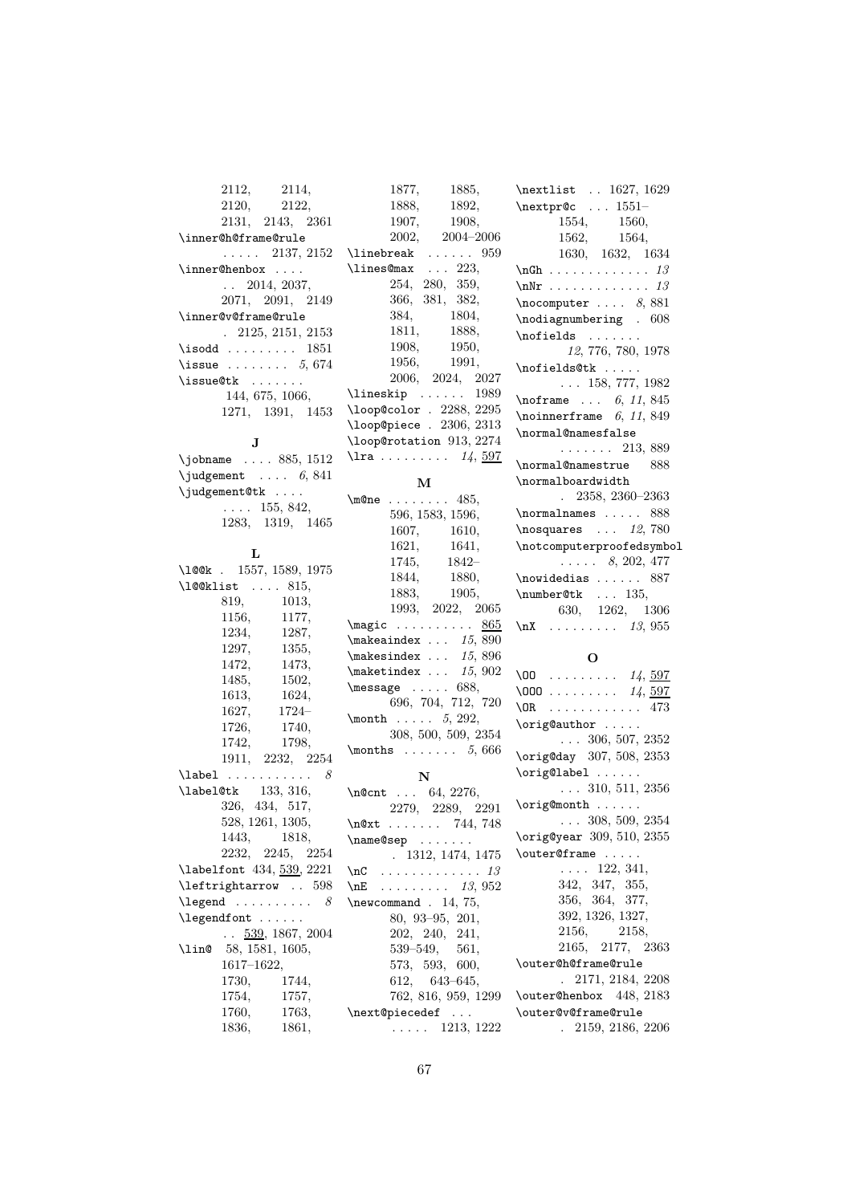2112, 2114, 2120, 2122, 2131, 2143, 2361

\inner@h@frame@rule . . . . . 2137, 2152

\inner@henbox . . . . . . 2014, 2037, 2071, 2091, 2149

\inner@v@frame@rule . 2125, 2151, 2153

\isodd . . . . . . . . . 1851

\issue . . . . . . . . *5*, 674

\issue@tk . . . . . . . 144, 675, 1066, 1271, 1391, 1453

**J**

\jobname . . . . 885, 1512

\judgement . . . . *6*, 841

\judgement@tk . . . . . . . . 155, 842, 1283, 1319, 1465

**L**

\l@@k . 1557, 1589, 1975

\l@@klist . . . . 815, 819, 1013, 1156, 1177, 1234, 1287, 1297, 1355, 1472, 1473, 1485, 1502, 1613, 1624, 1627, 1724–1726, 1740, 1742, 1798, 1911, 2232, 2254

\label . . . . . . . . . . . *8*

\label@tk 133, 316, 326, 434, 517, 528, 1261, 1305, 1443, 1818, 2232, 2245, 2254

\labelfont 434, 539, 2221

\leftrightarrow . . 598

\legend . . . . . . . . . . *8*

\legendfont . . . . . . . . 539, 1867, 2004

\lin@ 58, 1581, 1605, 1617–1622, 1730, 1744, 1754, 1757, 1760, 1763, 1836, 1861, 1877, 1885, 1888, 1892, 1907, 1908, 2002, 2004–2006

\linebreak . . . . . . 959

\lines@max . . . 223, 254, 280, 359, 366, 381, 382, 384, 1804, 1811, 1888, 1908, 1950, 1956, 1991, 2006, 2024, 2027

\lineskip . . . . . . 1989

\loop@color . 2288, 2295

\loop@piece . 2306, 2313

\loop@rotation 913, 2274

\lra . . . . . . . . . *14*, 597

**M**

\m@ne . . . . . . . . 485, 596, 1583, 1596, 1607, 1610, 1621, 1641, 1745, 1842–1844, 1880, 1883, 1905, 1993, 2022, 2065

\magic . . . . . . . . . . 865

\makeaindex . . . *15*, 890

\makesindex . . . *15*, 896

\maketindex . . . *15*, 902

\message . . . . . 688, 696, 704, 712, 720

\month . . . . . *5*, 292, 308, 500, 509, 2354

\months . . . . . . . *5*, 666

**N**

\n@cnt . . . 64, 2276, 2279, 2289, 2291

\n@xt . . . . . . . 744, 748

\name@sep . . . . . . . . 1312, 1474, 1475

\nC . . . . . . . . . . . . . *13*

\nE . . . . . . . . . *13*, 952

\newcommand . 14, 75, 80, 93–95, 201, 202, 240, 241, 539–549, 561, 573, 593, 600, 612, 643–645, 762, 816, 959, 1299

\next@piecedef . . . . . . . . 1213, 1222

\nextlist . . 1627, 1629

\nextpr@c . . . 1551–1554, 1560, 1562, 1564, 1630, 1632, 1634

\nGh . . . . . . . . . . . . *13*

\nNr . . . . . . . . . . . . *13*

\nocomputer . . . . *8*, 881

\nodiagnumbering . 608

\nofields . . . . . . . *12*, 776, 780, 1978

\nofields@tk . . . . . . . . 158, 777, 1982

\noframe . . . *6*, *11*, 845

\noinnerframe *6*, *11*, 849

\normal@namesfalse . . . . . . . 213, 889

\normal@namestrue 888

\normalboardwidth . 2358, 2360–2363

\normalnames . . . . . 888

\nosquares . . . *12*, 780

\notcomputerproofedsymbol . . . . . *8*, 202, 477

\nowidedias . . . . . . 887

\number@tk . . . 135, 630, 1262, 1306

\nX . . . . . . . . . *13*, 955

**O**

\OO . . . . . . . . . *14*, 597

\OOO . . . . . . . . . *14*, 597

\OR . . . . . . . . . . . . 473

\orig@author . . . . . . . . 306, 507, 2352

\orig@day 307, 508, 2353

\orig@label . . . . . . . . . 310, 511, 2356

\orig@month . . . . . . . . . 308, 509, 2354

\orig@year 309, 510, 2355

\outer@frame . . . . . . . . . 122, 341, 342, 347, 355, 356, 364, 377, 392, 1326, 1327, 2156, 2158, 2165, 2177, 2363

\outer@h@frame@rule . 2171, 2184, 2208

\outer@henbox 448, 2183

\outer@v@frame@rule . 2159, 2186, 2206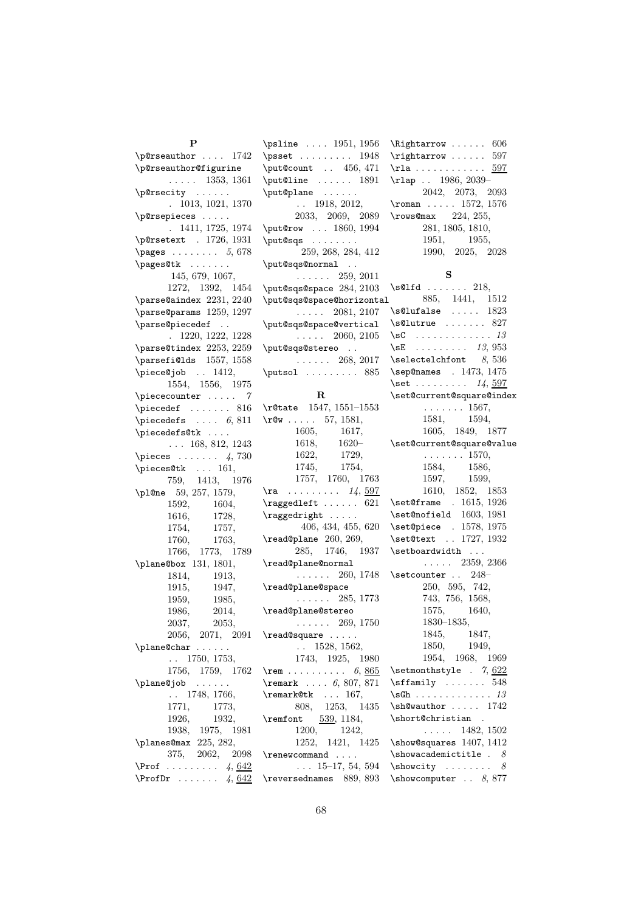## P

- \p@rseauthor .... 1742
- \p@rseauthor@figurine ..... 1353, 1361
- \p@rsecity ...... . 1013, 1021, 1370
- \p@rsepieces ..... . 1411, 1725, 1974
- \p@rsetext . 1726, 1931
- \pages ........ *5*, 678
- \pages@tk ....... 145, 679, 1067, 1272, 1392, 1454
- \parse@aindex 2231, 2240
- \parse@params 1259, 1297
- \parse@piecedef .. . 1220, 1222, 1228
- \parse@tindex 2253, 2259
- \parsefi@lds 1557, 1558
- \piece@job .. 1412, 1554, 1556, 1975
- \piececounter ..... *7*
- \piecedef ....... 816
- \piecedefs .... *6*, 811
- \piecedefs@tk .... ... 168, 812, 1243
- \pieces ....... *4*, 730
- \pieces@tk ... 161, 759, 1413, 1976
- \pl@ne 59, 257, 1579, 1592, 1604, 1616, 1728, 1754, 1757, 1760, 1763, 1766, 1773, 1789
- \plane@box 131, 1801, 1814, 1913, 1915, 1947, 1959, 1985, 1986, 2014, 2037, 2053, 2056, 2071, 2091
- \plane@char ...... .. 1750, 1753, 1756, 1759, 1762
- \plane@job ...... .. 1748, 1766, 1771, 1773, 1926, 1932, 1938, 1975, 1981
- \planes@max 225, 282, 375, 2062, 2098
- \Prof ......... *4*, <u>642</u>
- \ProfDr ....... *4*, <u>642</u>
- \psline .... 1951, 1956
- \psset ......... 1948
- \put@count .. 456, 471
- \put@line ...... 1891
- \put@plane ...... .. 1918, 2012, 2033, 2069, 2089
- \put@row ... 1860, 1994
- \put@sqs ........ 259, 268, 284, 412
- \put@sqs@normal .. ...... 259, 2011
- \put@sqs@space 284, 2103
- \put@sqs@space@horizontal ..... 2081, 2107
- \put@sqs@space@vertical ..... 2060, 2105
- \put@sqs@stereo .. ...... 268, 2017
- \putsol ......... 885

## R

- \r@tate 1547, 1551–1553
- \r@w ..... 57, 1581, 1605, 1617, 1618, 1620–1622, 1729, 1745, 1754, 1757, 1760, 1763
- \ra ......... *14*, <u>597</u>
- \raggedleft ...... 621
- \raggedright ..... 406, 434, 455, 620
- \read@plane 260, 269, 285, 1746, 1937
- \read@plane@normal ...... 260, 1748
- \read@plane@space ...... 285, 1773
- \read@plane@stereo ...... 269, 1750
- \read@square ..... .. 1528, 1562, 1743, 1925, 1980
- \rem .......... *6*, <u>865</u>
- \remark .... *6*, 807, 871
- \remark@tk ... 167, 808, 1253, 1435
- \remfont <u>539</u>, 1184, 1200, 1242, 1252, 1421, 1425
- \renewcommand .... ... 15–17, 54, 594
- \reversednames 889, 893
- \Rightarrow ...... 606
- \rightarrow ...... 597
- \rla ............ <u>597</u>
- \rlap .. 1986, 2039–2042, 2073, 2093
- \roman ..... 1572, 1576
- \rows@max 224, 255, 281, 1805, 1810, 1951, 1955, 1990, 2025, 2028

## S

- \s@lfd ....... 218, 885, 1441, 1512
- \s@lufalse ..... 1823
- \s@lutrue ....... 827
- \sC ............. *13*
- \sE ......... *13*, 953
- \selectelchfont *8*, 536
- \sep@names . 1473, 1475
- \set ......... *14*, <u>597</u>
- \set@current@square@index ....... 1567, 1581, 1594, 1605, 1849, 1877
- \set@current@square@value ....... 1570, 1584, 1586, 1597, 1599, 1610, 1852, 1853
- \set@frame . 1615, 1926
- \set@nofield 1603, 1981
- \set@piece . 1578, 1975
- \set@text .. 1727, 1932
- \setboardwidth ... ..... 2359, 2366
- \setcounter .. 248–250, 595, 742, 743, 756, 1568, 1575, 1640, 1830–1835, 1845, 1847, 1850, 1949, 1954, 1968, 1969
- \setmonthstyle . *7*, <u>622</u>
- \sffamily ....... 548
- \sGh ............. *13*
- \sh@wauthor ..... 1742
- \short@christian . ..... 1482, 1502
- \show@squares 1407, 1412
- \showacademictitle . *8*
- \showcity ........ *8*
- \showcomputer .. *8*, 877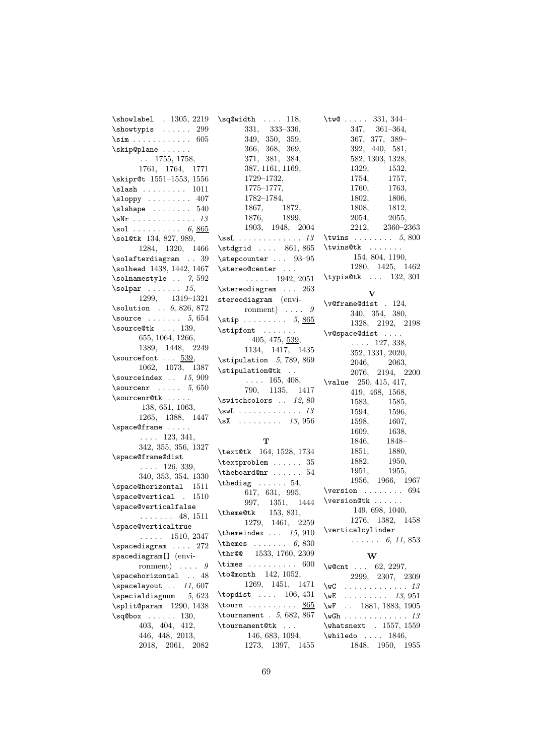\showlabel . 1305, 2219
\showtypis ...... 299
\sim ........... 605
\skip@plane ......
.. 1755, 1758,
1761, 1764, 1771
\skipr@t 1551–1553, 1556
\slash ......... 1011
\sloppy ......... 407
\slshape ........ 540
\sNr ............. *13*
\sol .......... *6*, <u>865</u>
\sol@tk 134, 827, 989,
1284, 1320, 1466
\solafterdiagram .. 39
\solhead 1438, 1442, 1467
\solnamestyle .. *7*, 592
\solpar ....... *15*,
1299, 1319–1321
\solution .. *6*, 826, 872
\source ....... *5*, 654
\source@tk ... 139,
655, 1064, 1266,
1389, 1448, 2249
\sourcefont ... <u>539</u>,
1062, 1073, 1387
\sourceindex .. *15*, 909
\sourcenr ..... *5*, 650
\sourcenr@tk .....
138, 651, 1063,
1265, 1388, 1447
\space@frame .....
.... 123, 341,
342, 355, 356, 1327
\space@frame@dist
.... 126, 339,
340, 353, 354, 1330
\space@horizontal 1511
\space@vertical . 1510
\space@verticalfalse
....... 48, 1511
\space@verticaltrue
..... 1510, 2347
\spacediagram .... 272
spacediagram[] (environment) .... *9*
\spacehorizontal .. 48
\spacelayout .. *11*, 607
\specialdiagnum *5*, 623
\split@param 1290, 1438
\sq@box ...... 130,
403, 404, 412,
446, 448, 2013,
2018, 2061, 2082
\sq@width .... 118,
331, 333–336,
349, 350, 359,
366, 368, 369,
371, 381, 384,
387, 1161, 1169,
1729–1732,
1775–1777,
1782–1784,
1867, 1872,
1876, 1899,
1903, 1948, 2004
\ssL ............. *13*
\stdgrid .... 861, 865
\stepcounter ... 93–95
\stereo@center ...
..... 1942, 2051
\stereodiagram ... 263
stereodiagram (environment) .... *9*
\stip ......... *5*, <u>865</u>
\stipfont .......
405, 475, <u>539</u>,
1134, 1417, 1435
\stipulation *5*, 789, 869
\stipulation@tk ..
.... 165, 408,
790, 1135, 1417
\switchcolors .. *12*, 80
\swL ............. *13*
\sX ......... *13*, 956

**T**

\text@tk 164, 1528, 1734
\textproblem ...... 35
\theboard@nr ...... 54
\thediag ...... 54,
617, 631, 995,
997, 1351, 1444
\theme@tk 153, 831,
1279, 1461, 2259
\themeindex ... *15*, 910
\themes ....... *6*, 830
\thr@@ 1533, 1760, 2309
\times .......... 600
\to@month 142, 1052,
1269, 1451, 1471
\topdist .... 106, 431
\tourn .......... <u>865</u>
\tournament . *5*, 682, 867
\tournament@tk ...
146, 683, 1094,
1273, 1397, 1455
\tw@ ..... 331, 344–
347, 361–364,
367, 377, 389–
392, 440, 581,
582, 1303, 1328,
1329, 1532,
1754, 1757,
1760, 1763,
1802, 1806,
1808, 1812,
2054, 2055,
2212, 2360–2363
\twins ........ *5*, 800
\twins@tk .......
154, 804, 1190,
1280, 1425, 1462
\typis@tk ... 132, 301

**V**

\v@frame@dist . 124,
340, 354, 380,
1328, 2192, 2198
\v@space@dist ....
.... 127, 338,
352, 1331, 2020,
2046, 2063,
2076, 2194, 2200
\value 250, 415, 417,
419, 468, 1568,
1583, 1585,
1594, 1596,
1598, 1607,
1609, 1638,
1846, 1848–
1851, 1880,
1882, 1950,
1951, 1955,
1956, 1966, 1967
\version ........ 694
\version@tk ......
149, 698, 1040,
1276, 1382, 1458
\verticalcylinder
...... *6*, *11*, 853

**W**

\w@cnt ... 62, 2297,
2299, 2307, 2309
\wC ............. *13*
\wE ......... *13*, 951
\wF .. 1881, 1883, 1905
\wGh ............. *13*
\whatsnext . 1557, 1559
\whiledo .... 1846,
1848, 1950, 1955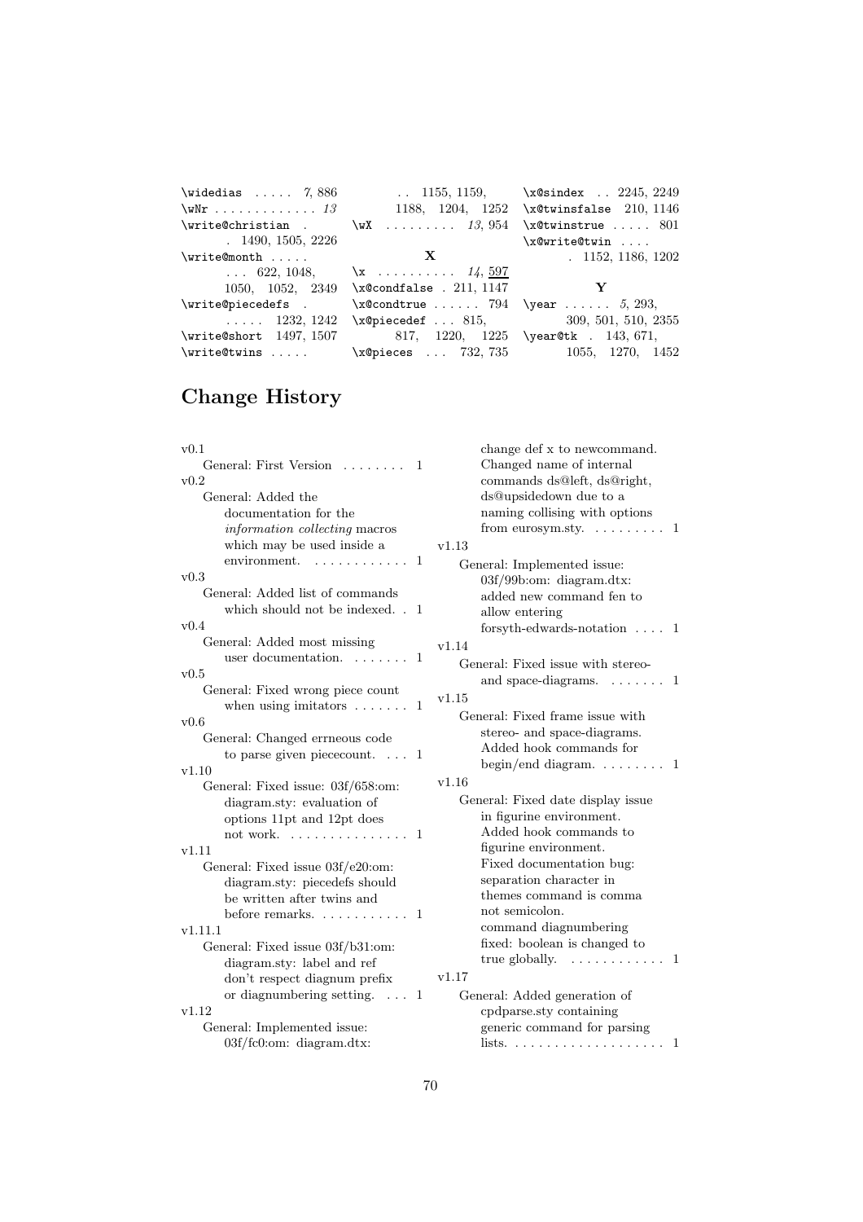\widedias ..... *7*, 886
\wNr ............. *13*
\write@christian . . 1490, 1505, 2226
\write@month ..... ... 622, 1048, 1050, 1052, 2349
\write@piecedefs . ..... 1232, 1242
\write@short 1497, 1507
\write@twins ..... .. 1155, 1159, 1188, 1204, 1252
\wX ......... *13*, 954

**X**

\x .......... *14*, 597
\x@condfalse . 211, 1147
\x@condtrue ...... 794
\x@piecedef ... 815, 817, 1220, 1225
\x@pieces ... 732, 735
\x@sindex .. 2245, 2249
\x@twinsfalse 210, 1146
\x@twinstrue ..... 801
\x@write@twin .... . 1152, 1186, 1202

**Y**

\year ...... *5*, 293, 309, 501, 510, 2355
\year@tk . 143, 671, 1055, 1270, 1452

# Change History

v0.1
- General: First Version ........ 1

v0.2
- General: Added the documentation for the *information collecting* macros which may be used inside a environment. ............ 1

v0.3
- General: Added list of commands which should not be indexed. . 1

v0.4
- General: Added most missing user documentation. ....... 1

v0.5
- General: Fixed wrong piece count when using imitators ....... 1

v0.6
- General: Changed errneous code to parse given piececount. ... 1

v1.10
- General: Fixed issue: 03f/658:om: diagram.sty: evaluation of options 11pt and 12pt does not work. ............... 1

v1.11
- General: Fixed issue 03f/e20:om: diagram.sty: piecedefs should be written after twins and before remarks. ........... 1

v1.11.1
- General: Fixed issue 03f/b31:om: diagram.sty: label and ref don't respect diagnum prefix or diagnumbering setting. ... 1

v1.12
- General: Implemented issue: 03f/fc0:om: diagram.dtx: change def x to newcommand. Changed name of internal commands ds@left, ds@right, ds@upsidedown due to a naming collising with options from eurosym.sty. ......... 1

v1.13
- General: Implemented issue: 03f/99b:om: diagram.dtx: added new command fen to allow entering forsyth-edwards-notation .... 1

v1.14
- General: Fixed issue with stereo- and space-diagrams. ....... 1

v1.15
- General: Fixed frame issue with stereo- and space-diagrams. Added hook commands for begin/end diagram. ........ 1

v1.16
- General: Fixed date display issue in figurine environment. Added hook commands to figurine environment. Fixed documentation bug: separation character in themes command is comma not semicolon. command diagnumbering fixed: boolean is changed to true globally. ............ 1

v1.17
- General: Added generation of cpdparse.sty containing generic command for parsing lists. ................... 1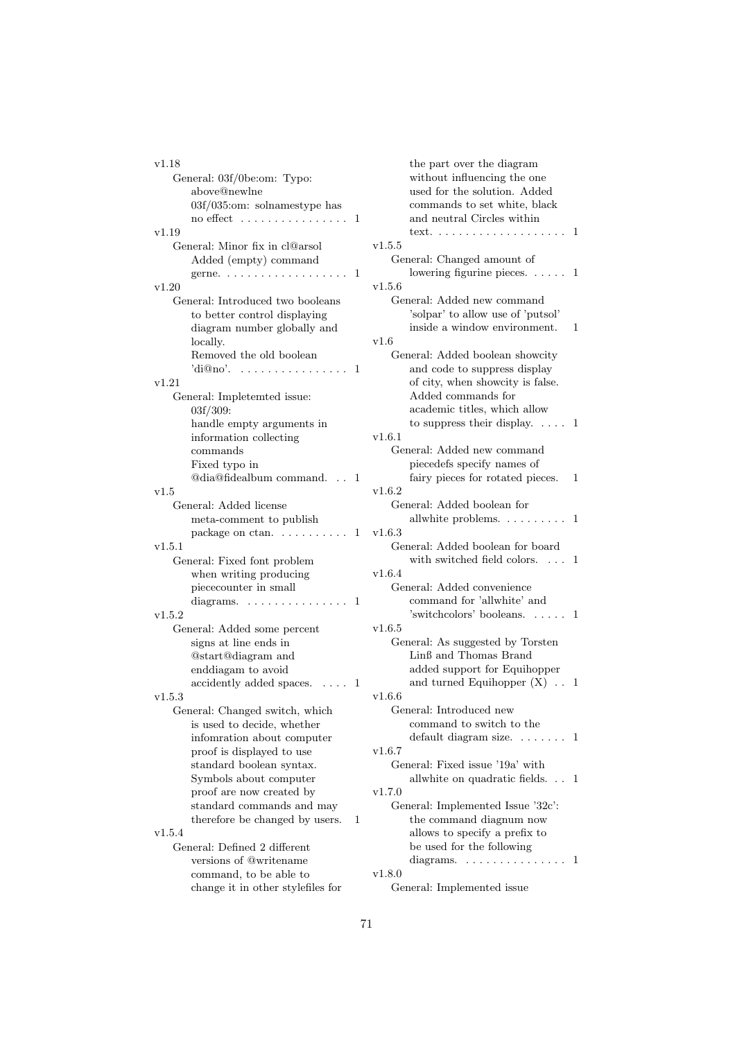v1.18

General: 03f/0be:om: Typo: above@newlne 03f/035:om: solnamestype has no effect . . . . . . . . . . . . . . . . 1

v1.19

General: Minor fix in cl@arsol Added (empty) command gerne. . . . . . . . . . . . . . . . . . . 1

v1.20

General: Introduced two booleans to better control displaying diagram number globally and locally. Removed the old boolean 'di@no'. . . . . . . . . . . . . . . . . 1

v1.21

General: Impletemted issue: 03f/309: handle empty arguments in information collecting commands Fixed typo in @dia@fidealbum command. . . 1

v1.5

General: Added license meta-comment to publish package on ctan. . . . . . . . . . . 1

v1.5.1

General: Fixed font problem when writing producing piececounter in small diagrams. . . . . . . . . . . . . . . . 1

v1.5.2

General: Added some percent signs at line ends in @start@diagram and enddiagam to avoid accidently added spaces. . . . . 1

v1.5.3

General: Changed switch, which is used to decide, whether infomration about computer proof is displayed to use standard boolean syntax. Symbols about computer proof are now created by standard commands and may therefore be changed by users. 1

v1.5.4

General: Defined 2 different versions of @writename command, to be able to change it in other stylefiles for the part over the diagram without influencing the one used for the solution. Added commands to set white, black and neutral Circles within text. . . . . . . . . . . . . . . . . . . . 1

v1.5.5

General: Changed amount of lowering figurine pieces. . . . . . 1

v1.5.6

General: Added new command 'solpar' to allow use of 'putsol' inside a window environment. 1

v1.6

General: Added boolean showcity and code to suppress display of city, when showcity is false. Added commands for academic titles, which allow to suppress their display. . . . . 1

v1.6.1

General: Added new command piecedefs specify names of fairy pieces for rotated pieces. 1

v1.6.2

General: Added boolean for allwhite problems. . . . . . . . . . 1

v1.6.3

General: Added boolean for board with switched field colors. . . . 1

v1.6.4

General: Added convenience command for 'allwhite' and 'switchcolors' booleans. . . . . . 1

v1.6.5

General: As suggested by Torsten Linß and Thomas Brand added support for Equihopper and turned Equihopper (X) . . 1

v1.6.6

General: Introduced new command to switch to the default diagram size. . . . . . . . 1

v1.6.7

General: Fixed issue '19a' with allwhite on quadratic fields. . . 1

v1.7.0

General: Implemented Issue '32c': the command diagnum now allows to specify a prefix to be used for the following diagrams. . . . . . . . . . . . . . . . 1

v1.8.0

General: Implemented issue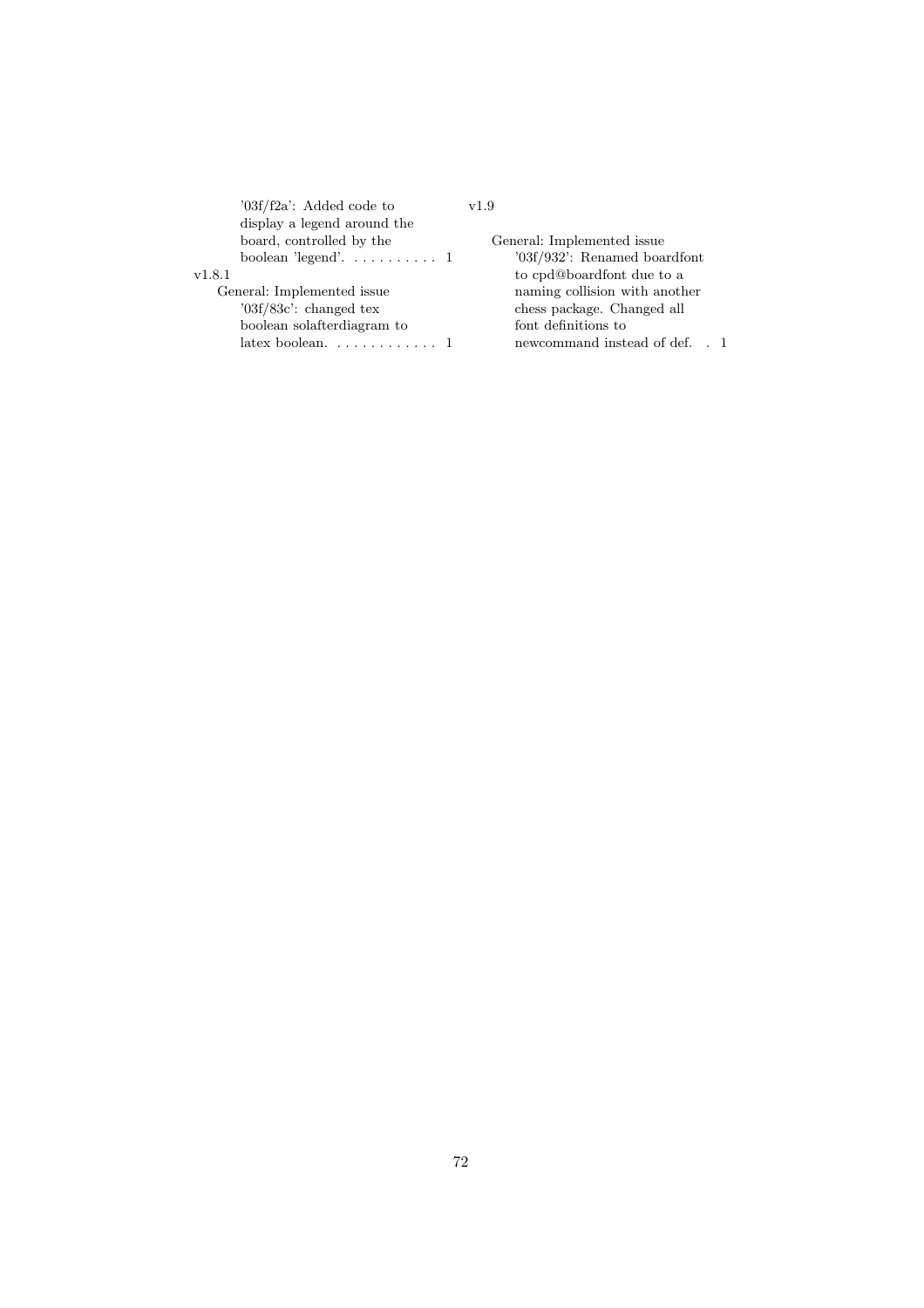'03f/f2a': Added code to display a legend around the board, controlled by the boolean 'legend'. . . . . . . . . . . 1

v1.8.1

General: Implemented issue '03f/83c': changed tex boolean solafterdiagram to latex boolean. . . . . . . . . . . . . 1

v1.9

General: Implemented issue '03f/932': Renamed boardfont to cpd@boardfont due to a naming collision with another chess package. Changed all font definitions to newcommand instead of def. . 1